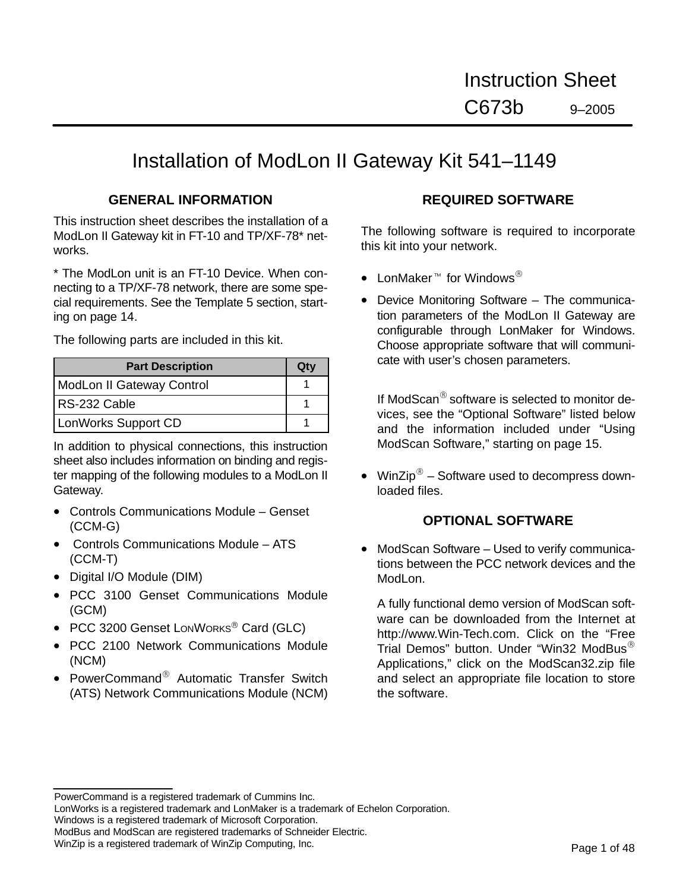# Instruction Sheet

# C673b 9–2005

# Installation of ModLon II Gateway Kit 541–1149

## GENERAL INFORMATION

This instruction sheet describes the installation of a ModLon II Gateway kit in FT-10 and TP/XF-78* networks.

* The ModLon unit is an FT-10 Device. When connecting to a TP/XF-78 network, there are some special requirements. See the Template 5 section, starting on page 14.

The following parts are included in this kit.

| Part Description | Qty |
|---|---|
| ModLon II Gateway Control | 1 |
| RS-232 Cable | 1 |
| LonWorks Support CD | 1 |

In addition to physical connections, this instruction sheet also includes information on binding and register mapping of the following modules to a ModLon II Gateway.

- Controls Communications Module – Genset (CCM-G)
- Controls Communications Module – ATS (CCM-T)
- Digital I/O Module (DIM)
- PCC 3100 Genset Communications Module (GCM)
- PCC 3200 Genset LONWORKS® Card (GLC)
- PCC 2100 Network Communications Module (NCM)
- PowerCommand® Automatic Transfer Switch (ATS) Network Communications Module (NCM)

## REQUIRED SOFTWARE

The following software is required to incorporate this kit into your network.

- LonMaker™ for Windows®
- Device Monitoring Software – The communication parameters of the ModLon II Gateway are configurable through LonMaker for Windows. Choose appropriate software that will communicate with user's chosen parameters.

  If ModScan® software is selected to monitor devices, see the "Optional Software" listed below and the information included under "Using ModScan Software," starting on page 15.
- WinZip® – Software used to decompress downloaded files.

## OPTIONAL SOFTWARE

- ModScan Software – Used to verify communications between the PCC network devices and the ModLon.

  A fully functional demo version of ModScan software can be downloaded from the Internet at http://www.Win-Tech.com. Click on the "Free Trial Demos" button. Under "Win32 ModBus® Applications," click on the ModScan32.zip file and select an appropriate file location to store the software.

---

PowerCommand is a registered trademark of Cummins Inc.
LonWorks is a registered trademark and LonMaker is a trademark of Echelon Corporation.
Windows is a registered trademark of Microsoft Corporation.
ModBus and ModScan are registered trademarks of Schneider Electric.
WinZip is a registered trademark of WinZip Computing, Inc.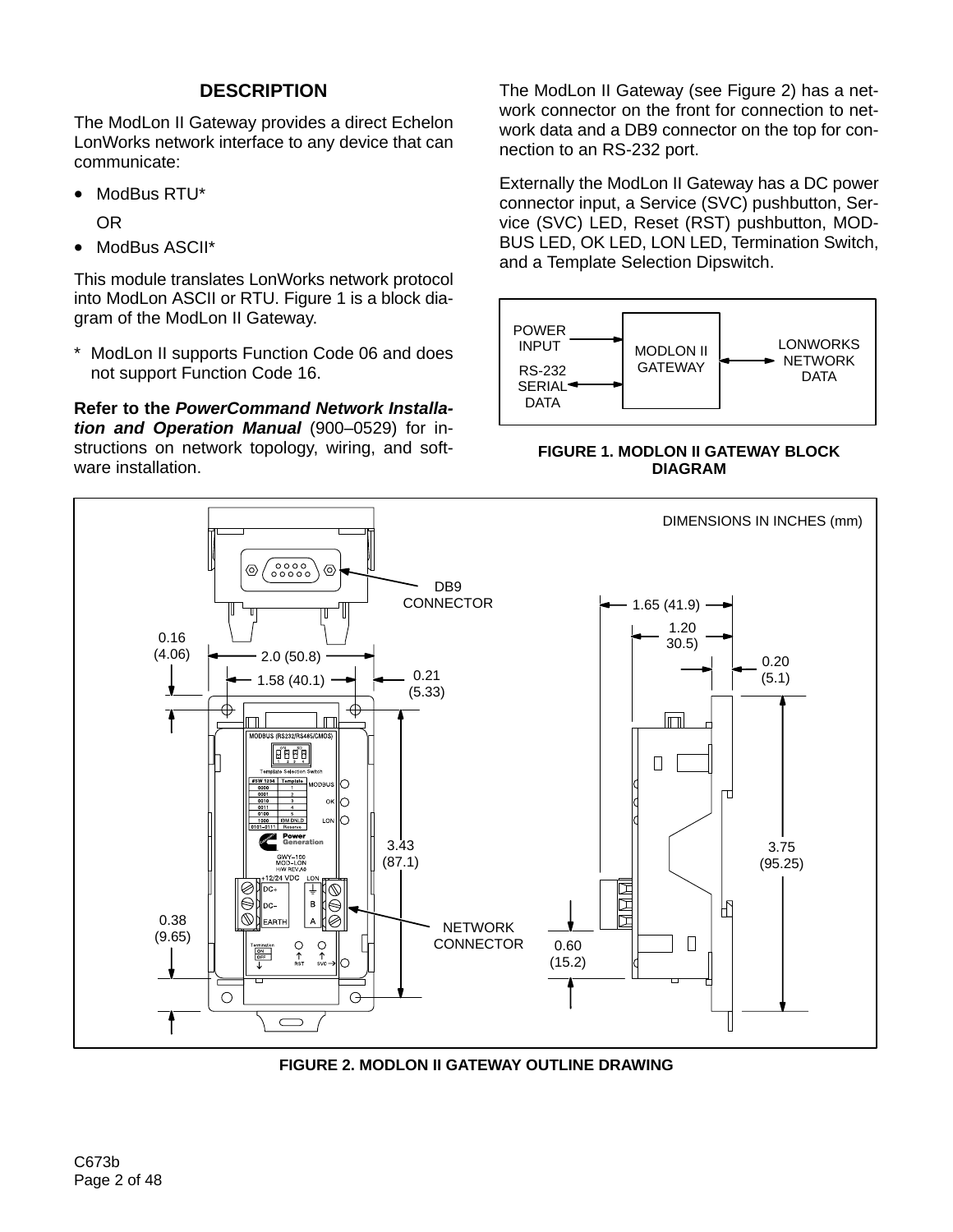## DESCRIPTION

The ModLon II Gateway provides a direct Echelon LonWorks network interface to any device that can communicate:

- ModBus RTU*

  OR
- ModBus ASCII*

This module translates LonWorks network protocol into ModLon ASCII or RTU. Figure 1 is a block diagram of the ModLon II Gateway.

\* ModLon II supports Function Code 06 and does not support Function Code 16.

**Refer to the *PowerCommand Network Installation and Operation Manual* (900–0529)** for instructions on network topology, wiring, and software installation.

The ModLon II Gateway (see Figure 2) has a network connector on the front for connection to network data and a DB9 connector on the top for connection to an RS-232 port.

Externally the ModLon II Gateway has a DC power connector input, a Service (SVC) pushbutton, Service (SVC) LED, Reset (RST) pushbutton, MODBUS LED, OK LED, LON LED, Termination Switch, and a Template Selection Dipswitch.

POWER INPUT → MODLON II GATEWAY ↔ LONWORKS NETWORK DATA
RS-232 SERIAL DATA ← MODLON II GATEWAY

**FIGURE 1. MODLON II GATEWAY BLOCK DIAGRAM**

DIMENSIONS IN INCHES (mm)

DB9 CONNECTOR; NETWORK CONNECTOR; 2.0 (50.8); 1.58 (40.1); 0.21 (5.33); 0.16 (4.06); 3.43 (87.1); 0.38 (9.65); 1.65 (41.9); 1.20 30.5); 0.20 (5.1); 3.75 (95.25); 0.60 (15.2)

**FIGURE 2. MODLON II GATEWAY OUTLINE DRAWING**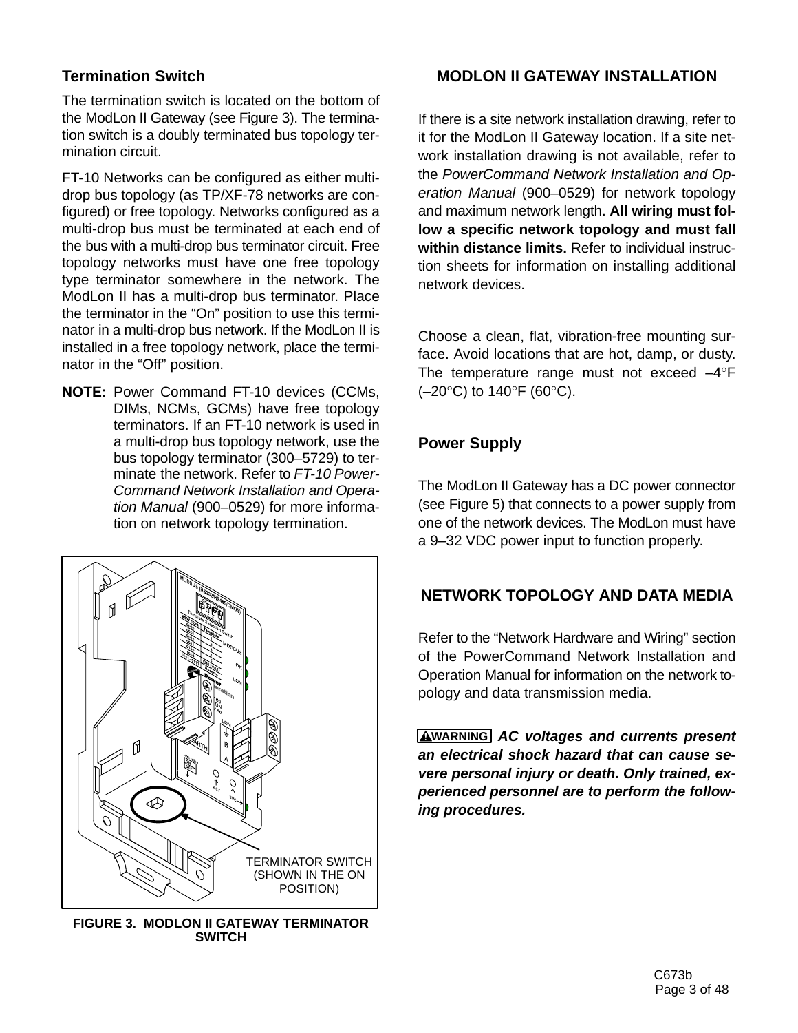## Termination Switch

The termination switch is located on the bottom of the ModLon II Gateway (see Figure 3). The termination switch is a doubly terminated bus topology termination circuit.

FT-10 Networks can be configured as either multi-drop bus topology (as TP/XF-78 networks are configured) or free topology. Networks configured as a multi-drop bus must be terminated at each end of the bus with a multi-drop bus terminator circuit. Free topology networks must have one free topology type terminator somewhere in the network. The ModLon II has a multi-drop bus terminator. Place the terminator in the "On" position to use this terminator in a multi-drop bus network. If the ModLon II is installed in a free topology network, place the terminator in the "Off" position.

**NOTE:** Power Command FT-10 devices (CCMs, DIMs, NCMs, GCMs) have free topology terminators. If an FT-10 network is used in a multi-drop bus topology network, use the bus topology terminator (300–5729) to terminate the network. Refer to *FT-10 PowerCommand Network Installation and Operation Manual* (900–0529) for more information on network topology termination.

TERMINATOR SWITCH (SHOWN IN THE ON POSITION)

**FIGURE 3. MODLON II GATEWAY TERMINATOR SWITCH**

## MODLON II GATEWAY INSTALLATION

If there is a site network installation drawing, refer to it for the ModLon II Gateway location. If a site network installation drawing is not available, refer to the *PowerCommand Network Installation and Operation Manual* (900–0529) for network topology and maximum network length. **All wiring must follow a specific network topology and must fall within distance limits.** Refer to individual instruction sheets for information on installing additional network devices.

Choose a clean, flat, vibration-free mounting surface. Avoid locations that are hot, damp, or dusty. The temperature range must not exceed –4°F (–20°C) to 140°F (60°C).

## Power Supply

The ModLon II Gateway has a DC power connector (see Figure 5) that connects to a power supply from one of the network devices. The ModLon must have a 9–32 VDC power input to function properly.

## NETWORK TOPOLOGY AND DATA MEDIA

Refer to the "Network Hardware and Wiring" section of the PowerCommand Network Installation and Operation Manual for information on the network topology and data transmission media.

**WARNING** ***AC voltages and currents present an electrical shock hazard that can cause severe personal injury or death. Only trained, experienced personnel are to perform the following procedures.***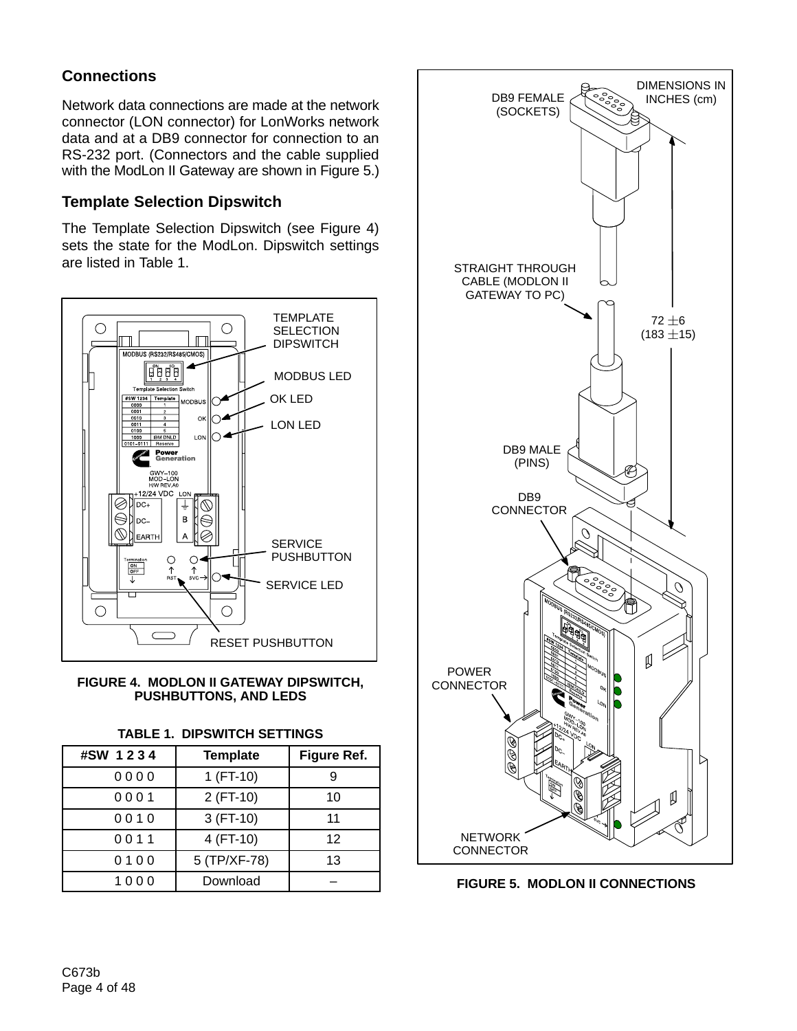## Connections

Network data connections are made at the network connector (LON connector) for LonWorks network data and at a DB9 connector for connection to an RS-232 port. (Connectors and the cable supplied with the ModLon II Gateway are shown in Figure 5.)

## Template Selection Dipswitch

The Template Selection Dipswitch (see Figure 4) sets the state for the ModLon. Dipswitch settings are listed in Table 1.

**FIGURE 4. MODLON II GATEWAY DIPSWITCH, PUSHBUTTONS, AND LEDS**

**TABLE 1. DIPSWITCH SETTINGS**

| #SW 1 2 3 4 | Template | Figure Ref. |
|---|---|---|
| 0 0 0 0 | 1 (FT-10) | 9 |
| 0 0 0 1 | 2 (FT-10) | 10 |
| 0 0 1 0 | 3 (FT-10) | 11 |
| 0 0 1 1 | 4 (FT-10) | 12 |
| 0 1 0 0 | 5 (TP/XF-78) | 13 |
| 1 0 0 0 | Download | – |

**FIGURE 5. MODLON II CONNECTIONS**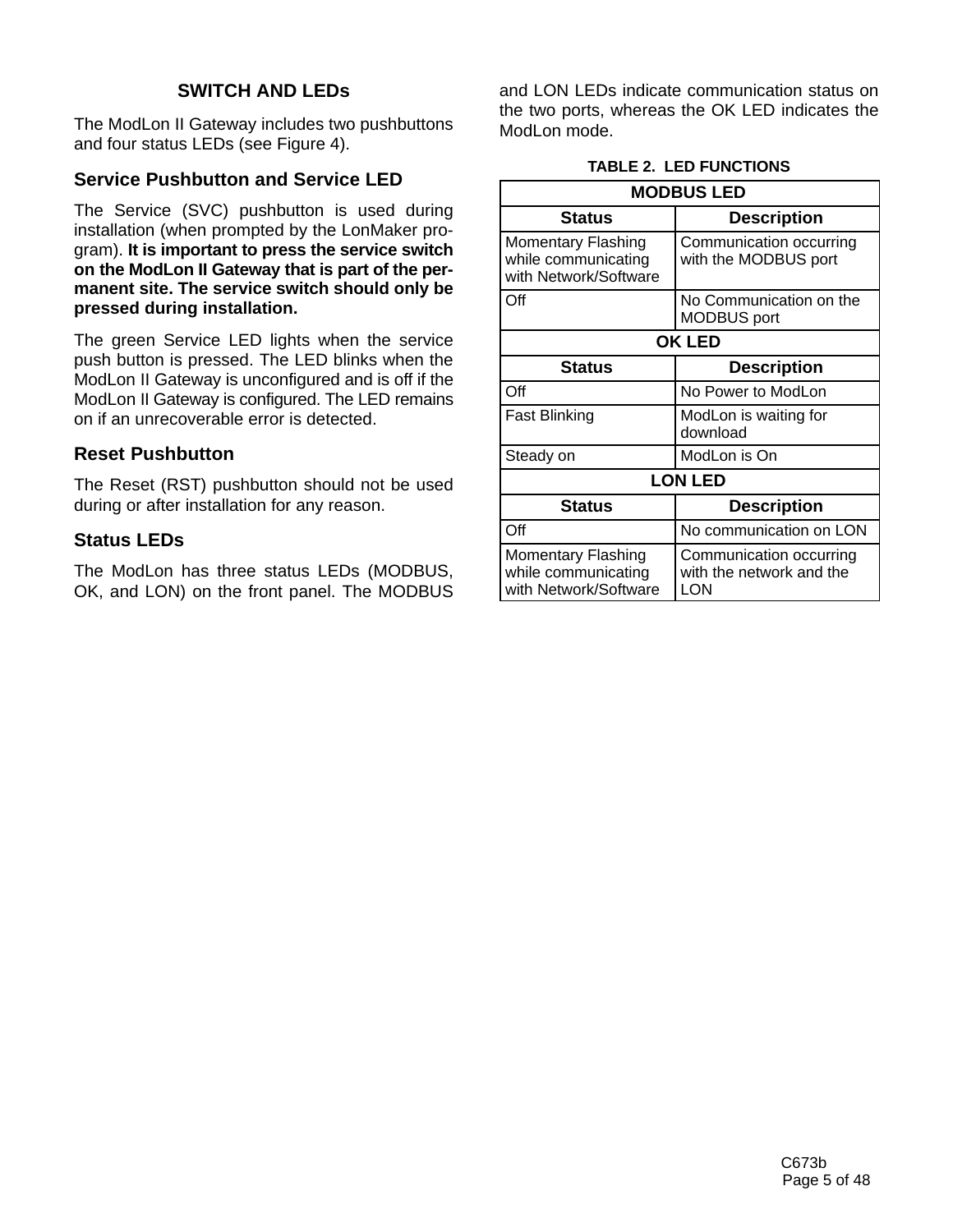## SWITCH AND LEDs

The ModLon II Gateway includes two pushbuttons and four status LEDs (see Figure 4).

### Service Pushbutton and Service LED

The Service (SVC) pushbutton is used during installation (when prompted by the LonMaker program). **It is important to press the service switch on the ModLon II Gateway that is part of the permanent site. The service switch should only be pressed during installation.**

The green Service LED lights when the service push button is pressed. The LED blinks when the ModLon II Gateway is unconfigured and is off if the ModLon II Gateway is configured. The LED remains on if an unrecoverable error is detected.

### Reset Pushbutton

The Reset (RST) pushbutton should not be used during or after installation for any reason.

### Status LEDs

The ModLon has three status LEDs (MODBUS, OK, and LON) on the front panel. The MODBUS and LON LEDs indicate communication status on the two ports, whereas the OK LED indicates the ModLon mode.

**TABLE 2. LED FUNCTIONS**

| MODBUS LED | |
|---|---|
| **Status** | **Description** |
| Momentary Flashing while communicating with Network/Software | Communication occurring with the MODBUS port |
| Off | No Communication on the MODBUS port |
| **OK LED** | |
| **Status** | **Description** |
| Off | No Power to ModLon |
| Fast Blinking | ModLon is waiting for download |
| Steady on | ModLon is On |
| **LON LED** | |
| **Status** | **Description** |
| Off | No communication on LON |
| Momentary Flashing while communicating with Network/Software | Communication occurring with the network and the LON |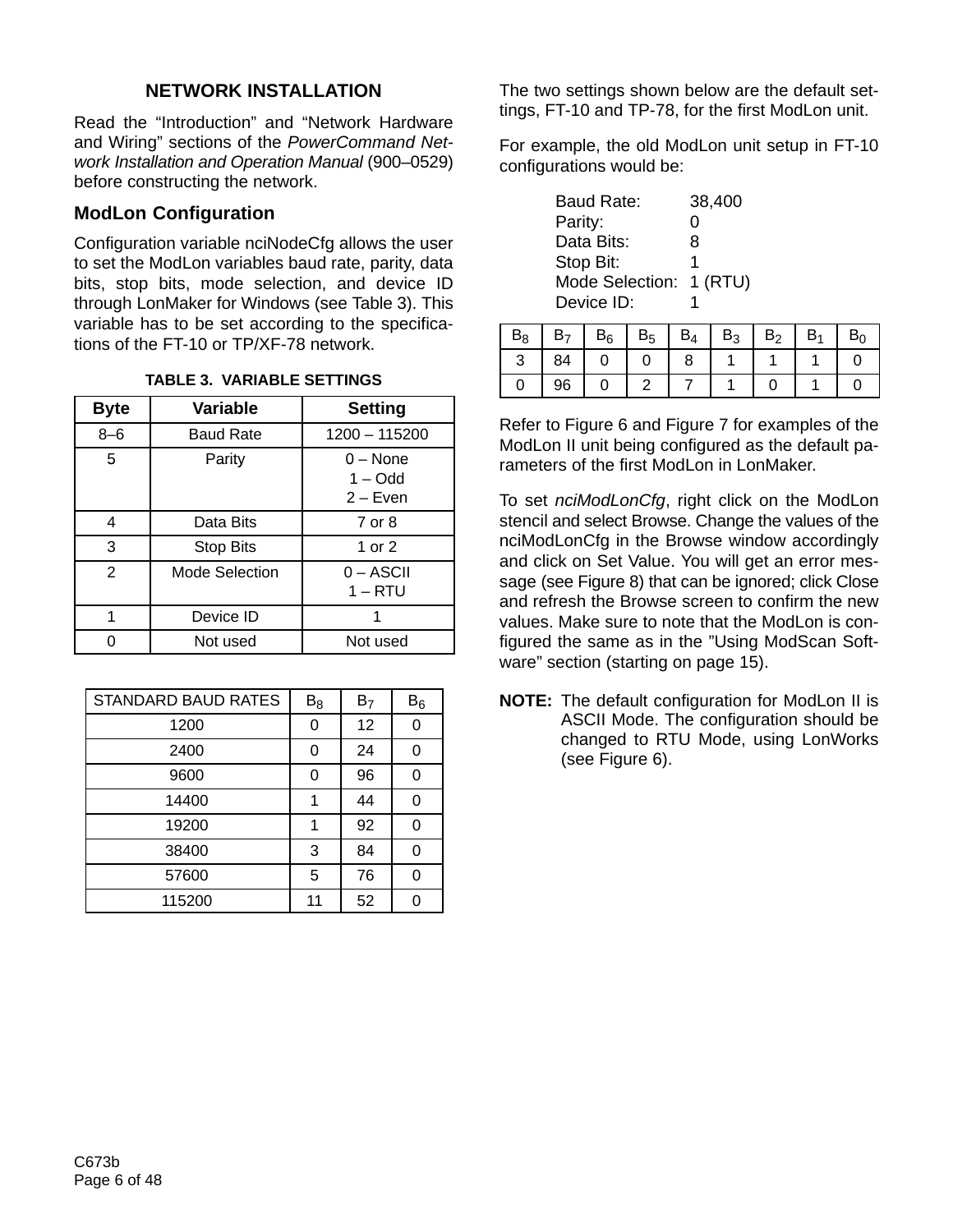## NETWORK INSTALLATION

Read the "Introduction" and "Network Hardware and Wiring" sections of the *PowerCommand Network Installation and Operation Manual* (900–0529) before constructing the network.

### ModLon Configuration

Configuration variable nciNodeCfg allows the user to set the ModLon variables baud rate, parity, data bits, stop bits, mode selection, and device ID through LonMaker for Windows (see Table 3). This variable has to be set according to the specifications of the FT-10 or TP/XF-78 network.

**TABLE 3. VARIABLE SETTINGS**

| Byte | Variable | Setting |
|---|---|---|
| 8–6 | Baud Rate | 1200 – 115200 |
| 5 | Parity | 0 – None<br>1 – Odd<br>2 – Even |
| 4 | Data Bits | 7 or 8 |
| 3 | Stop Bits | 1 or 2 |
| 2 | Mode Selection | 0 – ASCII<br>1 – RTU |
| 1 | Device ID | 1 |
| 0 | Not used | Not used |

| STANDARD BAUD RATES | $B_8$ | $B_7$ | $B_6$ |
|---|---|---|---|
| 1200 | 0 | 12 | 0 |
| 2400 | 0 | 24 | 0 |
| 9600 | 0 | 96 | 0 |
| 14400 | 1 | 44 | 0 |
| 19200 | 1 | 92 | 0 |
| 38400 | 3 | 84 | 0 |
| 57600 | 5 | 76 | 0 |
| 115200 | 11 | 52 | 0 |

The two settings shown below are the default settings, FT-10 and TP-78, for the first ModLon unit.

For example, the old ModLon unit setup in FT-10 configurations would be:

Baud Rate: 38,400
Parity: 0
Data Bits: 8
Stop Bit: 1
Mode Selection: 1 (RTU)
Device ID: 1

| $B_8$ | $B_7$ | $B_6$ | $B_5$ | $B_4$ | $B_3$ | $B_2$ | $B_1$ | $B_0$ |
|---|---|---|---|---|---|---|---|---|
| 3 | 84 | 0 | 0 | 8 | 1 | 1 | 1 | 0 |
| 0 | 96 | 0 | 2 | 7 | 1 | 0 | 1 | 0 |

Refer to Figure 6 and Figure 7 for examples of the ModLon II unit being configured as the default parameters of the first ModLon in LonMaker.

To set *nciModLonCfg*, right click on the ModLon stencil and select Browse. Change the values of the nciModLonCfg in the Browse window accordingly and click on Set Value. You will get an error message (see Figure 8) that can be ignored; click Close and refresh the Browse screen to confirm the new values. Make sure to note that the ModLon is configured the same as in the "Using ModScan Software" section (starting on page 15).

**NOTE:** The default configuration for ModLon II is ASCII Mode. The configuration should be changed to RTU Mode, using LonWorks (see Figure 6).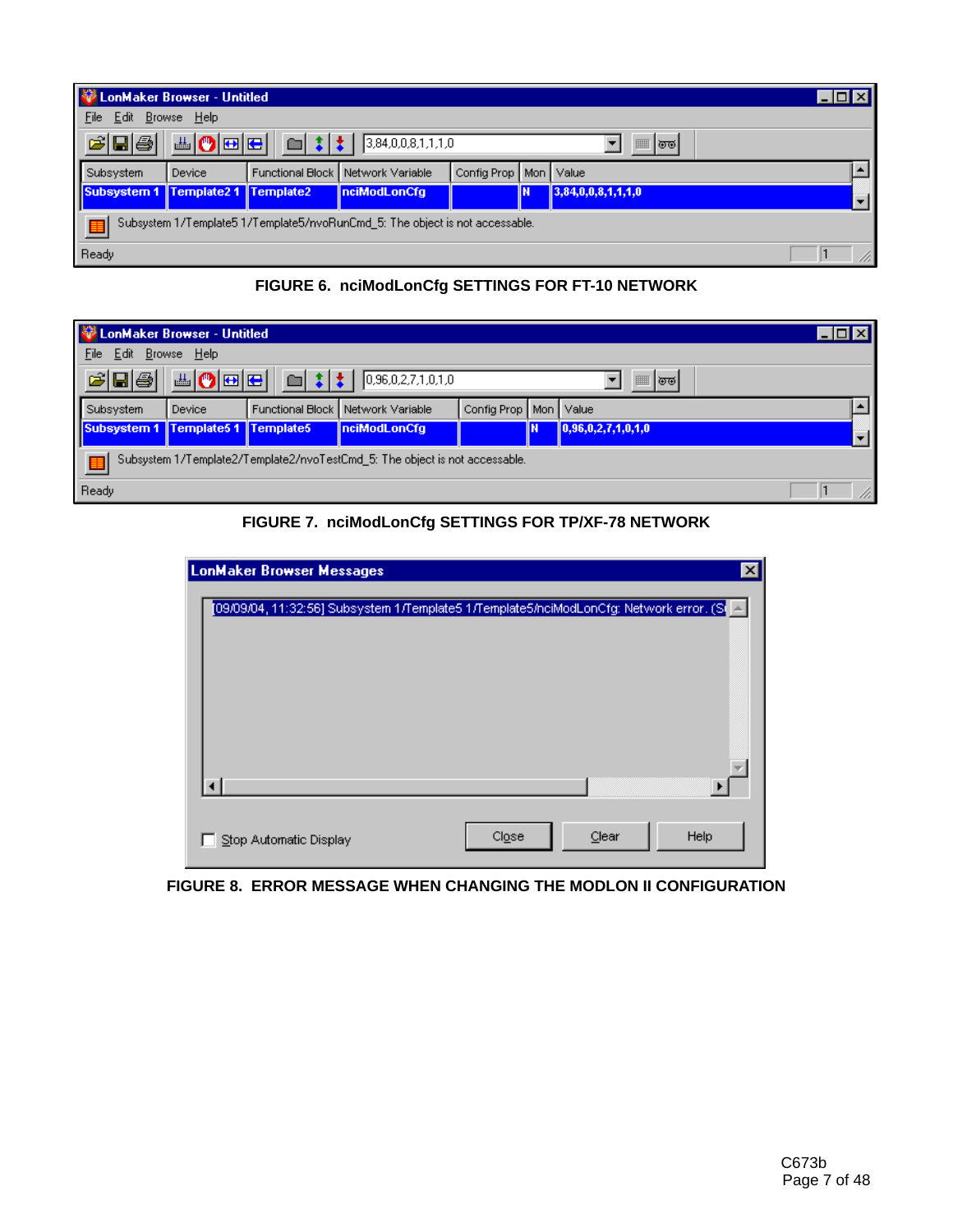| Subsystem | Device | Functional Block | Network Variable | Config Prop | Mon | Value |
|---|---|---|---|---|---|---|
| Subsystem 1 | Template2 1 | Template2 | nciModLonCfg | | N | 3,84,0,0,8,1,1,1,0 |

Subsystem 1/Template5 1/Template5/nvoRunCmd_5: The object is not accessable.

FIGURE 6. nciModLonCfg SETTINGS FOR FT-10 NETWORK

| Subsystem | Device | Functional Block | Network Variable | Config Prop | Mon | Value |
|---|---|---|---|---|---|---|
| Subsystem 1 | Template5 1 | Template5 | nciModLonCfg | | N | 0,96,0,2,7,1,0,1,0 |

Subsystem 1/Template2/Template2/nvoTestCmd_5: The object is not accessable.

FIGURE 7. nciModLonCfg SETTINGS FOR TP/XF-78 NETWORK

LonMaker Browser Messages

[09/09/04, 11:32:56] Subsystem 1/Template5 1/Template5/nciModLonCfg: Network error. (S

FIGURE 8. ERROR MESSAGE WHEN CHANGING THE MODLON II CONFIGURATION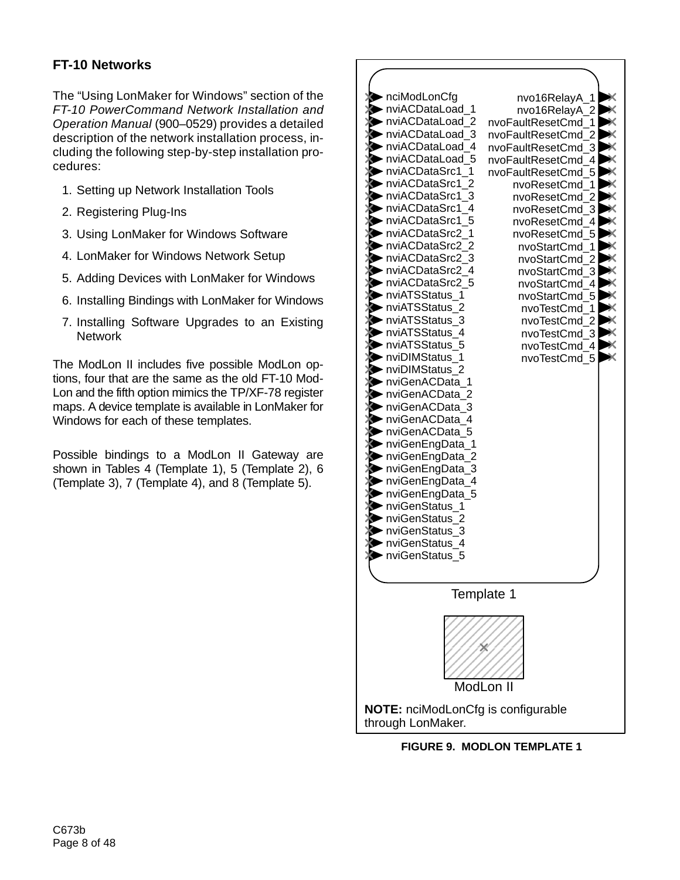## FT-10 Networks

The “Using LonMaker for Windows” section of the *FT-10 PowerCommand Network Installation and Operation Manual* (900–0529) provides a detailed description of the network installation process, including the following step-by-step installation procedures:

1. Setting up Network Installation Tools
2. Registering Plug-Ins
3. Using LonMaker for Windows Software
4. LonMaker for Windows Network Setup
5. Adding Devices with LonMaker for Windows
6. Installing Bindings with LonMaker for Windows
7. Installing Software Upgrades to an Existing Network

The ModLon II includes five possible ModLon options, four that are the same as the old FT-10 ModLon and the fifth option mimics the TP/XF-78 register maps. A device template is available in LonMaker for Windows for each of these templates.

Possible bindings to a ModLon II Gateway are shown in Tables 4 (Template 1), 5 (Template 2), 6 (Template 3), 7 (Template 4), and 8 (Template 5).

| Inputs | Outputs |
|---|---|
| nciModLonCfg | nvo16RelayA_1 |
| nviACDataLoad_1 | nvo16RelayA_2 |
| nviACDataLoad_2 | nvoFaultResetCmd_1 |
| nviACDataLoad_3 | nvoFaultResetCmd_2 |
| nviACDataLoad_4 | nvoFaultResetCmd_3 |
| nviACDataLoad_5 | nvoFaultResetCmd_4 |
| nviACDataSrc1_1 | nvoFaultResetCmd_5 |
| nviACDataSrc1_2 | nvoResetCmd_1 |
| nviACDataSrc1_3 | nvoResetCmd_2 |
| nviACDataSrc1_4 | nvoResetCmd_3 |
| nviACDataSrc1_5 | nvoResetCmd_4 |
| nviACDataSrc2_1 | nvoResetCmd_5 |
| nviACDataSrc2_2 | nvoStartCmd_1 |
| nviACDataSrc2_3 | nvoStartCmd_2 |
| nviACDataSrc2_4 | nvoStartCmd_3 |
| nviACDataSrc2_5 | nvoStartCmd_4 |
| nviATSStatus_1 | nvoStartCmd_5 |
| nviATSStatus_2 | nvoTestCmd_1 |
| nviATSStatus_3 | nvoTestCmd_2 |
| nviATSStatus_4 | nvoTestCmd_3 |
| nviATSStatus_5 | nvoTestCmd_4 |
| nviDIMStatus_1 | nvoTestCmd_5 |
| nviDIMStatus_2 | |
| nviGenACData_1 | |
| nviGenACData_2 | |
| nviGenACData_3 | |
| nviGenACData_4 | |
| nviGenACData_5 | |
| nviGenEngData_1 | |
| nviGenEngData_2 | |
| nviGenEngData_3 | |
| nviGenEngData_4 | |
| nviGenEngData_5 | |
| nviGenStatus_1 | |
| nviGenStatus_2 | |
| nviGenStatus_3 | |
| nviGenStatus_4 | |
| nviGenStatus_5 | |

Template 1

ModLon II

**NOTE:** nciModLonCfg is configurable through LonMaker.

**FIGURE 9. MODLON TEMPLATE 1**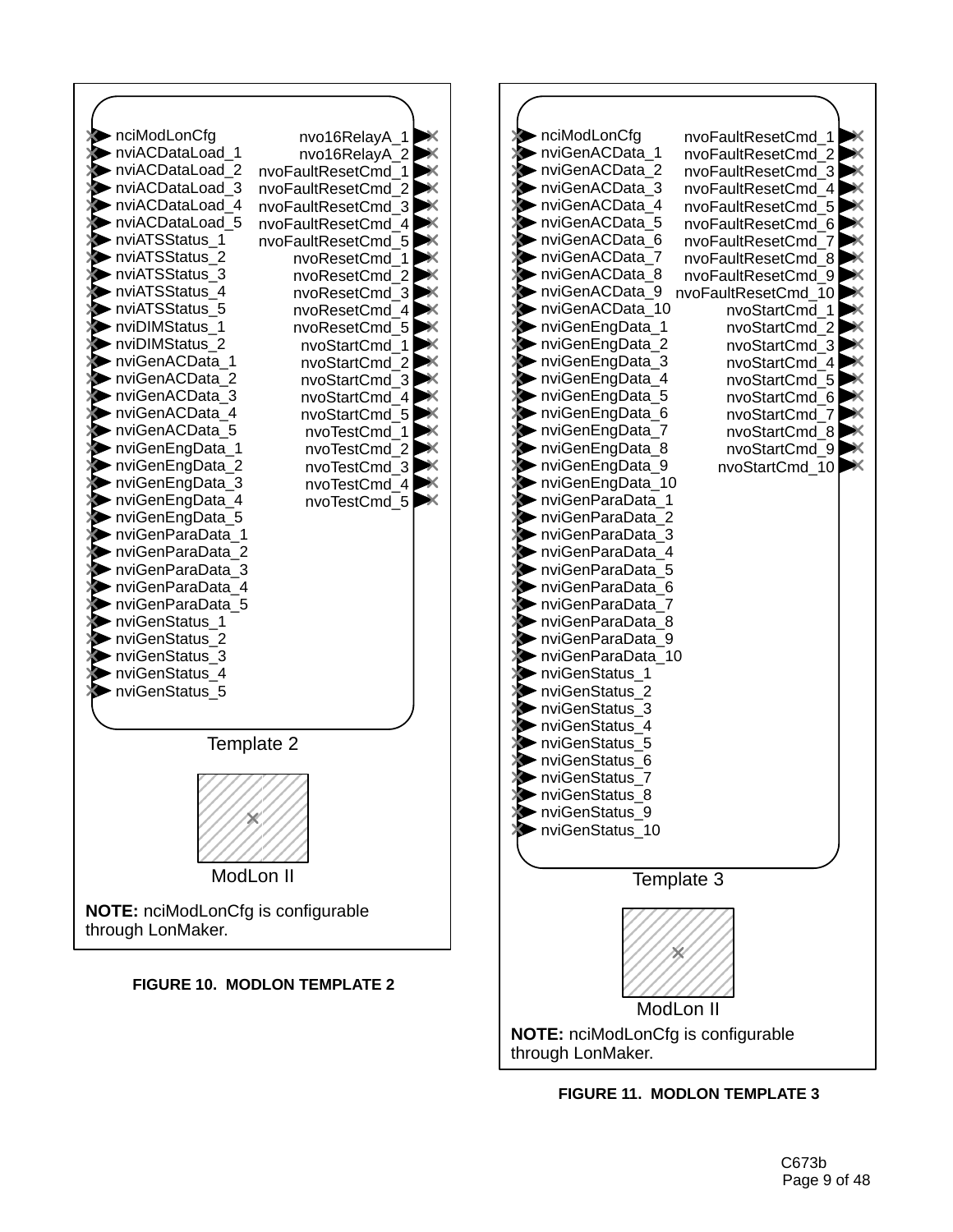**Template 2**

Inputs:
- nciModLonCfg
- nviACDataLoad_1
- nviACDataLoad_2
- nviACDataLoad_3
- nviACDataLoad_4
- nviACDataLoad_5
- nviATSStatus_1
- nviATSStatus_2
- nviATSStatus_3
- nviATSStatus_4
- nviATSStatus_5
- nviDIMStatus_1
- nviDIMStatus_2
- nviGenACData_1
- nviGenACData_2
- nviGenACData_3
- nviGenACData_4
- nviGenACData_5
- nviGenEngData_1
- nviGenEngData_2
- nviGenEngData_3
- nviGenEngData_4
- nviGenEngData_5
- nviGenParaData_1
- nviGenParaData_2
- nviGenParaData_3
- nviGenParaData_4
- nviGenParaData_5
- nviGenStatus_1
- nviGenStatus_2
- nviGenStatus_3
- nviGenStatus_4
- nviGenStatus_5

Outputs:
- nvo16RelayA_1
- nvo16RelayA_2
- nvoFaultResetCmd_1
- nvoFaultResetCmd_2
- nvoFaultResetCmd_3
- nvoFaultResetCmd_4
- nvoFaultResetCmd_5
- nvoResetCmd_1
- nvoResetCmd_2
- nvoResetCmd_3
- nvoResetCmd_4
- nvoResetCmd_5
- nvoStartCmd_1
- nvoStartCmd_2
- nvoStartCmd_3
- nvoStartCmd_4
- nvoStartCmd_5
- nvoTestCmd_1
- nvoTestCmd_2
- nvoTestCmd_3
- nvoTestCmd_4
- nvoTestCmd_5

ModLon II

**NOTE:** nciModLonCfg is configurable through LonMaker.

**FIGURE 10. MODLON TEMPLATE 2**

**Template 3**

Inputs:
- nciModLonCfg
- nviGenACData_1
- nviGenACData_2
- nviGenACData_3
- nviGenACData_4
- nviGenACData_5
- nviGenACData_6
- nviGenACData_7
- nviGenACData_8
- nviGenACData_9
- nviGenACData_10
- nviGenEngData_1
- nviGenEngData_2
- nviGenEngData_3
- nviGenEngData_4
- nviGenEngData_5
- nviGenEngData_6
- nviGenEngData_7
- nviGenEngData_8
- nviGenEngData_9
- nviGenEngData_10
- nviGenParaData_1
- nviGenParaData_2
- nviGenParaData_3
- nviGenParaData_4
- nviGenParaData_5
- nviGenParaData_6
- nviGenParaData_7
- nviGenParaData_8
- nviGenParaData_9
- nviGenParaData_10
- nviGenStatus_1
- nviGenStatus_2
- nviGenStatus_3
- nviGenStatus_4
- nviGenStatus_5
- nviGenStatus_6
- nviGenStatus_7
- nviGenStatus_8
- nviGenStatus_9
- nviGenStatus_10

Outputs:
- nvoFaultResetCmd_1
- nvoFaultResetCmd_2
- nvoFaultResetCmd_3
- nvoFaultResetCmd_4
- nvoFaultResetCmd_5
- nvoFaultResetCmd_6
- nvoFaultResetCmd_7
- nvoFaultResetCmd_8
- nvoFaultResetCmd_9
- nvoFaultResetCmd_10
- nvoStartCmd_1
- nvoStartCmd_2
- nvoStartCmd_3
- nvoStartCmd_4
- nvoStartCmd_5
- nvoStartCmd_6
- nvoStartCmd_7
- nvoStartCmd_8
- nvoStartCmd_9
- nvoStartCmd_10

ModLon II

**NOTE:** nciModLonCfg is configurable through LonMaker.

**FIGURE 11. MODLON TEMPLATE 3**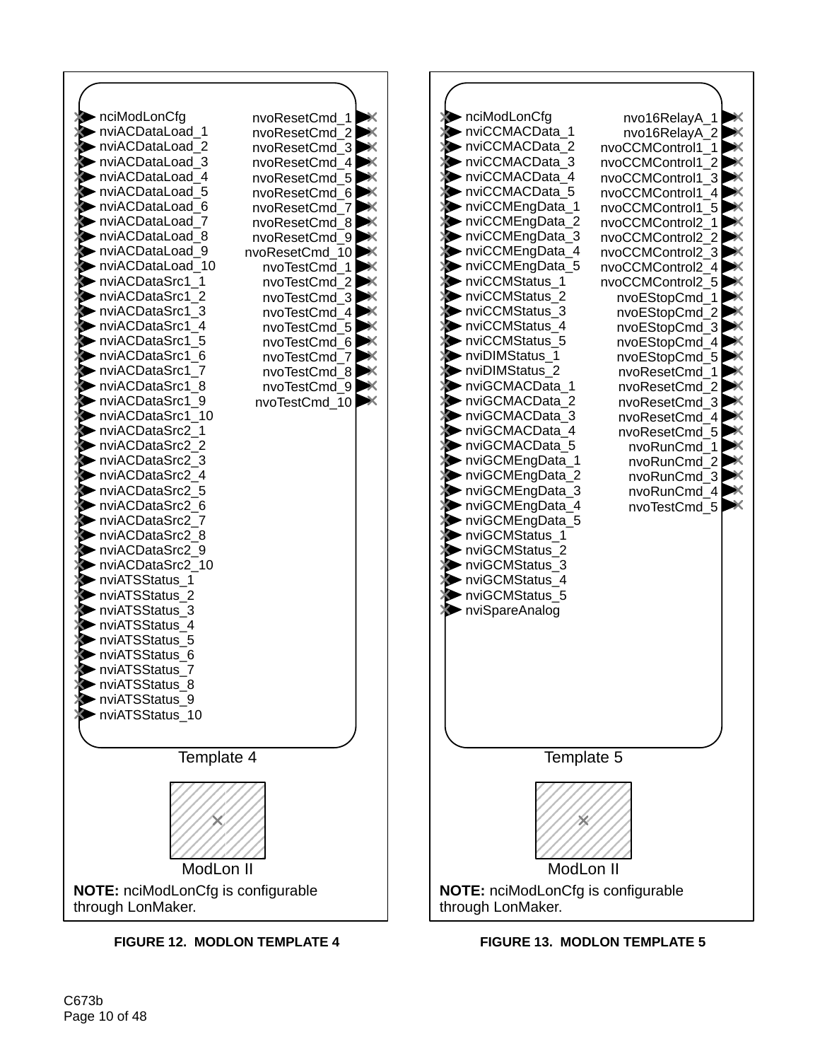**Template 4**

Inputs:
- nciModLonCfg
- nviACDataLoad_1
- nviACDataLoad_2
- nviACDataLoad_3
- nviACDataLoad_4
- nviACDataLoad_5
- nviACDataLoad_6
- nviACDataLoad_7
- nviACDataLoad_8
- nviACDataLoad_9
- nviACDataLoad_10
- nviACDataSrc1_1
- nviACDataSrc1_2
- nviACDataSrc1_3
- nviACDataSrc1_4
- nviACDataSrc1_5
- nviACDataSrc1_6
- nviACDataSrc1_7
- nviACDataSrc1_8
- nviACDataSrc1_9
- nviACDataSrc1_10
- nviACDataSrc2_1
- nviACDataSrc2_2
- nviACDataSrc2_3
- nviACDataSrc2_4
- nviACDataSrc2_5
- nviACDataSrc2_6
- nviACDataSrc2_7
- nviACDataSrc2_8
- nviACDataSrc2_9
- nviACDataSrc2_10
- nviATSStatus_1
- nviATSStatus_2
- nviATSStatus_3
- nviATSStatus_4
- nviATSStatus_5
- nviATSStatus_6
- nviATSStatus_7
- nviATSStatus_8
- nviATSStatus_9
- nviATSStatus_10

Outputs:
- nvoResetCmd_1
- nvoResetCmd_2
- nvoResetCmd_3
- nvoResetCmd_4
- nvoResetCmd_5
- nvoResetCmd_6
- nvoResetCmd_7
- nvoResetCmd_8
- nvoResetCmd_9
- nvoResetCmd_10
- nvoTestCmd_1
- nvoTestCmd_2
- nvoTestCmd_3
- nvoTestCmd_4
- nvoTestCmd_5
- nvoTestCmd_6
- nvoTestCmd_7
- nvoTestCmd_8
- nvoTestCmd_9
- nvoTestCmd_10

ModLon II

**NOTE:** nciModLonCfg is configurable through LonMaker.

**FIGURE 12. MODLON TEMPLATE 4**

**Template 5**

Inputs:
- nciModLonCfg
- nviCCMACData_1
- nviCCMACData_2
- nviCCMACData_3
- nviCCMACData_4
- nviCCMACData_5
- nviCCMEngData_1
- nviCCMEngData_2
- nviCCMEngData_3
- nviCCMEngData_4
- nviCCMEngData_5
- nviCCMStatus_1
- nviCCMStatus_2
- nviCCMStatus_3
- nviCCMStatus_4
- nviCCMStatus_5
- nviDIMStatus_1
- nviDIMStatus_2
- nviGCMACData_1
- nviGCMACData_2
- nviGCMACData_3
- nviGCMACData_4
- nviGCMACData_5
- nviGCMEngData_1
- nviGCMEngData_2
- nviGCMEngData_3
- nviGCMEngData_4
- nviGCMEngData_5
- nviGCMStatus_1
- nviGCMStatus_2
- nviGCMStatus_3
- nviGCMStatus_4
- nviGCMStatus_5
- nviSpareAnalog

Outputs:
- nvo16RelayA_1
- nvo16RelayA_2
- nvoCCMControl1_1
- nvoCCMControl1_2
- nvoCCMControl1_3
- nvoCCMControl1_4
- nvoCCMControl1_5
- nvoCCMControl2_1
- nvoCCMControl2_2
- nvoCCMControl2_3
- nvoCCMControl2_4
- nvoCCMControl2_5
- nvoEStopCmd_1
- nvoEStopCmd_2
- nvoEStopCmd_3
- nvoEStopCmd_4
- nvoEStopCmd_5
- nvoResetCmd_1
- nvoResetCmd_2
- nvoResetCmd_3
- nvoResetCmd_4
- nvoResetCmd_5
- nvoRunCmd_1
- nvoRunCmd_2
- nvoRunCmd_3
- nvoRunCmd_4
- nvoTestCmd_5

ModLon II

**NOTE:** nciModLonCfg is configurable through LonMaker.

**FIGURE 13. MODLON TEMPLATE 5**

C673b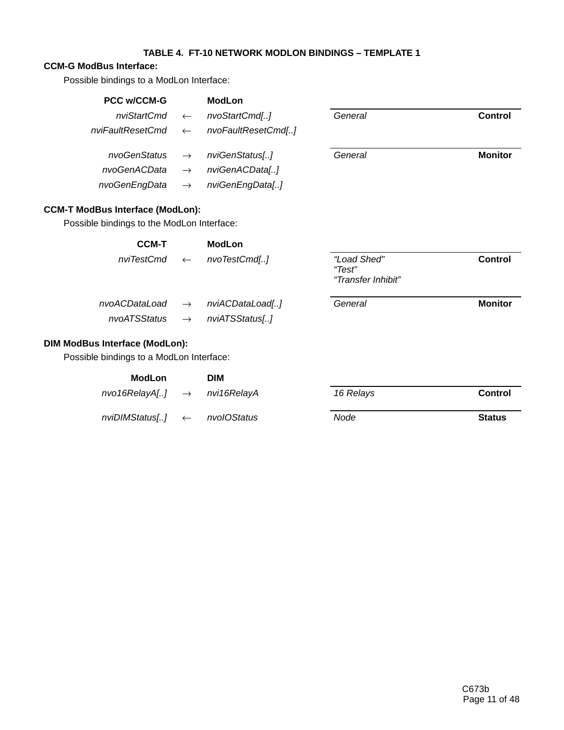### TABLE 4. FT-10 NETWORK MODLON BINDINGS – TEMPLATE 1

**CCM-G ModBus Interface:**

Possible bindings to a ModLon Interface:

| **PCC w/CCM-G** | | **ModLon** | | |
|---|---|---|---|---|
| *nviStartCmd* | ← | *nvoStartCmd[..]* | *General* | **Control** |
| *nviFaultResetCmd* | ← | *nvoFaultResetCmd[..]* | | |
| *nvoGenStatus* | → | *nviGenStatus[..]* | *General* | **Monitor** |
| *nvoGenACData* | → | *nviGenACData[..]* | | |
| *nvoGenEngData* | → | *nviGenEngData[..]* | | |

**CCM-T ModBus Interface (ModLon):**

Possible bindings to the ModLon Interface:

| **CCM-T** | | **ModLon** | | |
|---|---|---|---|---|
| *nviTestCmd* | ← | *nvoTestCmd[..]* | *"Load Shed"*<br>*"Test"*<br>*"Transfer Inhibit"* | **Control** |
| *nvoACDataLoad* | → | *nviACDataLoad[..]* | *General* | **Monitor** |
| *nvoATSStatus* | → | *nviATSStatus[..]* | | |

**DIM ModBus Interface (ModLon):**

Possible bindings to a ModLon Interface:

| **ModLon** | | **DIM** | | |
|---|---|---|---|---|
| *nvo16RelayA[..]* | → | *nvi16RelayA* | *16 Relays* | **Control** |
| *nviDIMStatus[..]* | ← | *nvoIOStatus* | *Node* | **Status** |

C673b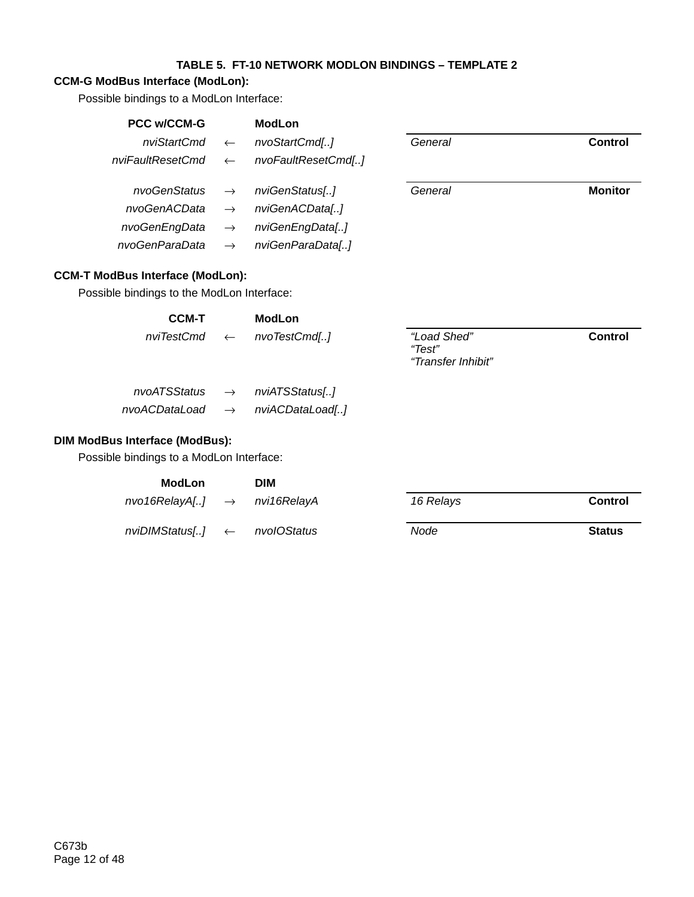**TABLE 5. FT-10 NETWORK MODLON BINDINGS – TEMPLATE 2**

**CCM-G ModBus Interface (ModLon):**

Possible bindings to a ModLon Interface:

| PCC w/CCM-G | | ModLon | | |
|---|---|---|---|---|
| *nviStartCmd* | ← | *nvoStartCmd[..]* | *General* | **Control** |
| *nviFaultResetCmd* | ← | *nvoFaultResetCmd[..]* | | |
| *nvoGenStatus* | → | *nviGenStatus[..]* | *General* | **Monitor** |
| *nvoGenACData* | → | *nviGenACData[..]* | | |
| *nvoGenEngData* | → | *nviGenEngData[..]* | | |
| *nvoGenParaData* | → | *nviGenParaData[..]* | | |

**CCM-T ModBus Interface (ModLon):**

Possible bindings to the ModLon Interface:

| CCM-T | | ModLon | | |
|---|---|---|---|---|
| *nviTestCmd* | ← | *nvoTestCmd[..]* | *"Load Shed"*<br>*"Test"*<br>*"Transfer Inhibit"* | **Control** |
| *nvoATSStatus* | → | *nviATSStatus[..]* | | |
| *nvoACDataLoad* | → | *nviACDataLoad[..]* | | |

**DIM ModBus Interface (ModBus):**

Possible bindings to a ModLon Interface:

| ModLon | | DIM | | |
|---|---|---|---|---|
| *nvo16RelayA[..]* | → | *nvi16RelayA* | *16 Relays* | **Control** |
| *nviDIMStatus[..]* | ← | *nvoIOStatus* | *Node* | **Status** |

C673b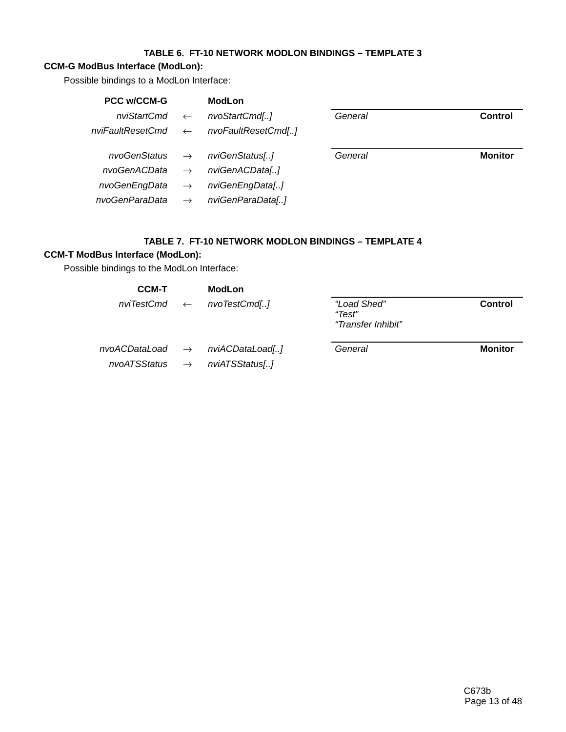### TABLE 6. FT-10 NETWORK MODLON BINDINGS – TEMPLATE 3

**CCM-G ModBus Interface (ModLon):**

Possible bindings to a ModLon Interface:

| PCC w/CCM-G | | ModLon | | |
|---|---|---|---|---|
| *nviStartCmd* | ← | *nvoStartCmd[..]* | *General* | **Control** |
| *nviFaultResetCmd* | ← | *nvoFaultResetCmd[..]* | | |
| *nvoGenStatus* | → | *nviGenStatus[..]* | *General* | **Monitor** |
| *nvoGenACData* | → | *nviGenACData[..]* | | |
| *nvoGenEngData* | → | *nviGenEngData[..]* | | |
| *nvoGenParaData* | → | *nviGenParaData[..]* | | |

### TABLE 7. FT-10 NETWORK MODLON BINDINGS – TEMPLATE 4

**CCM-T ModBus Interface (ModLon):**

Possible bindings to the ModLon Interface:

| CCM-T | | ModLon | | |
|---|---|---|---|---|
| *nviTestCmd* | ← | *nvoTestCmd[..]* | *“Load Shed”*<br>*“Test”*<br>*“Transfer Inhibit”* | **Control** |
| *nvoACDataLoad* | → | *nviACDataLoad[..]* | *General* | **Monitor** |
| *nvoATSStatus* | → | *nviATSStatus[..]* | | |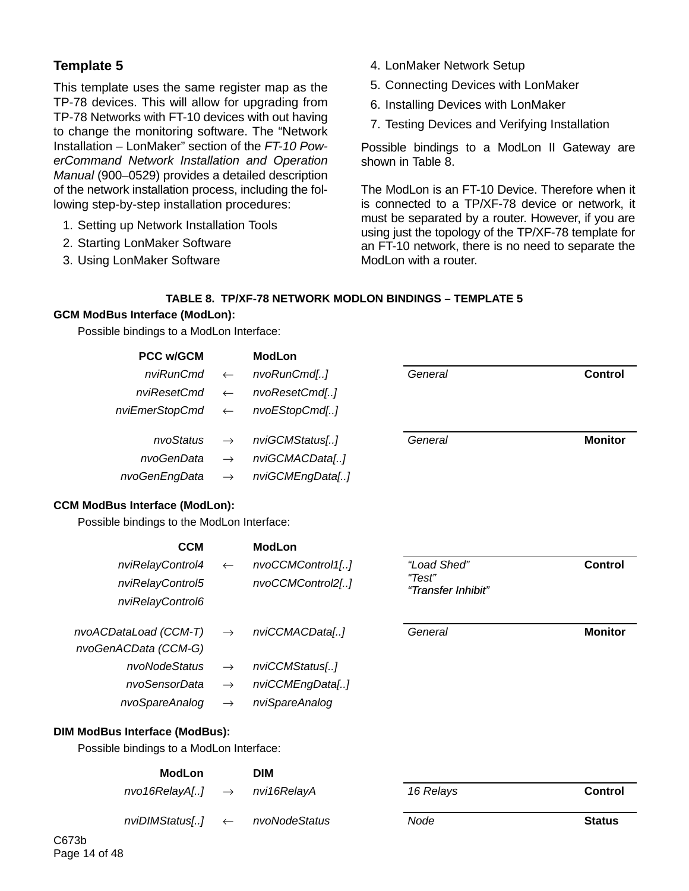## Template 5

This template uses the same register map as the TP-78 devices. This will allow for upgrading from TP-78 Networks with FT-10 devices with out having to change the monitoring software. The "Network Installation – LonMaker" section of the *FT-10 PowerCommand Network Installation and Operation Manual* (900–0529) provides a detailed description of the network installation process, including the following step-by-step installation procedures:

1. Setting up Network Installation Tools
2. Starting LonMaker Software
3. Using LonMaker Software
4. LonMaker Network Setup
5. Connecting Devices with LonMaker
6. Installing Devices with LonMaker
7. Testing Devices and Verifying Installation

Possible bindings to a ModLon II Gateway are shown in Table 8.

The ModLon is an FT-10 Device. Therefore when it is connected to a TP/XF-78 device or network, it must be separated by a router. However, if you are using just the topology of the TP/XF-78 template for an FT-10 network, there is no need to separate the ModLon with a router.

**TABLE 8. TP/XF-78 NETWORK MODLON BINDINGS – TEMPLATE 5**

**GCM ModBus Interface (ModLon):**

Possible bindings to a ModLon Interface:

| PCC w/GCM | | ModLon | | |
|---|---|---|---|---|
| *nviRunCmd* | ← | *nvoRunCmd[..]* | *General* | **Control** |
| *nviResetCmd* | ← | *nvoResetCmd[..]* | | |
| *nviEmerStopCmd* | ← | *nvoEStopCmd[..]* | | |
| *nvoStatus* | → | *nviGCMStatus[..]* | *General* | **Monitor** |
| *nvoGenData* | → | *nviGCMACData[..]* | | |
| *nvoGenEngData* | → | *nviGCMEngData[..]* | | |

**CCM ModBus Interface (ModLon):**

Possible bindings to the ModLon Interface:

| CCM | | ModLon | | |
|---|---|---|---|---|
| *nviRelayControl4* | ← | *nvoCCMControl1[..]* | *"Load Shed"* | **Control** |
| *nviRelayControl5* | | *nvoCCMControl2[..]* | *"Test"* | |
| *nviRelayControl6* | | | *"Transfer Inhibit"* | |
| *nvoACDataLoad (CCM-T)* | → | *nviCCMACData[..]* | *General* | **Monitor** |
| *nvoGenACData (CCM-G)* | | | | |
| *nvoNodeStatus* | → | *nviCCMStatus[..]* | | |
| *nvoSensorData* | → | *nviCCMEngData[..]* | | |
| *nvoSpareAnalog* | → | *nviSpareAnalog* | | |

**DIM ModBus Interface (ModBus):**

Possible bindings to a ModLon Interface:

| ModLon | | DIM | | |
|---|---|---|---|---|
| *nvo16RelayA[..]* | → | *nvi16RelayA* | *16 Relays* | **Control** |
| *nviDIMStatus[..]* | ← | *nvoNodeStatus* | *Node* | **Status** |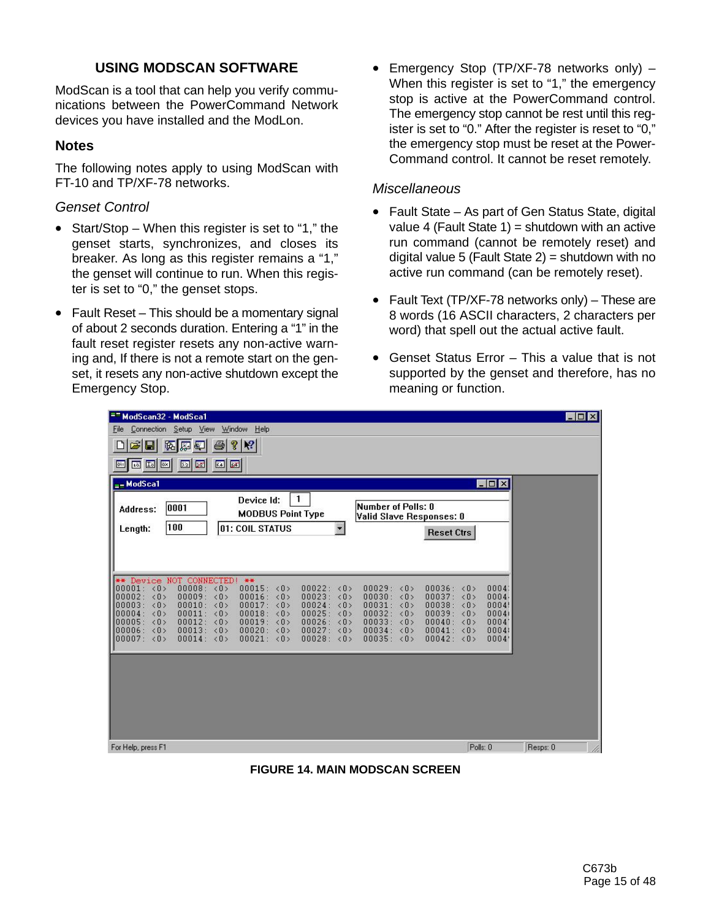## USING MODSCAN SOFTWARE

ModScan is a tool that can help you verify communications between the PowerCommand Network devices you have installed and the ModLon.

### Notes

The following notes apply to using ModScan with FT-10 and TP/XF-78 networks.

*Genset Control*

- Start/Stop – When this register is set to "1," the genset starts, synchronizes, and closes its breaker. As long as this register remains a "1," the genset will continue to run. When this register is set to "0," the genset stops.
- Fault Reset – This should be a momentary signal of about 2 seconds duration. Entering a "1" in the fault reset register resets any non-active warning and, If there is not a remote start on the genset, it resets any non-active shutdown except the Emergency Stop.
- Emergency Stop (TP/XF-78 networks only) – When this register is set to "1," the emergency stop is active at the PowerCommand control. The emergency stop cannot be rest until this register is set to "0." After the register is reset to "0," the emergency stop must be reset at the PowerCommand control. It cannot be reset remotely.

*Miscellaneous*

- Fault State – As part of Gen Status State, digital value 4 (Fault State 1) = shutdown with an active run command (cannot be remotely reset) and digital value 5 (Fault State 2) = shutdown with no active run command (can be remotely reset).
- Fault Text (TP/XF-78 networks only) – These are 8 words (16 ASCII characters, 2 characters per word) that spell out the actual active fault.
- Genset Status Error – This a value that is not supported by the genset and therefore, has no meaning or function.

FIGURE 14. MAIN MODSCAN SCREEN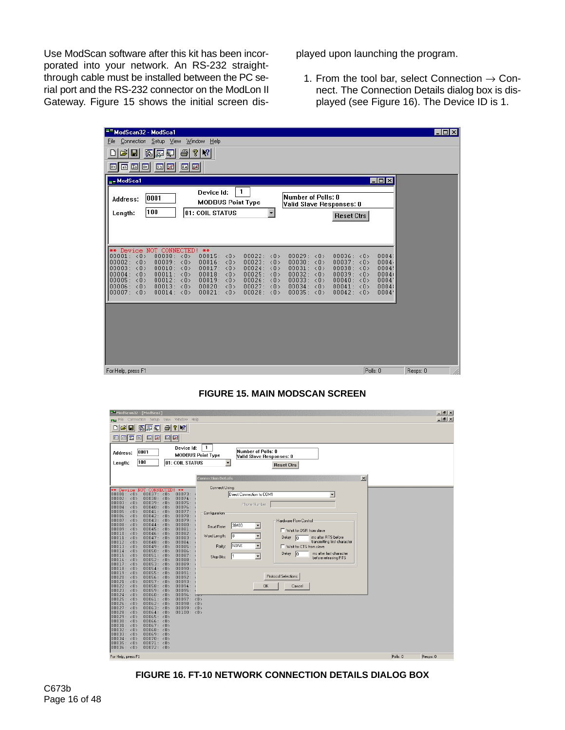Use ModScan software after this kit has been incorporated into your network. An RS-232 straight-through cable must be installed between the PC serial port and the RS-232 connector on the ModLon II Gateway. Figure 15 shows the initial screen displayed upon launching the program.

1. From the tool bar, select Connection → Connect. The Connection Details dialog box is displayed (see Figure 16). The Device ID is 1.

**FIGURE 15. MAIN MODSCAN SCREEN**

**FIGURE 16. FT-10 NETWORK CONNECTION DETAILS DIALOG BOX**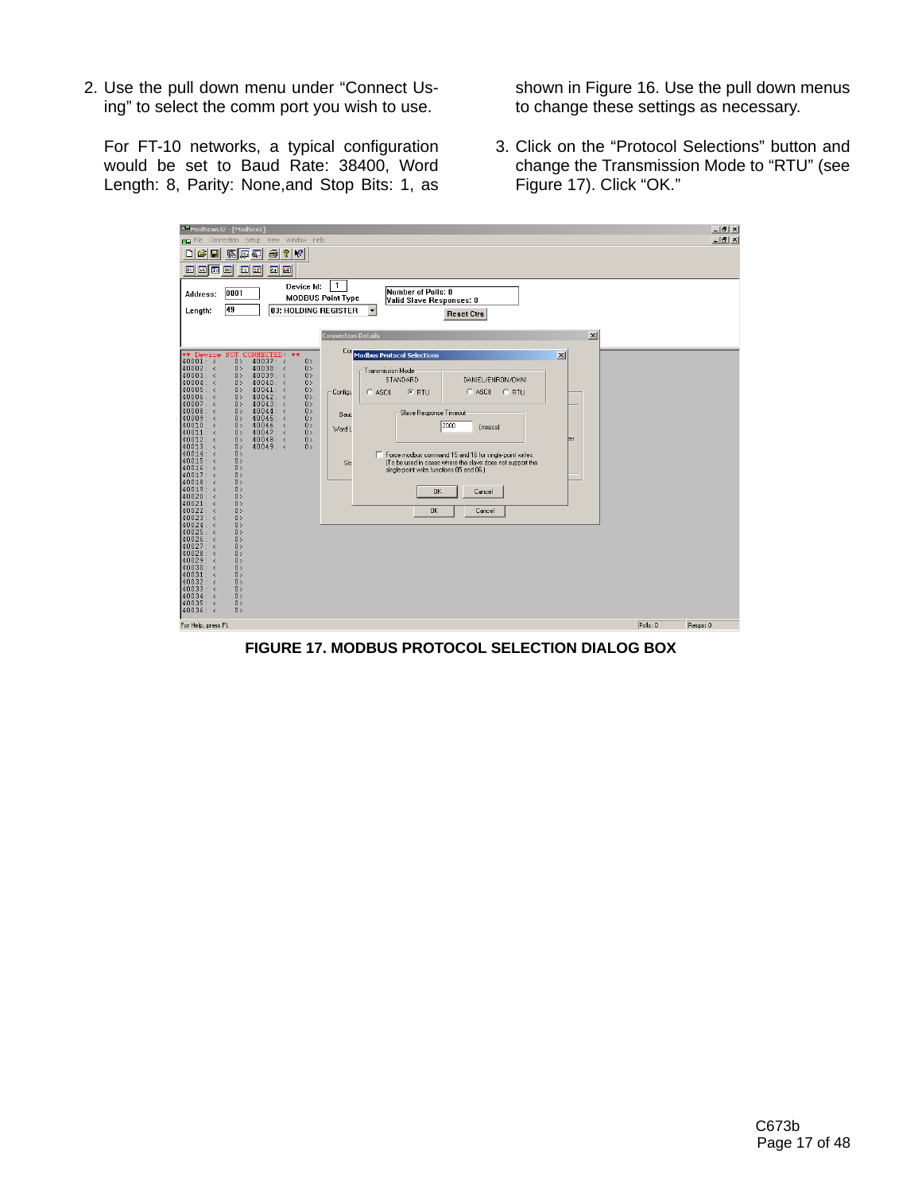2. Use the pull down menu under "Connect Using" to select the comm port you wish to use.

   For FT-10 networks, a typical configuration would be set to Baud Rate: 38400, Word Length: 8, Parity: None,and Stop Bits: 1, as shown in Figure 16. Use the pull down menus to change these settings as necessary.

3. Click on the "Protocol Selections" button and change the Transmission Mode to "RTU" (see Figure 17). Click "OK."

**FIGURE 17. MODBUS PROTOCOL SELECTION DIALOG BOX**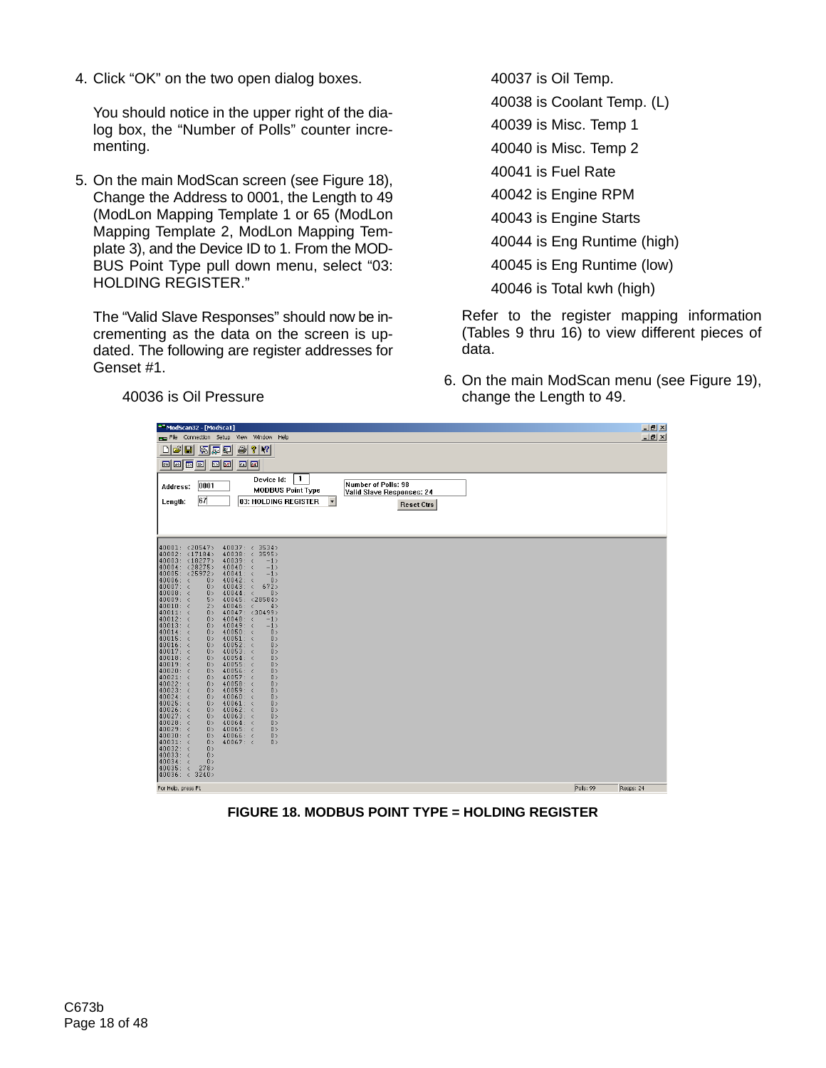4. Click “OK” on the two open dialog boxes.

   You should notice in the upper right of the dialog box, the “Number of Polls” counter incrementing.

5. On the main ModScan screen (see Figure 18), Change the Address to 0001, the Length to 49 (ModLon Mapping Template 1 or 65 (ModLon Mapping Template 2, ModLon Mapping Template 3), and the Device ID to 1. From the MODBUS Point Type pull down menu, select “03: HOLDING REGISTER.”

   The “Valid Slave Responses” should now be incrementing as the data on the screen is updated. The following are register addresses for Genset #1.

   40036 is Oil Pressure

   40037 is Oil Temp.

   40038 is Coolant Temp. (L)

   40039 is Misc. Temp 1

   40040 is Misc. Temp 2

   40041 is Fuel Rate

   40042 is Engine RPM

   40043 is Engine Starts

   40044 is Eng Runtime (high)

   40045 is Eng Runtime (low)

   40046 is Total kwh (high)

   Refer to the register mapping information (Tables 9 thru 16) to view different pieces of data.

6. On the main ModScan menu (see Figure 19), change the Length to 49.

FIGURE 18. MODBUS POINT TYPE = HOLDING REGISTER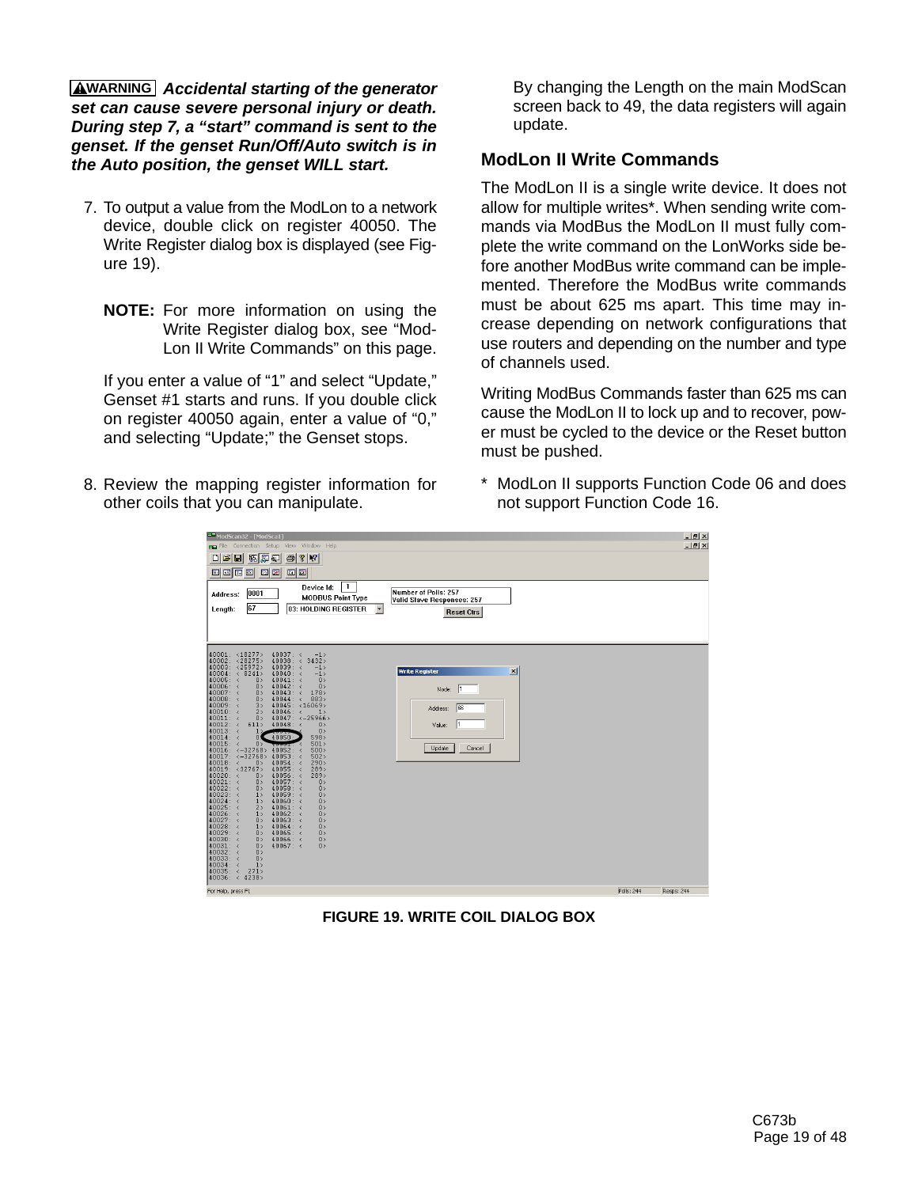**⚠WARNING** ***Accidental starting of the generator set can cause severe personal injury or death. During step 7, a "start" command is sent to the genset. If the genset Run/Off/Auto switch is in the Auto position, the genset WILL start.***

7. To output a value from the ModLon to a network device, double click on register 40050. The Write Register dialog box is displayed (see Figure 19).

   **NOTE:** For more information on using the Write Register dialog box, see "ModLon II Write Commands" on this page.

   If you enter a value of "1" and select "Update," Genset #1 starts and runs. If you double click on register 40050 again, enter a value of "0," and selecting "Update;" the Genset stops.

8. Review the mapping register information for other coils that you can manipulate.

   By changing the Length on the main ModScan screen back to 49, the data registers will again update.

## ModLon II Write Commands

The ModLon II is a single write device. It does not allow for multiple writes*. When sending write commands via ModBus the ModLon II must fully complete the write command on the LonWorks side before another ModBus write command can be implemented. Therefore the ModBus write commands must be about 625 ms apart. This time may increase depending on network configurations that use routers and depending on the number and type of channels used.

Writing ModBus Commands faster than 625 ms can cause the ModLon II to lock up and to recover, power must be cycled to the device or the Reset button must be pushed.

\* ModLon II supports Function Code 06 and does not support Function Code 16.

**FIGURE 19. WRITE COIL DIALOG BOX**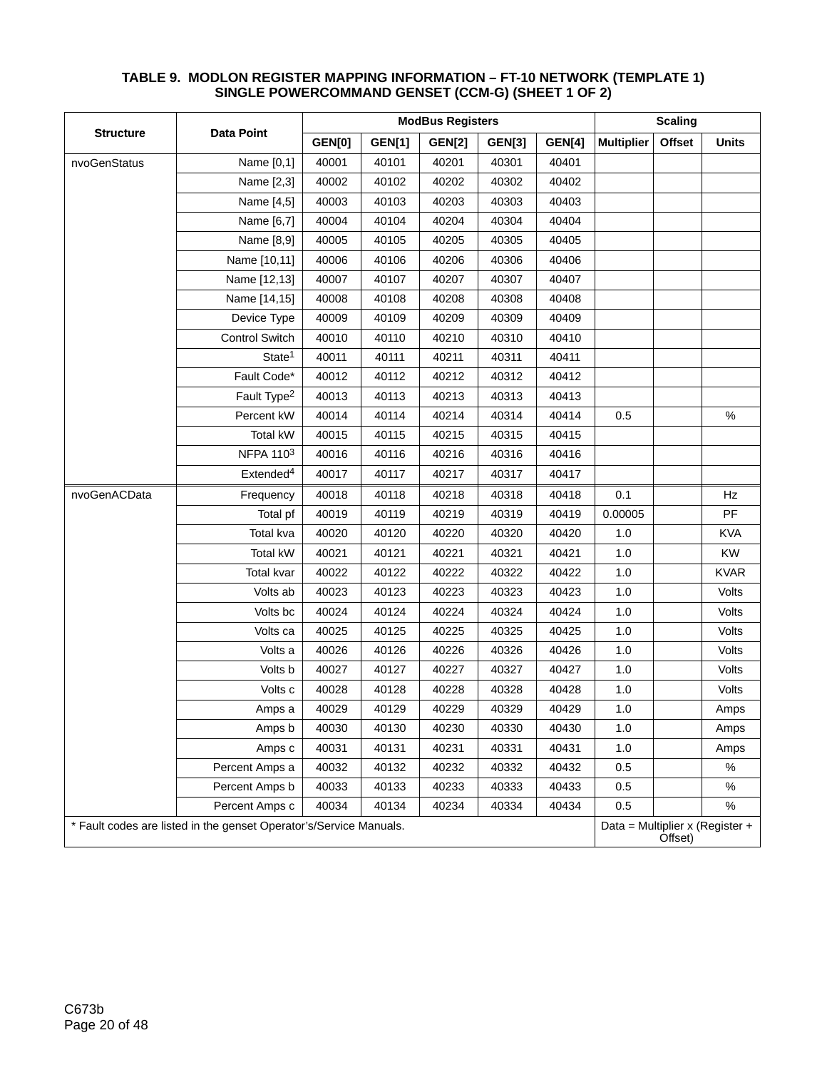**TABLE 9. MODLON REGISTER MAPPING INFORMATION – FT-10 NETWORK (TEMPLATE 1) SINGLE POWERCOMMAND GENSET (CCM-G) (SHEET 1 OF 2)**

| Structure | Data Point | ModBus Registers | | | | | Scaling | | |
|---|---|---|---|---|---|---|---|---|---|
| | | GEN[0] | GEN[1] | GEN[2] | GEN[3] | GEN[4] | Multiplier | Offset | Units |
| nvoGenStatus | Name [0,1] | 40001 | 40101 | 40201 | 40301 | 40401 | | | |
| | Name [2,3] | 40002 | 40102 | 40202 | 40302 | 40402 | | | |
| | Name [4,5] | 40003 | 40103 | 40203 | 40303 | 40403 | | | |
| | Name [6,7] | 40004 | 40104 | 40204 | 40304 | 40404 | | | |
| | Name [8,9] | 40005 | 40105 | 40205 | 40305 | 40405 | | | |
| | Name [10,11] | 40006 | 40106 | 40206 | 40306 | 40406 | | | |
| | Name [12,13] | 40007 | 40107 | 40207 | 40307 | 40407 | | | |
| | Name [14,15] | 40008 | 40108 | 40208 | 40308 | 40408 | | | |
| | Device Type | 40009 | 40109 | 40209 | 40309 | 40409 | | | |
| | Control Switch | 40010 | 40110 | 40210 | 40310 | 40410 | | | |
| | State[1] | 40011 | 40111 | 40211 | 40311 | 40411 | | | |
| | Fault Code* | 40012 | 40112 | 40212 | 40312 | 40412 | | | |
| | Fault Type[2] | 40013 | 40113 | 40213 | 40313 | 40413 | | | |
| | Percent kW | 40014 | 40114 | 40214 | 40314 | 40414 | 0.5 | | % |
| | Total kW | 40015 | 40115 | 40215 | 40315 | 40415 | | | |
| | NFPA 110[3] | 40016 | 40116 | 40216 | 40316 | 40416 | | | |
| | Extended[4] | 40017 | 40117 | 40217 | 40317 | 40417 | | | |
| nvoGenACData | Frequency | 40018 | 40118 | 40218 | 40318 | 40418 | 0.1 | | Hz |
| | Total pf | 40019 | 40119 | 40219 | 40319 | 40419 | 0.00005 | | PF |
| | Total kva | 40020 | 40120 | 40220 | 40320 | 40420 | 1.0 | | KVA |
| | Total kW | 40021 | 40121 | 40221 | 40321 | 40421 | 1.0 | | KW |
| | Total kvar | 40022 | 40122 | 40222 | 40322 | 40422 | 1.0 | | KVAR |
| | Volts ab | 40023 | 40123 | 40223 | 40323 | 40423 | 1.0 | | Volts |
| | Volts bc | 40024 | 40124 | 40224 | 40324 | 40424 | 1.0 | | Volts |
| | Volts ca | 40025 | 40125 | 40225 | 40325 | 40425 | 1.0 | | Volts |
| | Volts a | 40026 | 40126 | 40226 | 40326 | 40426 | 1.0 | | Volts |
| | Volts b | 40027 | 40127 | 40227 | 40327 | 40427 | 1.0 | | Volts |
| | Volts c | 40028 | 40128 | 40228 | 40328 | 40428 | 1.0 | | Volts |
| | Amps a | 40029 | 40129 | 40229 | 40329 | 40429 | 1.0 | | Amps |
| | Amps b | 40030 | 40130 | 40230 | 40330 | 40430 | 1.0 | | Amps |
| | Amps c | 40031 | 40131 | 40231 | 40331 | 40431 | 1.0 | | Amps |
| | Percent Amps a | 40032 | 40132 | 40232 | 40332 | 40432 | 0.5 | | % |
| | Percent Amps b | 40033 | 40133 | 40233 | 40333 | 40433 | 0.5 | | % |
| | Percent Amps c | 40034 | 40134 | 40234 | 40334 | 40434 | 0.5 | | % |
| * Fault codes are listed in the genset Operator's/Service Manuals. | | | | | | | Data = Multiplier x (Register + Offset) | | |

C673b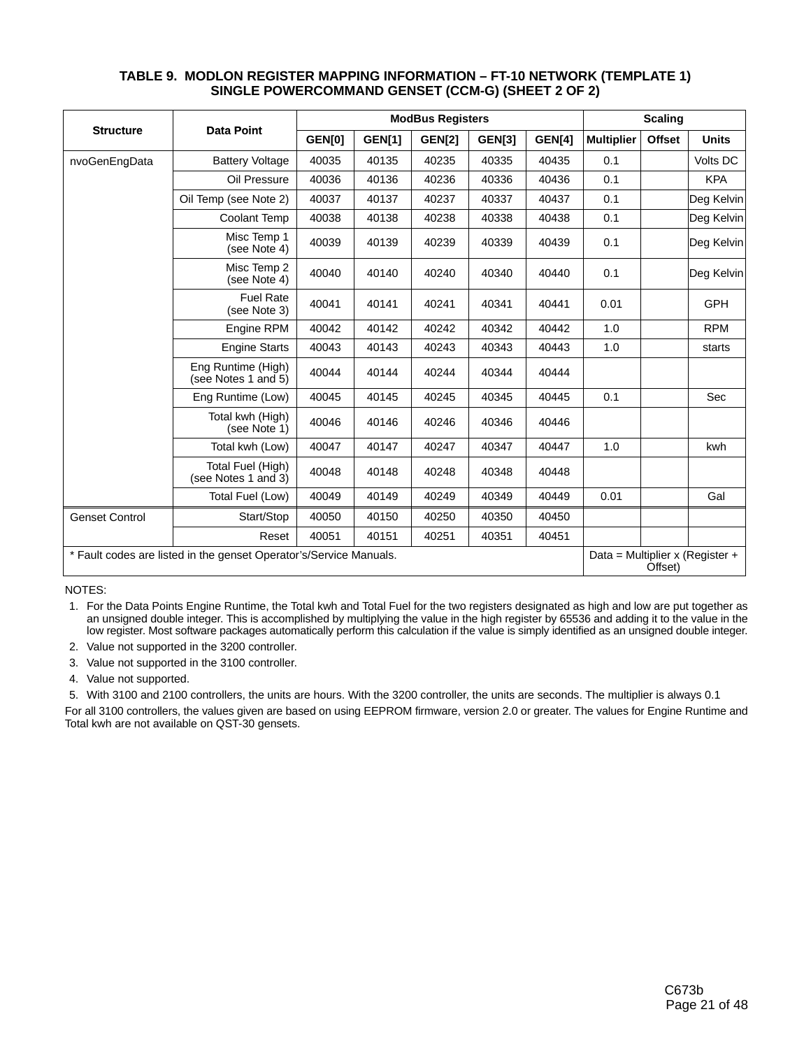**TABLE 9. MODLON REGISTER MAPPING INFORMATION – FT-10 NETWORK (TEMPLATE 1) SINGLE POWERCOMMAND GENSET (CCM-G) (SHEET 2 OF 2)**

| Structure | Data Point | ModBus Registers | | | | | Scaling | | |
|---|---|---|---|---|---|---|---|---|---|
| | | GEN[0] | GEN[1] | GEN[2] | GEN[3] | GEN[4] | Multiplier | Offset | Units |
| nvoGenEngData | Battery Voltage | 40035 | 40135 | 40235 | 40335 | 40435 | 0.1 | | Volts DC |
| | Oil Pressure | 40036 | 40136 | 40236 | 40336 | 40436 | 0.1 | | KPA |
| | Oil Temp (see Note 2) | 40037 | 40137 | 40237 | 40337 | 40437 | 0.1 | | Deg Kelvin |
| | Coolant Temp | 40038 | 40138 | 40238 | 40338 | 40438 | 0.1 | | Deg Kelvin |
| | Misc Temp 1 (see Note 4) | 40039 | 40139 | 40239 | 40339 | 40439 | 0.1 | | Deg Kelvin |
| | Misc Temp 2 (see Note 4) | 40040 | 40140 | 40240 | 40340 | 40440 | 0.1 | | Deg Kelvin |
| | Fuel Rate (see Note 3) | 40041 | 40141 | 40241 | 40341 | 40441 | 0.01 | | GPH |
| | Engine RPM | 40042 | 40142 | 40242 | 40342 | 40442 | 1.0 | | RPM |
| | Engine Starts | 40043 | 40143 | 40243 | 40343 | 40443 | 1.0 | | starts |
| | Eng Runtime (High) (see Notes 1 and 5) | 40044 | 40144 | 40244 | 40344 | 40444 | | | |
| | Eng Runtime (Low) | 40045 | 40145 | 40245 | 40345 | 40445 | 0.1 | | Sec |
| | Total kwh (High) (see Note 1) | 40046 | 40146 | 40246 | 40346 | 40446 | | | |
| | Total kwh (Low) | 40047 | 40147 | 40247 | 40347 | 40447 | 1.0 | | kwh |
| | Total Fuel (High) (see Notes 1 and 3) | 40048 | 40148 | 40248 | 40348 | 40448 | | | |
| | Total Fuel (Low) | 40049 | 40149 | 40249 | 40349 | 40449 | 0.01 | | Gal |
| Genset Control | Start/Stop | 40050 | 40150 | 40250 | 40350 | 40450 | | | |
| | Reset | 40051 | 40151 | 40251 | 40351 | 40451 | | | |
| * Fault codes are listed in the genset Operator's/Service Manuals. | | | | | | | Data = Multiplier x (Register + Offset) | | |

NOTES:

1. For the Data Points Engine Runtime, the Total kwh and Total Fuel for the two registers designated as high and low are put together as an unsigned double integer. This is accomplished by multiplying the value in the high register by 65536 and adding it to the value in the low register. Most software packages automatically perform this calculation if the value is simply identified as an unsigned double integer.
2. Value not supported in the 3200 controller.
3. Value not supported in the 3100 controller.
4. Value not supported.
5. With 3100 and 2100 controllers, the units are hours. With the 3200 controller, the units are seconds. The multiplier is always 0.1

For all 3100 controllers, the values given are based on using EEPROM firmware, version 2.0 or greater. The values for Engine Runtime and Total kwh are not available on QST-30 gensets.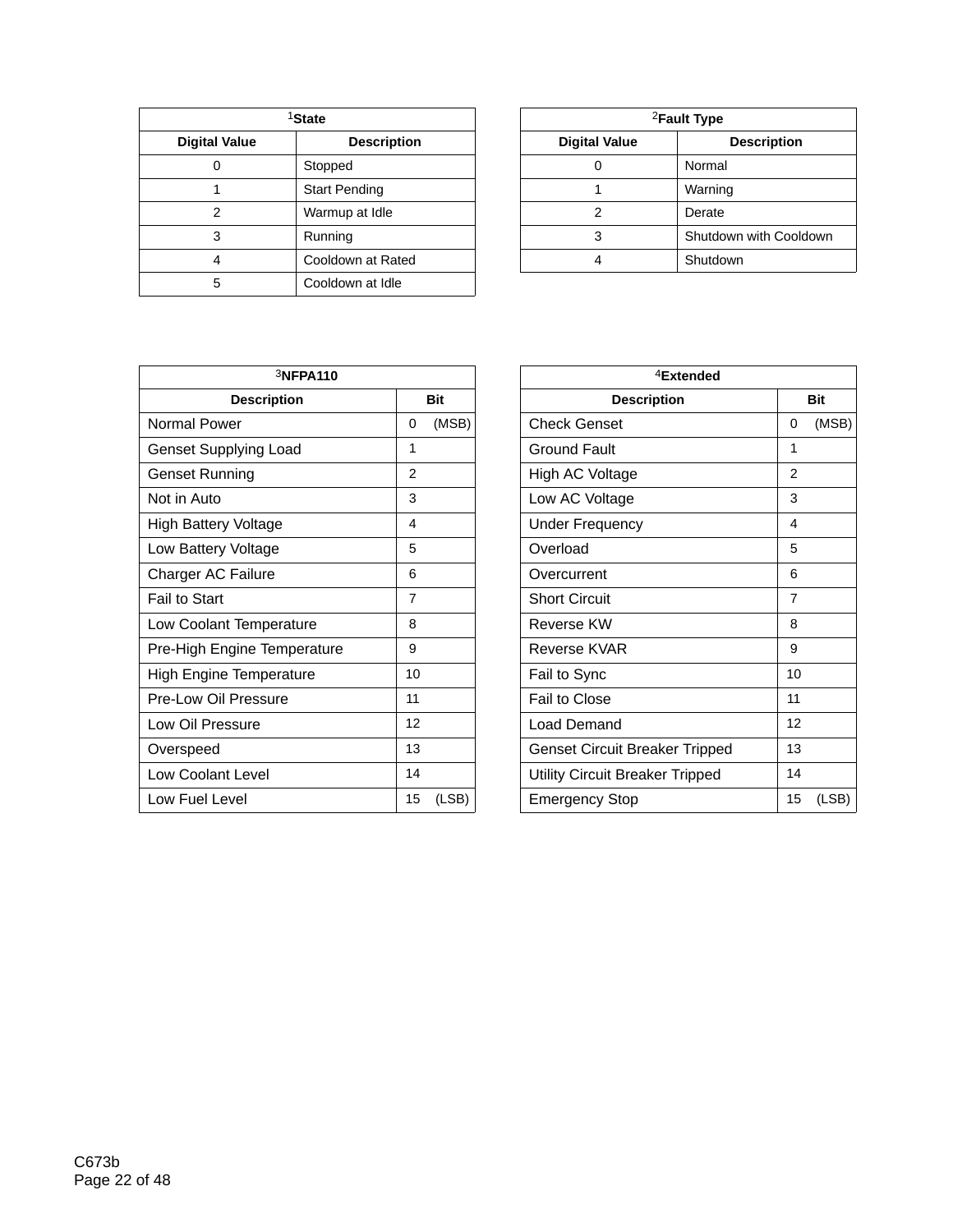| [1]State | |
|---|---|
| **Digital Value** | **Description** |
| 0 | Stopped |
| 1 | Start Pending |
| 2 | Warmup at Idle |
| 3 | Running |
| 4 | Cooldown at Rated |
| 5 | Cooldown at Idle |

| [2]Fault Type | |
|---|---|
| **Digital Value** | **Description** |
| 0 | Normal |
| 1 | Warning |
| 2 | Derate |
| 3 | Shutdown with Cooldown |
| 4 | Shutdown |

| [3]NFPA110 | |
|---|---|
| **Description** | **Bit** |
| Normal Power | 0 (MSB) |
| Genset Supplying Load | 1 |
| Genset Running | 2 |
| Not in Auto | 3 |
| High Battery Voltage | 4 |
| Low Battery Voltage | 5 |
| Charger AC Failure | 6 |
| Fail to Start | 7 |
| Low Coolant Temperature | 8 |
| Pre-High Engine Temperature | 9 |
| High Engine Temperature | 10 |
| Pre-Low Oil Pressure | 11 |
| Low Oil Pressure | 12 |
| Overspeed | 13 |
| Low Coolant Level | 14 |
| Low Fuel Level | 15 (LSB) |

| [4]Extended | |
|---|---|
| **Description** | **Bit** |
| Check Genset | 0 (MSB) |
| Ground Fault | 1 |
| High AC Voltage | 2 |
| Low AC Voltage | 3 |
| Under Frequency | 4 |
| Overload | 5 |
| Overcurrent | 6 |
| Short Circuit | 7 |
| Reverse KW | 8 |
| Reverse KVAR | 9 |
| Fail to Sync | 10 |
| Fail to Close | 11 |
| Load Demand | 12 |
| Genset Circuit Breaker Tripped | 13 |
| Utility Circuit Breaker Tripped | 14 |
| Emergency Stop | 15 (LSB) |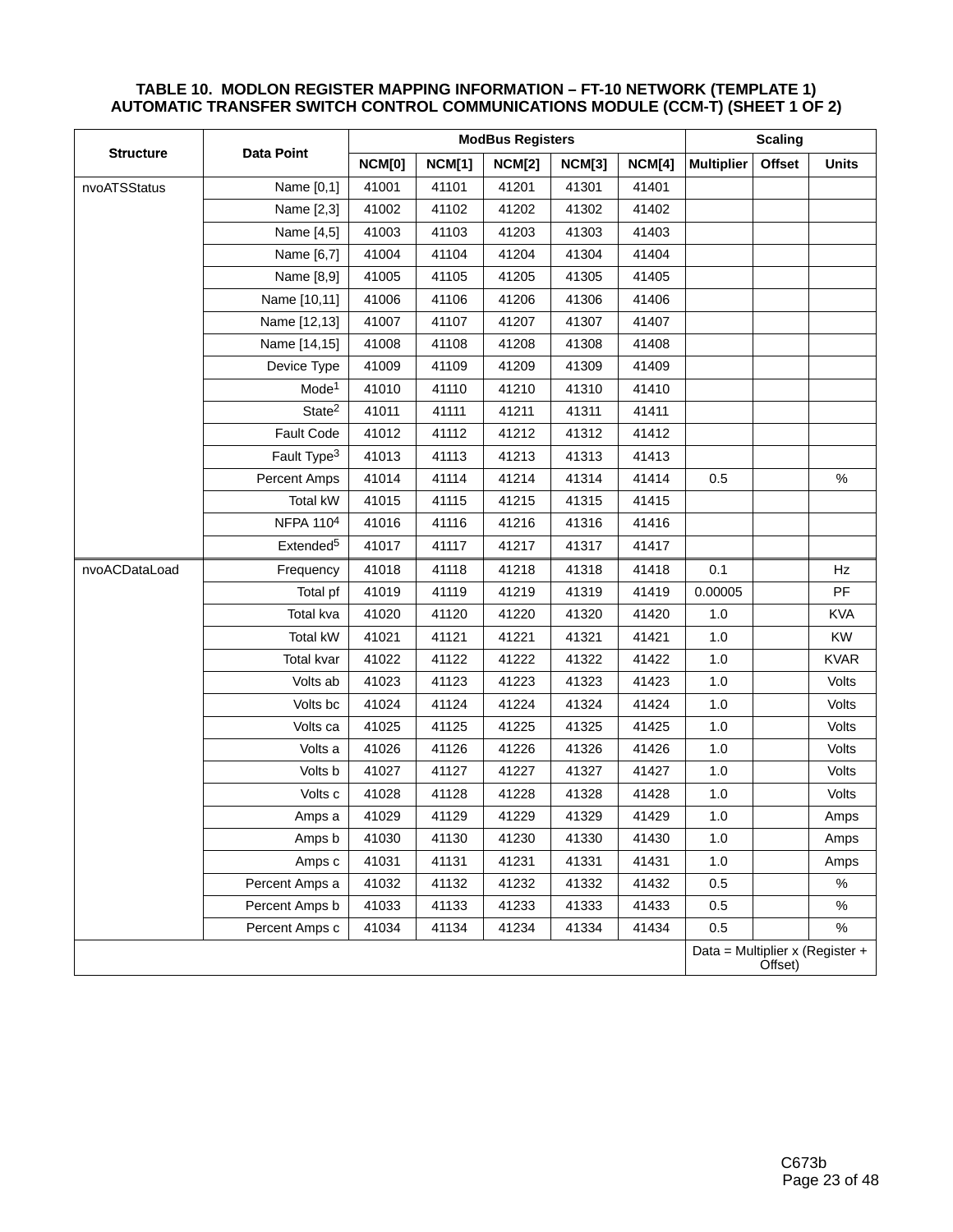**TABLE 10. MODLON REGISTER MAPPING INFORMATION – FT-10 NETWORK (TEMPLATE 1) AUTOMATIC TRANSFER SWITCH CONTROL COMMUNICATIONS MODULE (CCM-T) (SHEET 1 OF 2)**

| Structure | Data Point | ModBus Registers | | | | | Scaling | | |
|---|---|---|---|---|---|---|---|---|---|
| | | NCM[0] | NCM[1] | NCM[2] | NCM[3] | NCM[4] | Multiplier | Offset | Units |
| nvoATSStatus | Name [0,1] | 41001 | 41101 | 41201 | 41301 | 41401 | | | |
| | Name [2,3] | 41002 | 41102 | 41202 | 41302 | 41402 | | | |
| | Name [4,5] | 41003 | 41103 | 41203 | 41303 | 41403 | | | |
| | Name [6,7] | 41004 | 41104 | 41204 | 41304 | 41404 | | | |
| | Name [8,9] | 41005 | 41105 | 41205 | 41305 | 41405 | | | |
| | Name [10,11] | 41006 | 41106 | 41206 | 41306 | 41406 | | | |
| | Name [12,13] | 41007 | 41107 | 41207 | 41307 | 41407 | | | |
| | Name [14,15] | 41008 | 41108 | 41208 | 41308 | 41408 | | | |
| | Device Type | 41009 | 41109 | 41209 | 41309 | 41409 | | | |
| | Mode[1] | 41010 | 41110 | 41210 | 41310 | 41410 | | | |
| | State[2] | 41011 | 41111 | 41211 | 41311 | 41411 | | | |
| | Fault Code | 41012 | 41112 | 41212 | 41312 | 41412 | | | |
| | Fault Type[3] | 41013 | 41113 | 41213 | 41313 | 41413 | | | |
| | Percent Amps | 41014 | 41114 | 41214 | 41314 | 41414 | 0.5 | | % |
| | Total kW | 41015 | 41115 | 41215 | 41315 | 41415 | | | |
| | NFPA 110[4] | 41016 | 41116 | 41216 | 41316 | 41416 | | | |
| | Extended[5] | 41017 | 41117 | 41217 | 41317 | 41417 | | | |
| nvoACDataLoad | Frequency | 41018 | 41118 | 41218 | 41318 | 41418 | 0.1 | | Hz |
| | Total pf | 41019 | 41119 | 41219 | 41319 | 41419 | 0.00005 | | PF |
| | Total kva | 41020 | 41120 | 41220 | 41320 | 41420 | 1.0 | | KVA |
| | Total kW | 41021 | 41121 | 41221 | 41321 | 41421 | 1.0 | | KW |
| | Total kvar | 41022 | 41122 | 41222 | 41322 | 41422 | 1.0 | | KVAR |
| | Volts ab | 41023 | 41123 | 41223 | 41323 | 41423 | 1.0 | | Volts |
| | Volts bc | 41024 | 41124 | 41224 | 41324 | 41424 | 1.0 | | Volts |
| | Volts ca | 41025 | 41125 | 41225 | 41325 | 41425 | 1.0 | | Volts |
| | Volts a | 41026 | 41126 | 41226 | 41326 | 41426 | 1.0 | | Volts |
| | Volts b | 41027 | 41127 | 41227 | 41327 | 41427 | 1.0 | | Volts |
| | Volts c | 41028 | 41128 | 41228 | 41328 | 41428 | 1.0 | | Volts |
| | Amps a | 41029 | 41129 | 41229 | 41329 | 41429 | 1.0 | | Amps |
| | Amps b | 41030 | 41130 | 41230 | 41330 | 41430 | 1.0 | | Amps |
| | Amps c | 41031 | 41131 | 41231 | 41331 | 41431 | 1.0 | | Amps |
| | Percent Amps a | 41032 | 41132 | 41232 | 41332 | 41432 | 0.5 | | % |
| | Percent Amps b | 41033 | 41133 | 41233 | 41333 | 41433 | 0.5 | | % |
| | Percent Amps c | 41034 | 41134 | 41234 | 41334 | 41434 | 0.5 | | % |
| | | | | | | | Data = Multiplier x (Register + Offset) | | |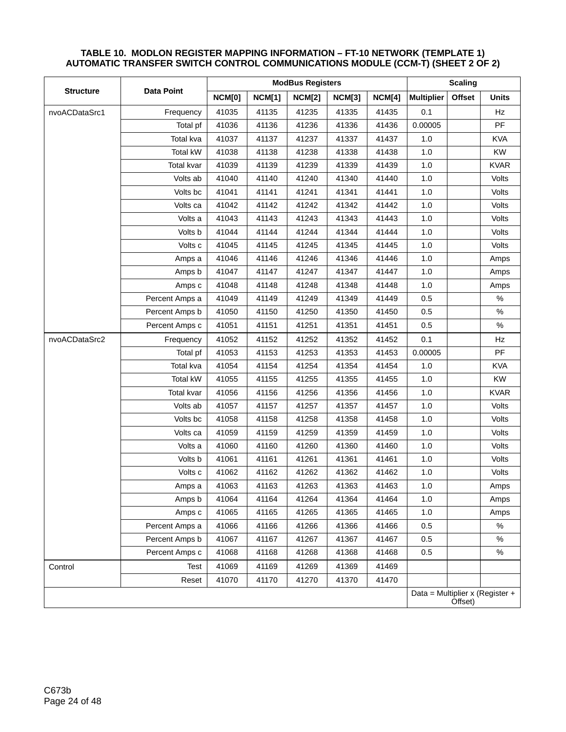**TABLE 10. MODLON REGISTER MAPPING INFORMATION – FT-10 NETWORK (TEMPLATE 1)**
**AUTOMATIC TRANSFER SWITCH CONTROL COMMUNICATIONS MODULE (CCM-T) (SHEET 2 OF 2)**

| Structure | Data Point | ModBus Registers | | | | | Scaling | | |
|---|---|---|---|---|---|---|---|---|---|
| | | NCM[0] | NCM[1] | NCM[2] | NCM[3] | NCM[4] | Multiplier | Offset | Units |
| nvoACDataSrc1 | Frequency | 41035 | 41135 | 41235 | 41335 | 41435 | 0.1 | | Hz |
| | Total pf | 41036 | 41136 | 41236 | 41336 | 41436 | 0.00005 | | PF |
| | Total kva | 41037 | 41137 | 41237 | 41337 | 41437 | 1.0 | | KVA |
| | Total kW | 41038 | 41138 | 41238 | 41338 | 41438 | 1.0 | | KW |
| | Total kvar | 41039 | 41139 | 41239 | 41339 | 41439 | 1.0 | | KVAR |
| | Volts ab | 41040 | 41140 | 41240 | 41340 | 41440 | 1.0 | | Volts |
| | Volts bc | 41041 | 41141 | 41241 | 41341 | 41441 | 1.0 | | Volts |
| | Volts ca | 41042 | 41142 | 41242 | 41342 | 41442 | 1.0 | | Volts |
| | Volts a | 41043 | 41143 | 41243 | 41343 | 41443 | 1.0 | | Volts |
| | Volts b | 41044 | 41144 | 41244 | 41344 | 41444 | 1.0 | | Volts |
| | Volts c | 41045 | 41145 | 41245 | 41345 | 41445 | 1.0 | | Volts |
| | Amps a | 41046 | 41146 | 41246 | 41346 | 41446 | 1.0 | | Amps |
| | Amps b | 41047 | 41147 | 41247 | 41347 | 41447 | 1.0 | | Amps |
| | Amps c | 41048 | 41148 | 41248 | 41348 | 41448 | 1.0 | | Amps |
| | Percent Amps a | 41049 | 41149 | 41249 | 41349 | 41449 | 0.5 | | % |
| | Percent Amps b | 41050 | 41150 | 41250 | 41350 | 41450 | 0.5 | | % |
| | Percent Amps c | 41051 | 41151 | 41251 | 41351 | 41451 | 0.5 | | % |
| nvoACDataSrc2 | Frequency | 41052 | 41152 | 41252 | 41352 | 41452 | 0.1 | | Hz |
| | Total pf | 41053 | 41153 | 41253 | 41353 | 41453 | 0.00005 | | PF |
| | Total kva | 41054 | 41154 | 41254 | 41354 | 41454 | 1.0 | | KVA |
| | Total kW | 41055 | 41155 | 41255 | 41355 | 41455 | 1.0 | | KW |
| | Total kvar | 41056 | 41156 | 41256 | 41356 | 41456 | 1.0 | | KVAR |
| | Volts ab | 41057 | 41157 | 41257 | 41357 | 41457 | 1.0 | | Volts |
| | Volts bc | 41058 | 41158 | 41258 | 41358 | 41458 | 1.0 | | Volts |
| | Volts ca | 41059 | 41159 | 41259 | 41359 | 41459 | 1.0 | | Volts |
| | Volts a | 41060 | 41160 | 41260 | 41360 | 41460 | 1.0 | | Volts |
| | Volts b | 41061 | 41161 | 41261 | 41361 | 41461 | 1.0 | | Volts |
| | Volts c | 41062 | 41162 | 41262 | 41362 | 41462 | 1.0 | | Volts |
| | Amps a | 41063 | 41163 | 41263 | 41363 | 41463 | 1.0 | | Amps |
| | Amps b | 41064 | 41164 | 41264 | 41364 | 41464 | 1.0 | | Amps |
| | Amps c | 41065 | 41165 | 41265 | 41365 | 41465 | 1.0 | | Amps |
| | Percent Amps a | 41066 | 41166 | 41266 | 41366 | 41466 | 0.5 | | % |
| | Percent Amps b | 41067 | 41167 | 41267 | 41367 | 41467 | 0.5 | | % |
| | Percent Amps c | 41068 | 41168 | 41268 | 41368 | 41468 | 0.5 | | % |
| Control | Test | 41069 | 41169 | 41269 | 41369 | 41469 | | | |
| | Reset | 41070 | 41170 | 41270 | 41370 | 41470 | | | |
| | | | | | | | Data = Multiplier x (Register + Offset) | | |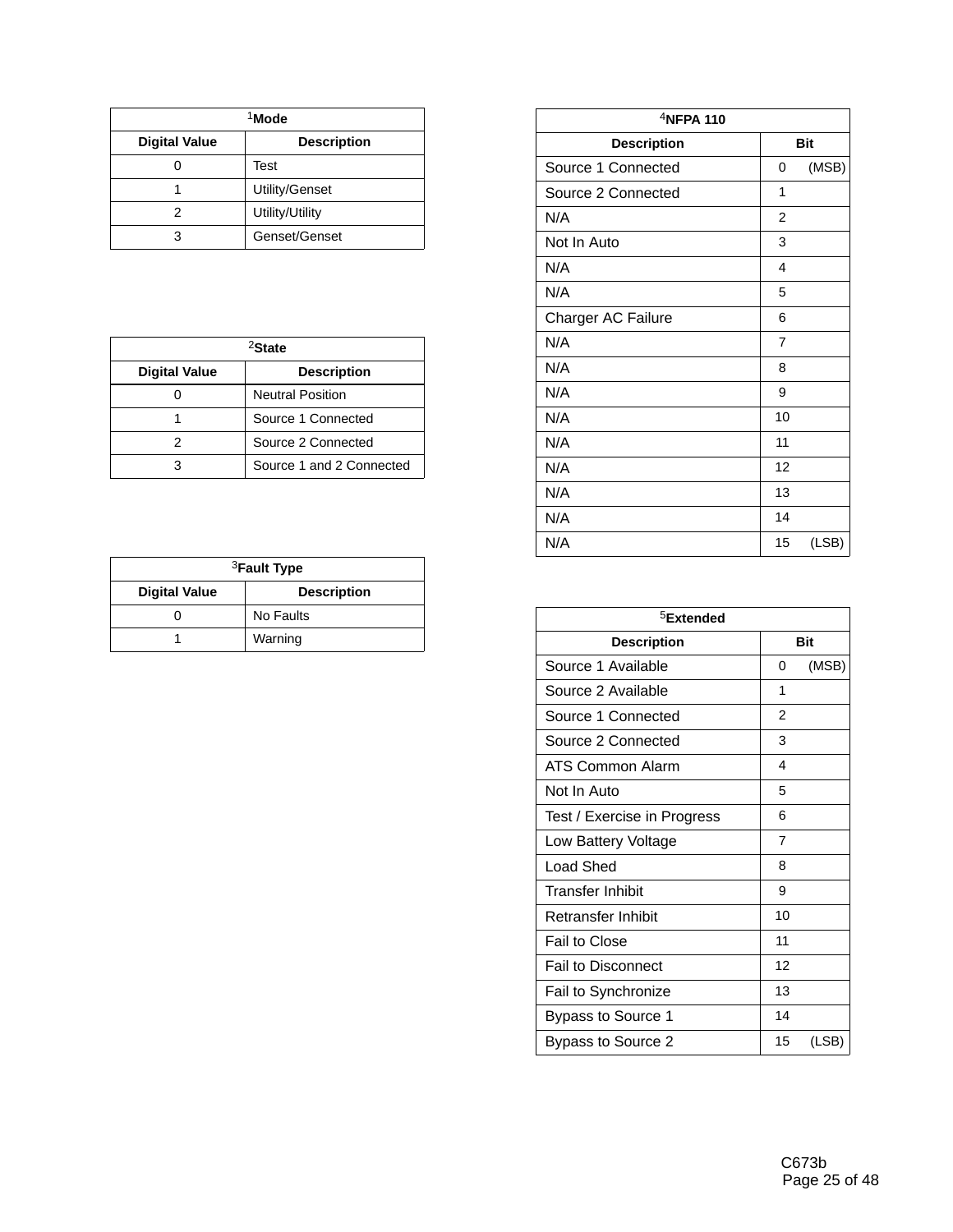| [1]Mode | |
|---|---|
| Digital Value | Description |
| 0 | Test |
| 1 | Utility/Genset |
| 2 | Utility/Utility |
| 3 | Genset/Genset |

| [2]State | |
|---|---|
| Digital Value | Description |
| 0 | Neutral Position |
| 1 | Source 1 Connected |
| 2 | Source 2 Connected |
| 3 | Source 1 and 2 Connected |

| [3]Fault Type | |
|---|---|
| Digital Value | Description |
| 0 | No Faults |
| 1 | Warning |

| [4]NFPA 110 | |
|---|---|
| Description | Bit |
| Source 1 Connected | 0 (MSB) |
| Source 2 Connected | 1 |
| N/A | 2 |
| Not In Auto | 3 |
| N/A | 4 |
| N/A | 5 |
| Charger AC Failure | 6 |
| N/A | 7 |
| N/A | 8 |
| N/A | 9 |
| N/A | 10 |
| N/A | 11 |
| N/A | 12 |
| N/A | 13 |
| N/A | 14 |
| N/A | 15 (LSB) |

| [5]Extended | |
|---|---|
| Description | Bit |
| Source 1 Available | 0 (MSB) |
| Source 2 Available | 1 |
| Source 1 Connected | 2 |
| Source 2 Connected | 3 |
| ATS Common Alarm | 4 |
| Not In Auto | 5 |
| Test / Exercise in Progress | 6 |
| Low Battery Voltage | 7 |
| Load Shed | 8 |
| Transfer Inhibit | 9 |
| Retransfer Inhibit | 10 |
| Fail to Close | 11 |
| Fail to Disconnect | 12 |
| Fail to Synchronize | 13 |
| Bypass to Source 1 | 14 |
| Bypass to Source 2 | 15 (LSB) |

C673b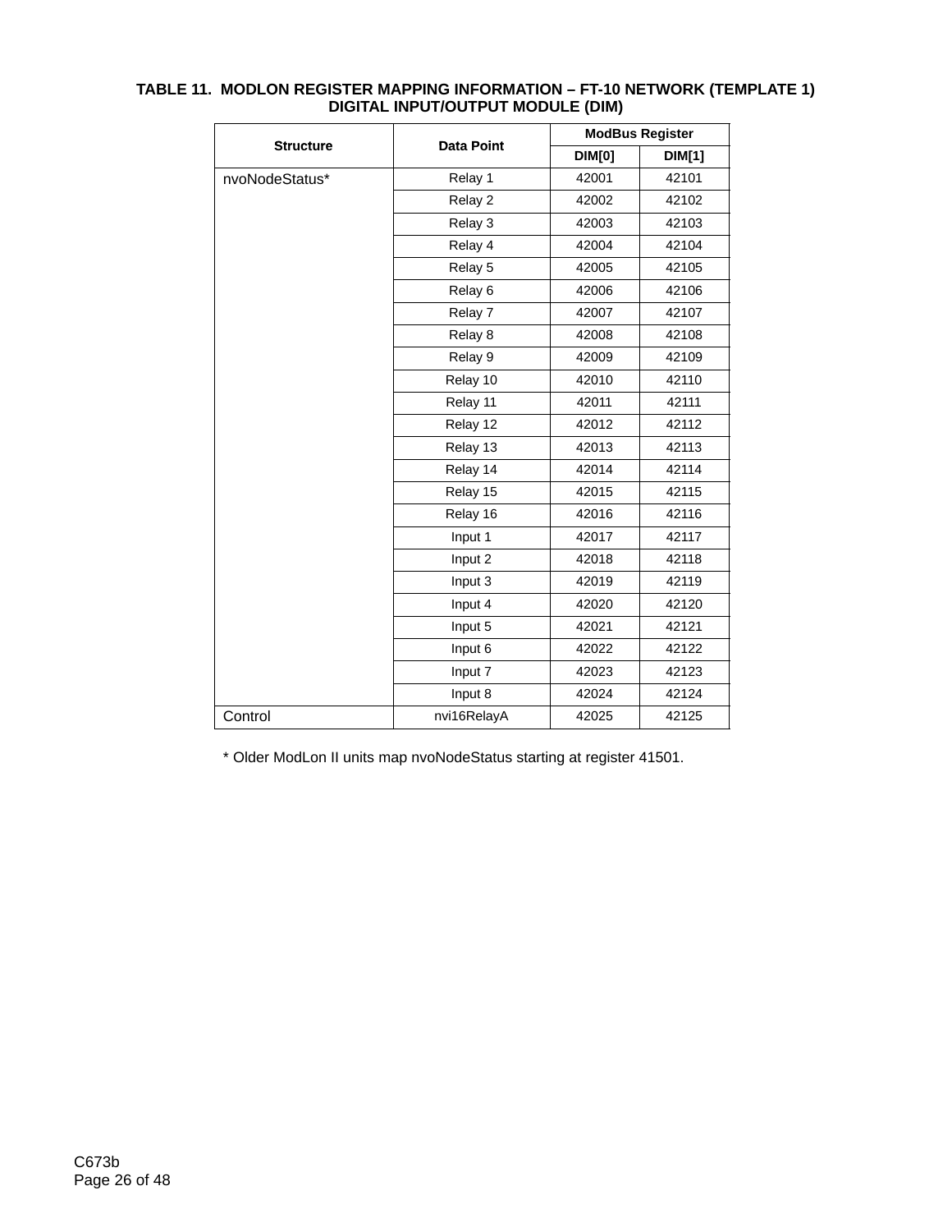**TABLE 11. MODLON REGISTER MAPPING INFORMATION – FT-10 NETWORK (TEMPLATE 1) DIGITAL INPUT/OUTPUT MODULE (DIM)**

| Structure | Data Point | ModBus Register | |
|---|---|---|---|
| | | DIM[0] | DIM[1] |
| nvoNodeStatus* | Relay 1 | 42001 | 42101 |
| | Relay 2 | 42002 | 42102 |
| | Relay 3 | 42003 | 42103 |
| | Relay 4 | 42004 | 42104 |
| | Relay 5 | 42005 | 42105 |
| | Relay 6 | 42006 | 42106 |
| | Relay 7 | 42007 | 42107 |
| | Relay 8 | 42008 | 42108 |
| | Relay 9 | 42009 | 42109 |
| | Relay 10 | 42010 | 42110 |
| | Relay 11 | 42011 | 42111 |
| | Relay 12 | 42012 | 42112 |
| | Relay 13 | 42013 | 42113 |
| | Relay 14 | 42014 | 42114 |
| | Relay 15 | 42015 | 42115 |
| | Relay 16 | 42016 | 42116 |
| | Input 1 | 42017 | 42117 |
| | Input 2 | 42018 | 42118 |
| | Input 3 | 42019 | 42119 |
| | Input 4 | 42020 | 42120 |
| | Input 5 | 42021 | 42121 |
| | Input 6 | 42022 | 42122 |
| | Input 7 | 42023 | 42123 |
| | Input 8 | 42024 | 42124 |
| Control | nvi16RelayA | 42025 | 42125 |

* Older ModLon II units map nvoNodeStatus starting at register 41501.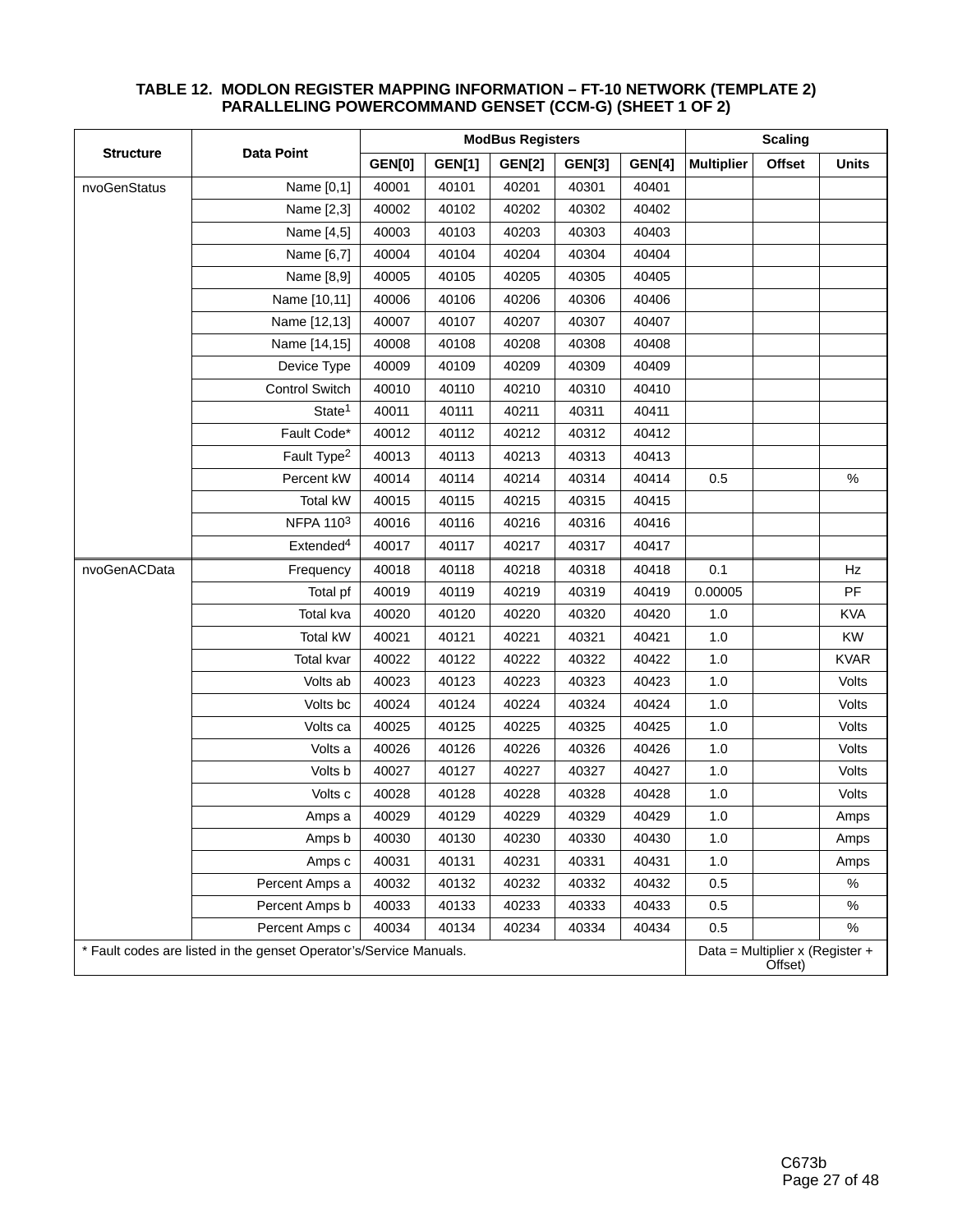**TABLE 12. MODLON REGISTER MAPPING INFORMATION – FT-10 NETWORK (TEMPLATE 2) PARALLELING POWERCOMMAND GENSET (CCM-G) (SHEET 1 OF 2)**

| Structure | Data Point | ModBus Registers | | | | | Scaling | | |
|---|---|---|---|---|---|---|---|---|---|
| | | GEN[0] | GEN[1] | GEN[2] | GEN[3] | GEN[4] | Multiplier | Offset | Units |
| nvoGenStatus | Name [0,1] | 40001 | 40101 | 40201 | 40301 | 40401 | | | |
| | Name [2,3] | 40002 | 40102 | 40202 | 40302 | 40402 | | | |
| | Name [4,5] | 40003 | 40103 | 40203 | 40303 | 40403 | | | |
| | Name [6,7] | 40004 | 40104 | 40204 | 40304 | 40404 | | | |
| | Name [8,9] | 40005 | 40105 | 40205 | 40305 | 40405 | | | |
| | Name [10,11] | 40006 | 40106 | 40206 | 40306 | 40406 | | | |
| | Name [12,13] | 40007 | 40107 | 40207 | 40307 | 40407 | | | |
| | Name [14,15] | 40008 | 40108 | 40208 | 40308 | 40408 | | | |
| | Device Type | 40009 | 40109 | 40209 | 40309 | 40409 | | | |
| | Control Switch | 40010 | 40110 | 40210 | 40310 | 40410 | | | |
| | State[1] | 40011 | 40111 | 40211 | 40311 | 40411 | | | |
| | Fault Code* | 40012 | 40112 | 40212 | 40312 | 40412 | | | |
| | Fault Type[2] | 40013 | 40113 | 40213 | 40313 | 40413 | | | |
| | Percent kW | 40014 | 40114 | 40214 | 40314 | 40414 | 0.5 | | % |
| | Total kW | 40015 | 40115 | 40215 | 40315 | 40415 | | | |
| | NFPA 110[3] | 40016 | 40116 | 40216 | 40316 | 40416 | | | |
| | Extended[4] | 40017 | 40117 | 40217 | 40317 | 40417 | | | |
| nvoGenACData | Frequency | 40018 | 40118 | 40218 | 40318 | 40418 | 0.1 | | Hz |
| | Total pf | 40019 | 40119 | 40219 | 40319 | 40419 | 0.00005 | | PF |
| | Total kva | 40020 | 40120 | 40220 | 40320 | 40420 | 1.0 | | KVA |
| | Total kW | 40021 | 40121 | 40221 | 40321 | 40421 | 1.0 | | KW |
| | Total kvar | 40022 | 40122 | 40222 | 40322 | 40422 | 1.0 | | KVAR |
| | Volts ab | 40023 | 40123 | 40223 | 40323 | 40423 | 1.0 | | Volts |
| | Volts bc | 40024 | 40124 | 40224 | 40324 | 40424 | 1.0 | | Volts |
| | Volts ca | 40025 | 40125 | 40225 | 40325 | 40425 | 1.0 | | Volts |
| | Volts a | 40026 | 40126 | 40226 | 40326 | 40426 | 1.0 | | Volts |
| | Volts b | 40027 | 40127 | 40227 | 40327 | 40427 | 1.0 | | Volts |
| | Volts c | 40028 | 40128 | 40228 | 40328 | 40428 | 1.0 | | Volts |
| | Amps a | 40029 | 40129 | 40229 | 40329 | 40429 | 1.0 | | Amps |
| | Amps b | 40030 | 40130 | 40230 | 40330 | 40430 | 1.0 | | Amps |
| | Amps c | 40031 | 40131 | 40231 | 40331 | 40431 | 1.0 | | Amps |
| | Percent Amps a | 40032 | 40132 | 40232 | 40332 | 40432 | 0.5 | | % |
| | Percent Amps b | 40033 | 40133 | 40233 | 40333 | 40433 | 0.5 | | % |
| | Percent Amps c | 40034 | 40134 | 40234 | 40334 | 40434 | 0.5 | | % |
| * Fault codes are listed in the genset Operator's/Service Manuals. | | | | | | | Data = Multiplier x (Register + Offset) | | |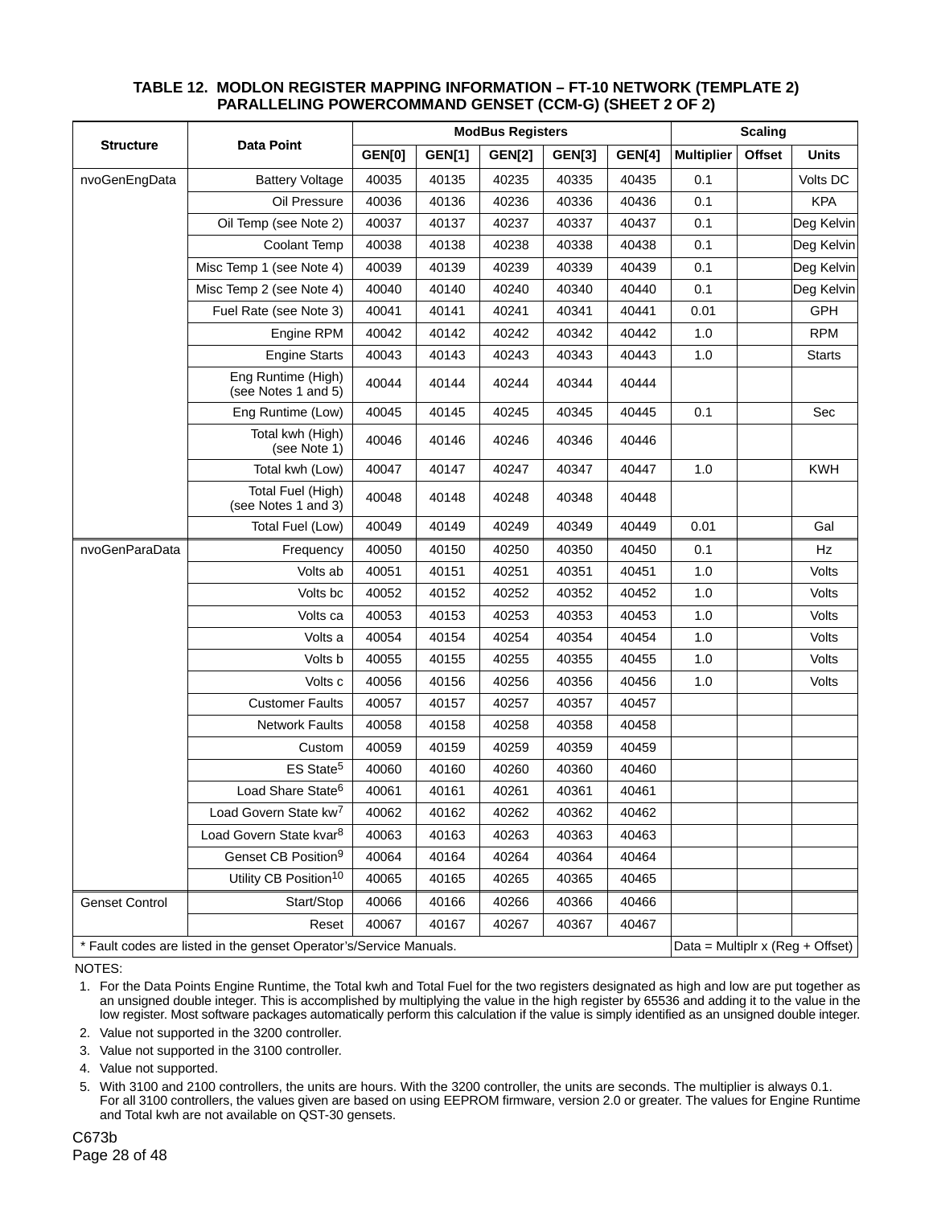**TABLE 12. MODLON REGISTER MAPPING INFORMATION – FT-10 NETWORK (TEMPLATE 2) PARALLELING POWERCOMMAND GENSET (CCM-G) (SHEET 2 OF 2)**

| Structure | Data Point | ModBus Registers | | | | | Scaling | | |
|---|---|---|---|---|---|---|---|---|---|
| | | GEN[0] | GEN[1] | GEN[2] | GEN[3] | GEN[4] | Multiplier | Offset | Units |
| nvoGenEngData | Battery Voltage | 40035 | 40135 | 40235 | 40335 | 40435 | 0.1 | | Volts DC |
| | Oil Pressure | 40036 | 40136 | 40236 | 40336 | 40436 | 0.1 | | KPA |
| | Oil Temp (see Note 2) | 40037 | 40137 | 40237 | 40337 | 40437 | 0.1 | | Deg Kelvin |
| | Coolant Temp | 40038 | 40138 | 40238 | 40338 | 40438 | 0.1 | | Deg Kelvin |
| | Misc Temp 1 (see Note 4) | 40039 | 40139 | 40239 | 40339 | 40439 | 0.1 | | Deg Kelvin |
| | Misc Temp 2 (see Note 4) | 40040 | 40140 | 40240 | 40340 | 40440 | 0.1 | | Deg Kelvin |
| | Fuel Rate (see Note 3) | 40041 | 40141 | 40241 | 40341 | 40441 | 0.01 | | GPH |
| | Engine RPM | 40042 | 40142 | 40242 | 40342 | 40442 | 1.0 | | RPM |
| | Engine Starts | 40043 | 40143 | 40243 | 40343 | 40443 | 1.0 | | Starts |
| | Eng Runtime (High) (see Notes 1 and 5) | 40044 | 40144 | 40244 | 40344 | 40444 | | | |
| | Eng Runtime (Low) | 40045 | 40145 | 40245 | 40345 | 40445 | 0.1 | | Sec |
| | Total kwh (High) (see Note 1) | 40046 | 40146 | 40246 | 40346 | 40446 | | | |
| | Total kwh (Low) | 40047 | 40147 | 40247 | 40347 | 40447 | 1.0 | | KWH |
| | Total Fuel (High) (see Notes 1 and 3) | 40048 | 40148 | 40248 | 40348 | 40448 | | | |
| | Total Fuel (Low) | 40049 | 40149 | 40249 | 40349 | 40449 | 0.01 | | Gal |
| nvoGenParaData | Frequency | 40050 | 40150 | 40250 | 40350 | 40450 | 0.1 | | Hz |
| | Volts ab | 40051 | 40151 | 40251 | 40351 | 40451 | 1.0 | | Volts |
| | Volts bc | 40052 | 40152 | 40252 | 40352 | 40452 | 1.0 | | Volts |
| | Volts ca | 40053 | 40153 | 40253 | 40353 | 40453 | 1.0 | | Volts |
| | Volts a | 40054 | 40154 | 40254 | 40354 | 40454 | 1.0 | | Volts |
| | Volts b | 40055 | 40155 | 40255 | 40355 | 40455 | 1.0 | | Volts |
| | Volts c | 40056 | 40156 | 40256 | 40356 | 40456 | 1.0 | | Volts |
| | Customer Faults | 40057 | 40157 | 40257 | 40357 | 40457 | | | |
| | Network Faults | 40058 | 40158 | 40258 | 40358 | 40458 | | | |
| | Custom | 40059 | 40159 | 40259 | 40359 | 40459 | | | |
| | ES State[5] | 40060 | 40160 | 40260 | 40360 | 40460 | | | |
| | Load Share State[6] | 40061 | 40161 | 40261 | 40361 | 40461 | | | |
| | Load Govern State kw[7] | 40062 | 40162 | 40262 | 40362 | 40462 | | | |
| | Load Govern State kvar[8] | 40063 | 40163 | 40263 | 40363 | 40463 | | | |
| | Genset CB Position[9] | 40064 | 40164 | 40264 | 40364 | 40464 | | | |
| | Utility CB Position[10] | 40065 | 40165 | 40265 | 40365 | 40465 | | | |
| Genset Control | Start/Stop | 40066 | 40166 | 40266 | 40366 | 40466 | | | |
| | Reset | 40067 | 40167 | 40267 | 40367 | 40467 | | | |
| * Fault codes are listed in the genset Operator's/Service Manuals. | | | | | | | Data = Multiplr x (Reg + Offset) | | |

NOTES:

1. For the Data Points Engine Runtime, the Total kwh and Total Fuel for the two registers designated as high and low are put together as an unsigned double integer. This is accomplished by multiplying the value in the high register by 65536 and adding it to the value in the low register. Most software packages automatically perform this calculation if the value is simply identified as an unsigned double integer.
2. Value not supported in the 3200 controller.
3. Value not supported in the 3100 controller.
4. Value not supported.
5. With 3100 and 2100 controllers, the units are hours. With the 3200 controller, the units are seconds. The multiplier is always 0.1. For all 3100 controllers, the values given are based on using EEPROM firmware, version 2.0 or greater. The values for Engine Runtime and Total kwh are not available on QST-30 gensets.

C673b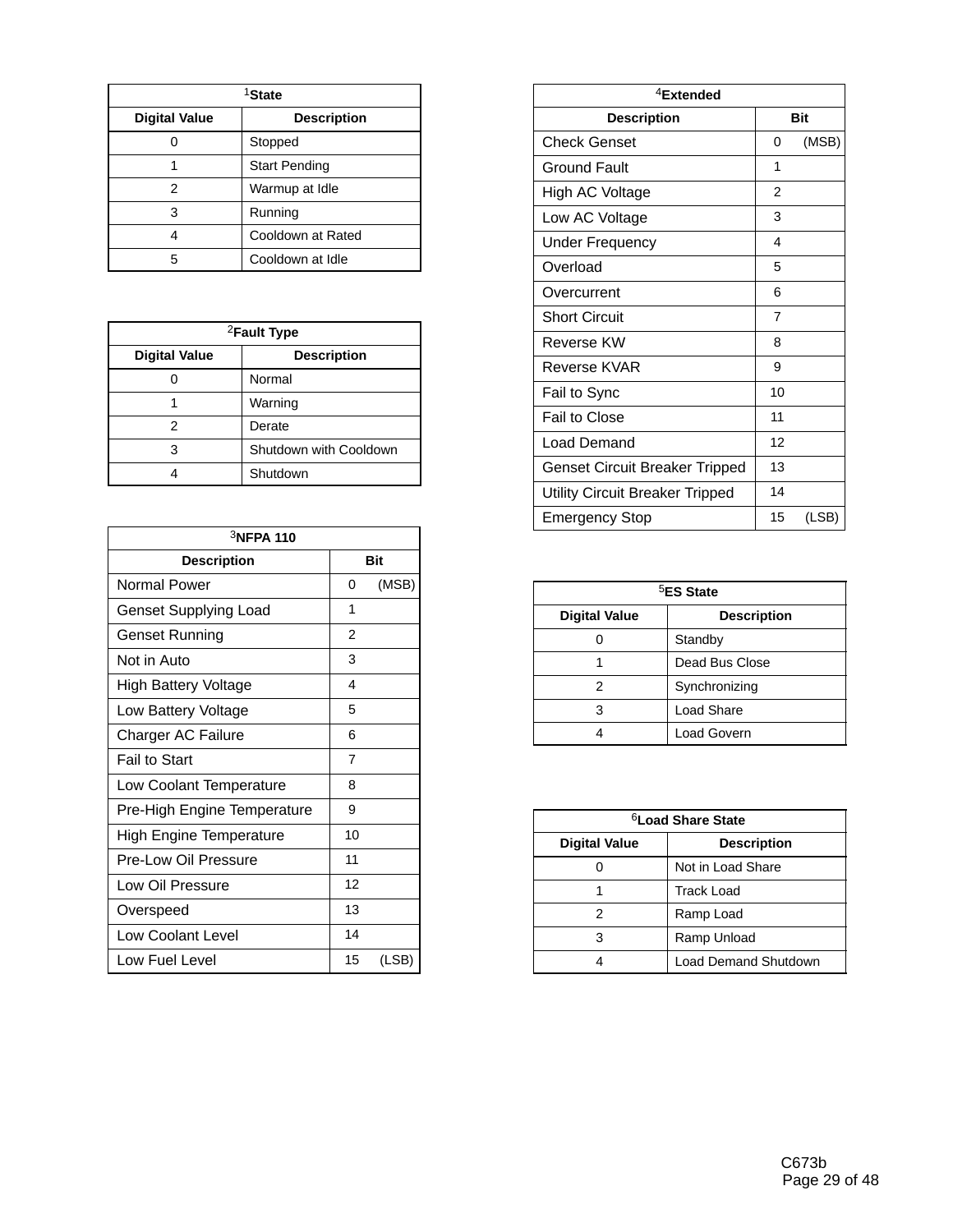| [1]State | |
|---|---|
| **Digital Value** | **Description** |
| 0 | Stopped |
| 1 | Start Pending |
| 2 | Warmup at Idle |
| 3 | Running |
| 4 | Cooldown at Rated |
| 5 | Cooldown at Idle |

| [2]Fault Type | |
|---|---|
| **Digital Value** | **Description** |
| 0 | Normal |
| 1 | Warning |
| 2 | Derate |
| 3 | Shutdown with Cooldown |
| 4 | Shutdown |

| [3]NFPA 110 | |
|---|---|
| **Description** | **Bit** |
| Normal Power | 0 (MSB) |
| Genset Supplying Load | 1 |
| Genset Running | 2 |
| Not in Auto | 3 |
| High Battery Voltage | 4 |
| Low Battery Voltage | 5 |
| Charger AC Failure | 6 |
| Fail to Start | 7 |
| Low Coolant Temperature | 8 |
| Pre-High Engine Temperature | 9 |
| High Engine Temperature | 10 |
| Pre-Low Oil Pressure | 11 |
| Low Oil Pressure | 12 |
| Overspeed | 13 |
| Low Coolant Level | 14 |
| Low Fuel Level | 15 (LSB) |

| [4]Extended | |
|---|---|
| **Description** | **Bit** |
| Check Genset | 0 (MSB) |
| Ground Fault | 1 |
| High AC Voltage | 2 |
| Low AC Voltage | 3 |
| Under Frequency | 4 |
| Overload | 5 |
| Overcurrent | 6 |
| Short Circuit | 7 |
| Reverse KW | 8 |
| Reverse KVAR | 9 |
| Fail to Sync | 10 |
| Fail to Close | 11 |
| Load Demand | 12 |
| Genset Circuit Breaker Tripped | 13 |
| Utility Circuit Breaker Tripped | 14 |
| Emergency Stop | 15 (LSB) |

| [5]ES State | |
|---|---|
| **Digital Value** | **Description** |
| 0 | Standby |
| 1 | Dead Bus Close |
| 2 | Synchronizing |
| 3 | Load Share |
| 4 | Load Govern |

| [6]Load Share State | |
|---|---|
| **Digital Value** | **Description** |
| 0 | Not in Load Share |
| 1 | Track Load |
| 2 | Ramp Load |
| 3 | Ramp Unload |
| 4 | Load Demand Shutdown |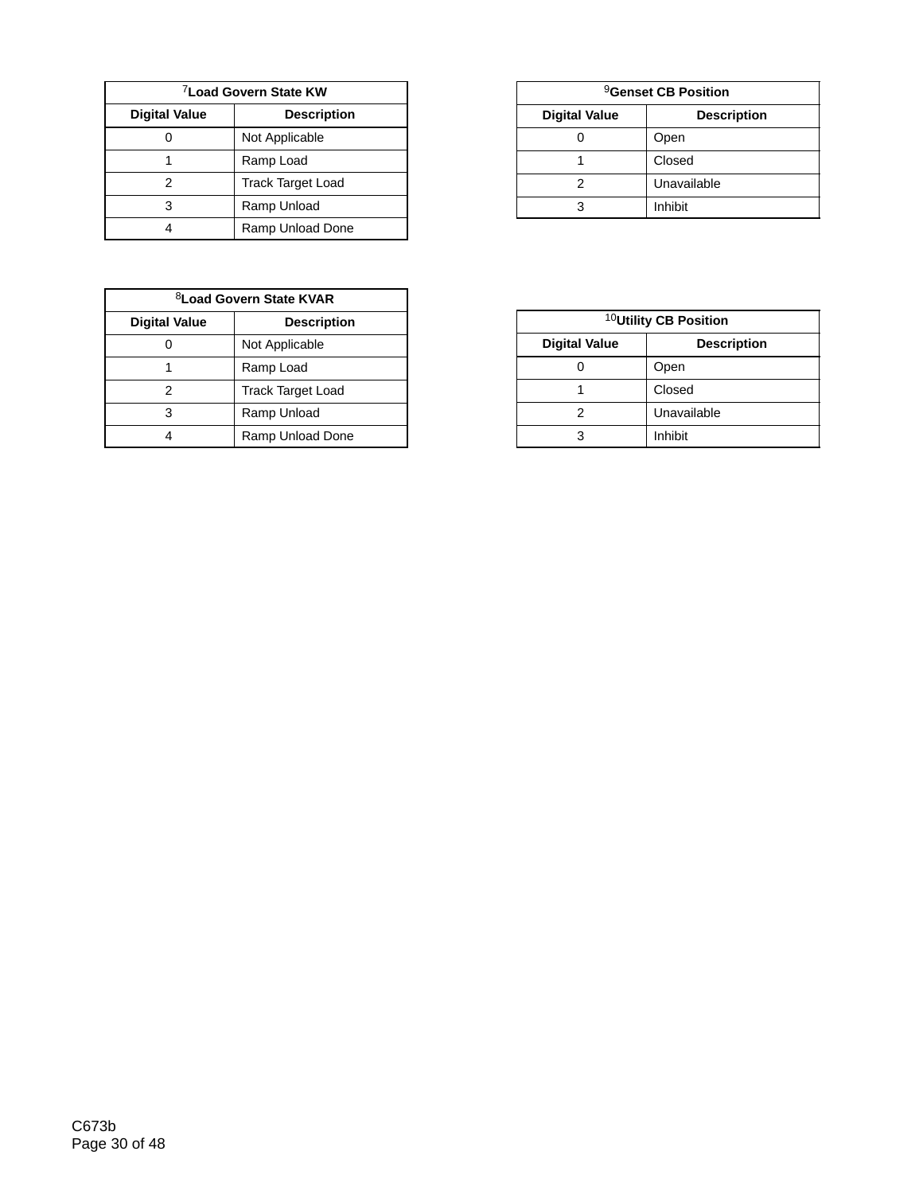| [7]Load Govern State KW | |
|---|---|
| **Digital Value** | **Description** |
| 0 | Not Applicable |
| 1 | Ramp Load |
| 2 | Track Target Load |
| 3 | Ramp Unload |
| 4 | Ramp Unload Done |

| [8]Load Govern State KVAR | |
|---|---|
| **Digital Value** | **Description** |
| 0 | Not Applicable |
| 1 | Ramp Load |
| 2 | Track Target Load |
| 3 | Ramp Unload |
| 4 | Ramp Unload Done |

| [9]Genset CB Position | |
|---|---|
| **Digital Value** | **Description** |
| 0 | Open |
| 1 | Closed |
| 2 | Unavailable |
| 3 | Inhibit |

| [10]Utility CB Position | |
|---|---|
| **Digital Value** | **Description** |
| 0 | Open |
| 1 | Closed |
| 2 | Unavailable |
| 3 | Inhibit |

C673b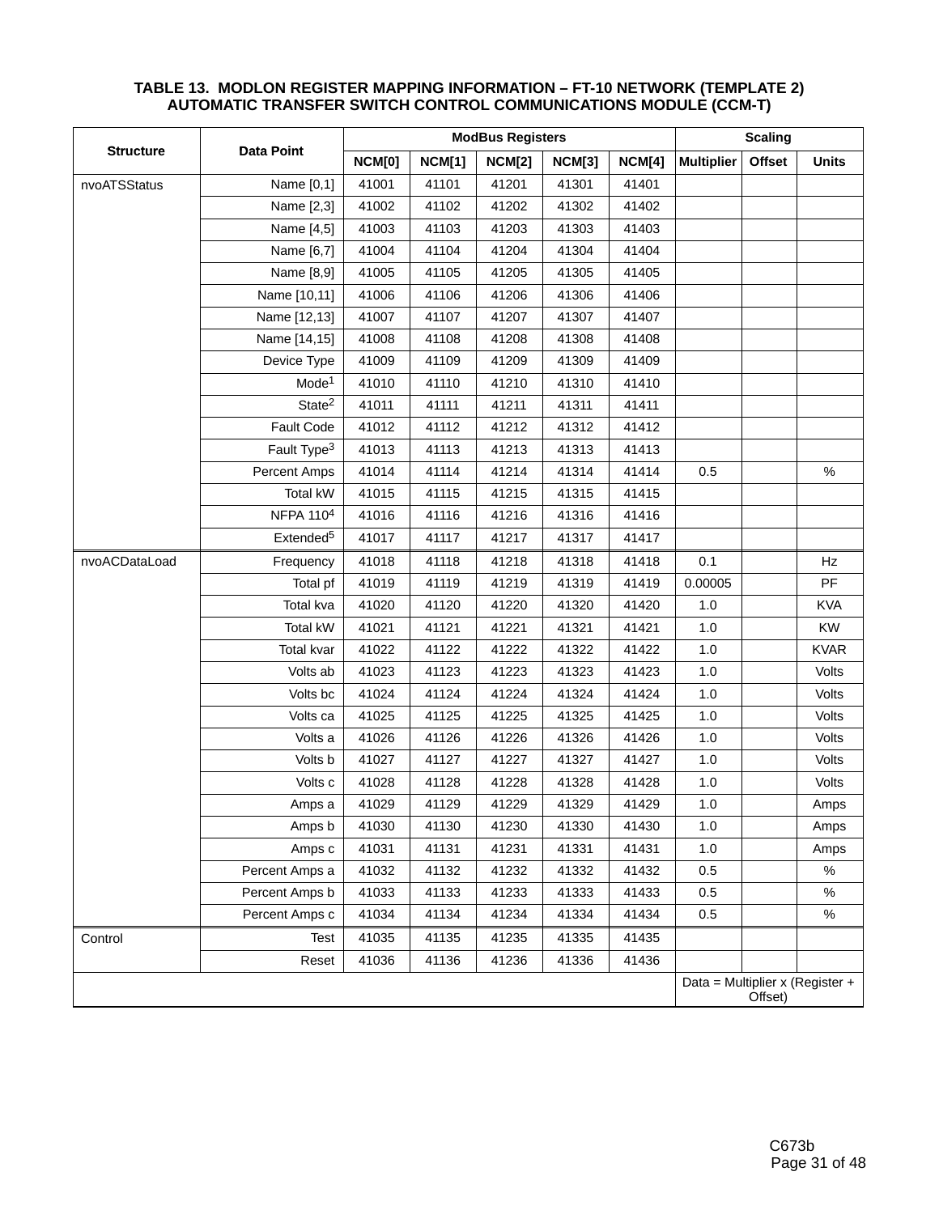### TABLE 13. MODLON REGISTER MAPPING INFORMATION – FT-10 NETWORK (TEMPLATE 2) AUTOMATIC TRANSFER SWITCH CONTROL COMMUNICATIONS MODULE (CCM-T)

| Structure | Data Point | ModBus Registers | | | | | Scaling | | |
|---|---|---|---|---|---|---|---|---|---|
| | | NCM[0] | NCM[1] | NCM[2] | NCM[3] | NCM[4] | Multiplier | Offset | Units |
| nvoATSStatus | Name [0,1] | 41001 | 41101 | 41201 | 41301 | 41401 | | | |
| | Name [2,3] | 41002 | 41102 | 41202 | 41302 | 41402 | | | |
| | Name [4,5] | 41003 | 41103 | 41203 | 41303 | 41403 | | | |
| | Name [6,7] | 41004 | 41104 | 41204 | 41304 | 41404 | | | |
| | Name [8,9] | 41005 | 41105 | 41205 | 41305 | 41405 | | | |
| | Name [10,11] | 41006 | 41106 | 41206 | 41306 | 41406 | | | |
| | Name [12,13] | 41007 | 41107 | 41207 | 41307 | 41407 | | | |
| | Name [14,15] | 41008 | 41108 | 41208 | 41308 | 41408 | | | |
| | Device Type | 41009 | 41109 | 41209 | 41309 | 41409 | | | |
| | Mode[1] | 41010 | 41110 | 41210 | 41310 | 41410 | | | |
| | State[2] | 41011 | 41111 | 41211 | 41311 | 41411 | | | |
| | Fault Code | 41012 | 41112 | 41212 | 41312 | 41412 | | | |
| | Fault Type[3] | 41013 | 41113 | 41213 | 41313 | 41413 | | | |
| | Percent Amps | 41014 | 41114 | 41214 | 41314 | 41414 | 0.5 | | % |
| | Total kW | 41015 | 41115 | 41215 | 41315 | 41415 | | | |
| | NFPA 110[4] | 41016 | 41116 | 41216 | 41316 | 41416 | | | |
| | Extended[5] | 41017 | 41117 | 41217 | 41317 | 41417 | | | |
| nvoACDataLoad | Frequency | 41018 | 41118 | 41218 | 41318 | 41418 | 0.1 | | Hz |
| | Total pf | 41019 | 41119 | 41219 | 41319 | 41419 | 0.00005 | | PF |
| | Total kva | 41020 | 41120 | 41220 | 41320 | 41420 | 1.0 | | KVA |
| | Total kW | 41021 | 41121 | 41221 | 41321 | 41421 | 1.0 | | KW |
| | Total kvar | 41022 | 41122 | 41222 | 41322 | 41422 | 1.0 | | KVAR |
| | Volts ab | 41023 | 41123 | 41223 | 41323 | 41423 | 1.0 | | Volts |
| | Volts bc | 41024 | 41124 | 41224 | 41324 | 41424 | 1.0 | | Volts |
| | Volts ca | 41025 | 41125 | 41225 | 41325 | 41425 | 1.0 | | Volts |
| | Volts a | 41026 | 41126 | 41226 | 41326 | 41426 | 1.0 | | Volts |
| | Volts b | 41027 | 41127 | 41227 | 41327 | 41427 | 1.0 | | Volts |
| | Volts c | 41028 | 41128 | 41228 | 41328 | 41428 | 1.0 | | Volts |
| | Amps a | 41029 | 41129 | 41229 | 41329 | 41429 | 1.0 | | Amps |
| | Amps b | 41030 | 41130 | 41230 | 41330 | 41430 | 1.0 | | Amps |
| | Amps c | 41031 | 41131 | 41231 | 41331 | 41431 | 1.0 | | Amps |
| | Percent Amps a | 41032 | 41132 | 41232 | 41332 | 41432 | 0.5 | | % |
| | Percent Amps b | 41033 | 41133 | 41233 | 41333 | 41433 | 0.5 | | % |
| | Percent Amps c | 41034 | 41134 | 41234 | 41334 | 41434 | 0.5 | | % |
| Control | Test | 41035 | 41135 | 41235 | 41335 | 41435 | | | |
| | Reset | 41036 | 41136 | 41236 | 41336 | 41436 | | | |
| | | | | | | | Data = Multiplier x (Register + Offset) | | |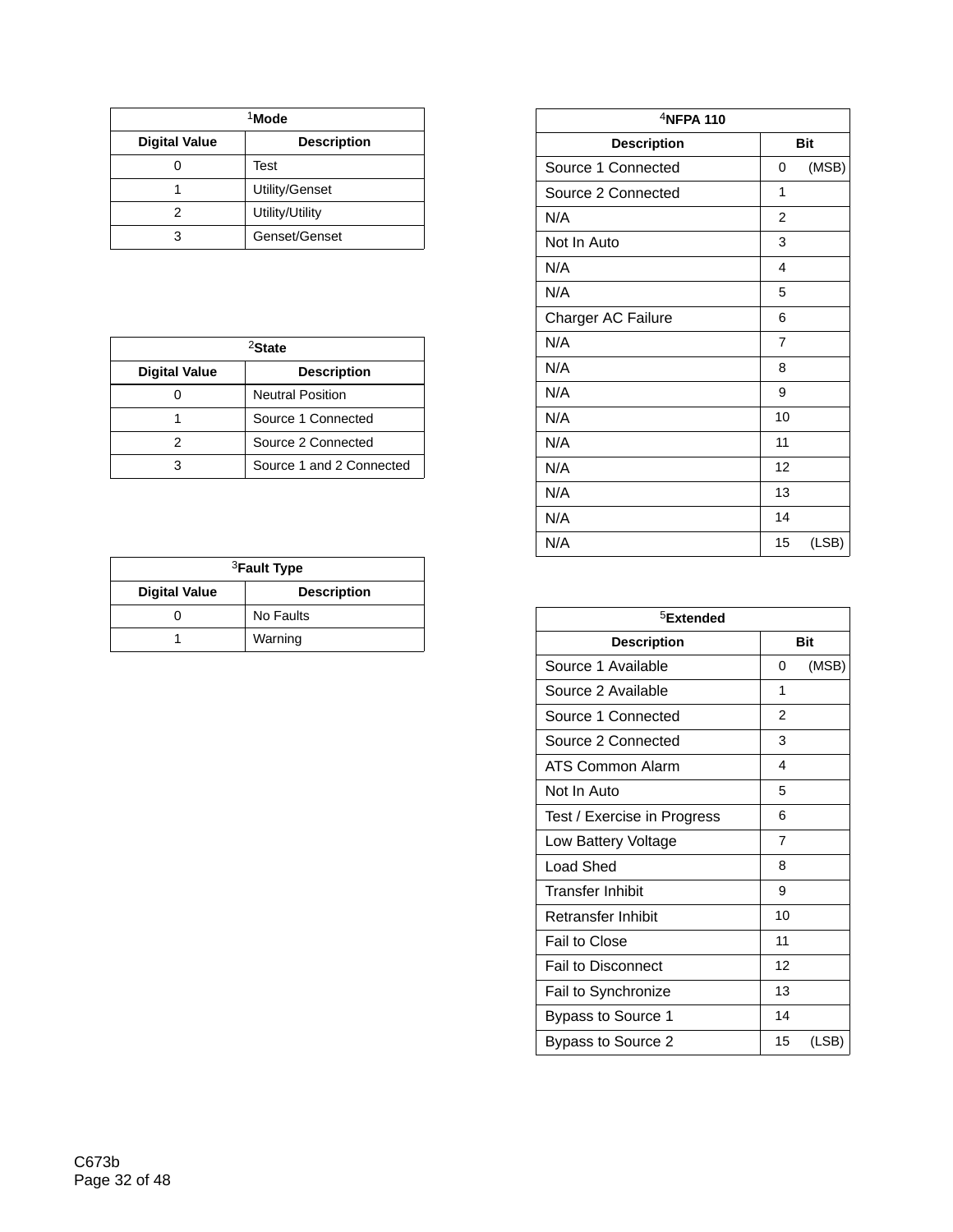| [1]Mode | |
|---|---|
| **Digital Value** | **Description** |
| 0 | Test |
| 1 | Utility/Genset |
| 2 | Utility/Utility |
| 3 | Genset/Genset |

| [2]State | |
|---|---|
| **Digital Value** | **Description** |
| 0 | Neutral Position |
| 1 | Source 1 Connected |
| 2 | Source 2 Connected |
| 3 | Source 1 and 2 Connected |

| [3]Fault Type | |
|---|---|
| **Digital Value** | **Description** |
| 0 | No Faults |
| 1 | Warning |

| [4]NFPA 110 | |
|---|---|
| **Description** | **Bit** |
| Source 1 Connected | 0 (MSB) |
| Source 2 Connected | 1 |
| N/A | 2 |
| Not In Auto | 3 |
| N/A | 4 |
| N/A | 5 |
| Charger AC Failure | 6 |
| N/A | 7 |
| N/A | 8 |
| N/A | 9 |
| N/A | 10 |
| N/A | 11 |
| N/A | 12 |
| N/A | 13 |
| N/A | 14 |
| N/A | 15 (LSB) |

| [5]Extended | |
|---|---|
| **Description** | **Bit** |
| Source 1 Available | 0 (MSB) |
| Source 2 Available | 1 |
| Source 1 Connected | 2 |
| Source 2 Connected | 3 |
| ATS Common Alarm | 4 |
| Not In Auto | 5 |
| Test / Exercise in Progress | 6 |
| Low Battery Voltage | 7 |
| Load Shed | 8 |
| Transfer Inhibit | 9 |
| Retransfer Inhibit | 10 |
| Fail to Close | 11 |
| Fail to Disconnect | 12 |
| Fail to Synchronize | 13 |
| Bypass to Source 1 | 14 |
| Bypass to Source 2 | 15 (LSB) |

C673b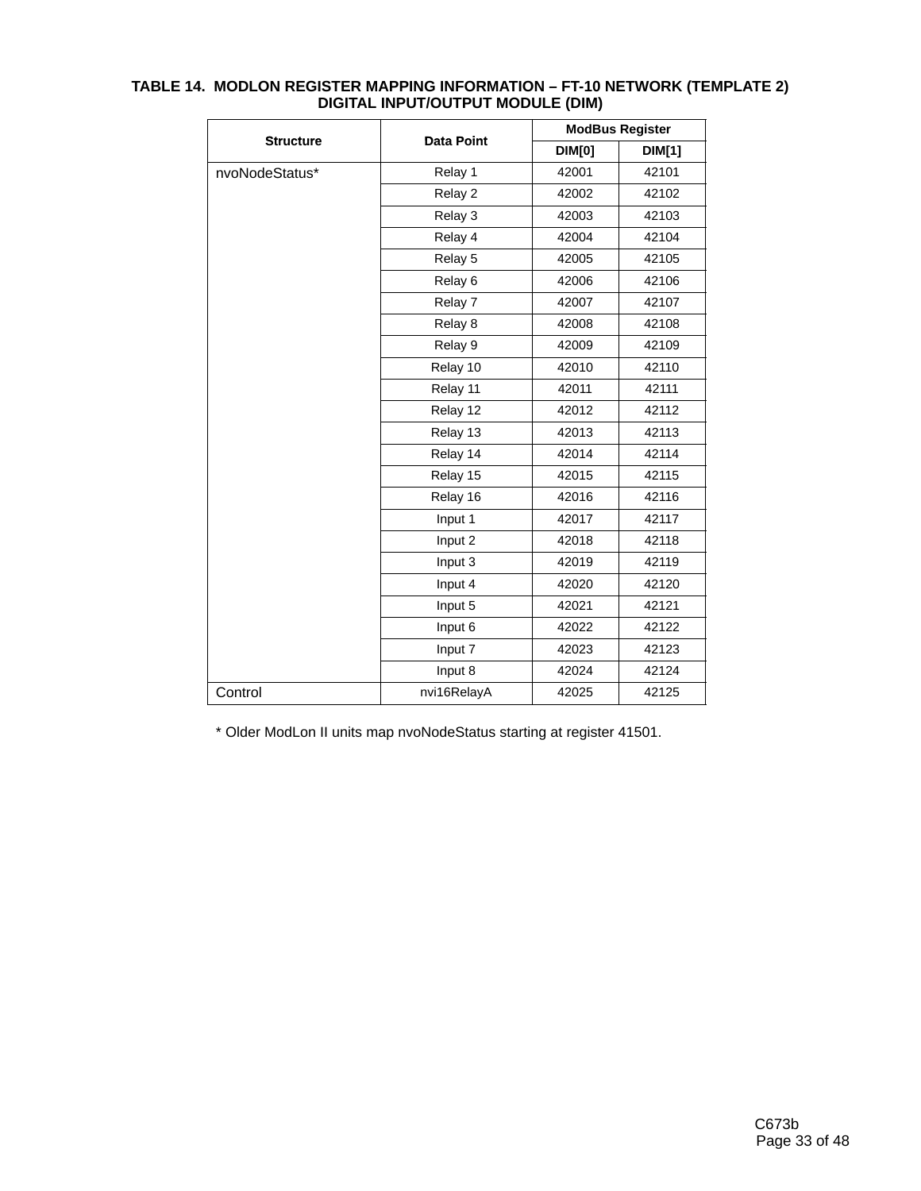**TABLE 14. MODLON REGISTER MAPPING INFORMATION – FT-10 NETWORK (TEMPLATE 2)
DIGITAL INPUT/OUTPUT MODULE (DIM)**

| Structure | Data Point | ModBus Register | |
|---|---|---|---|
| | | DIM[0] | DIM[1] |
| nvoNodeStatus* | Relay 1 | 42001 | 42101 |
| | Relay 2 | 42002 | 42102 |
| | Relay 3 | 42003 | 42103 |
| | Relay 4 | 42004 | 42104 |
| | Relay 5 | 42005 | 42105 |
| | Relay 6 | 42006 | 42106 |
| | Relay 7 | 42007 | 42107 |
| | Relay 8 | 42008 | 42108 |
| | Relay 9 | 42009 | 42109 |
| | Relay 10 | 42010 | 42110 |
| | Relay 11 | 42011 | 42111 |
| | Relay 12 | 42012 | 42112 |
| | Relay 13 | 42013 | 42113 |
| | Relay 14 | 42014 | 42114 |
| | Relay 15 | 42015 | 42115 |
| | Relay 16 | 42016 | 42116 |
| | Input 1 | 42017 | 42117 |
| | Input 2 | 42018 | 42118 |
| | Input 3 | 42019 | 42119 |
| | Input 4 | 42020 | 42120 |
| | Input 5 | 42021 | 42121 |
| | Input 6 | 42022 | 42122 |
| | Input 7 | 42023 | 42123 |
| | Input 8 | 42024 | 42124 |
| Control | nvi16RelayA | 42025 | 42125 |

* Older ModLon II units map nvoNodeStatus starting at register 41501.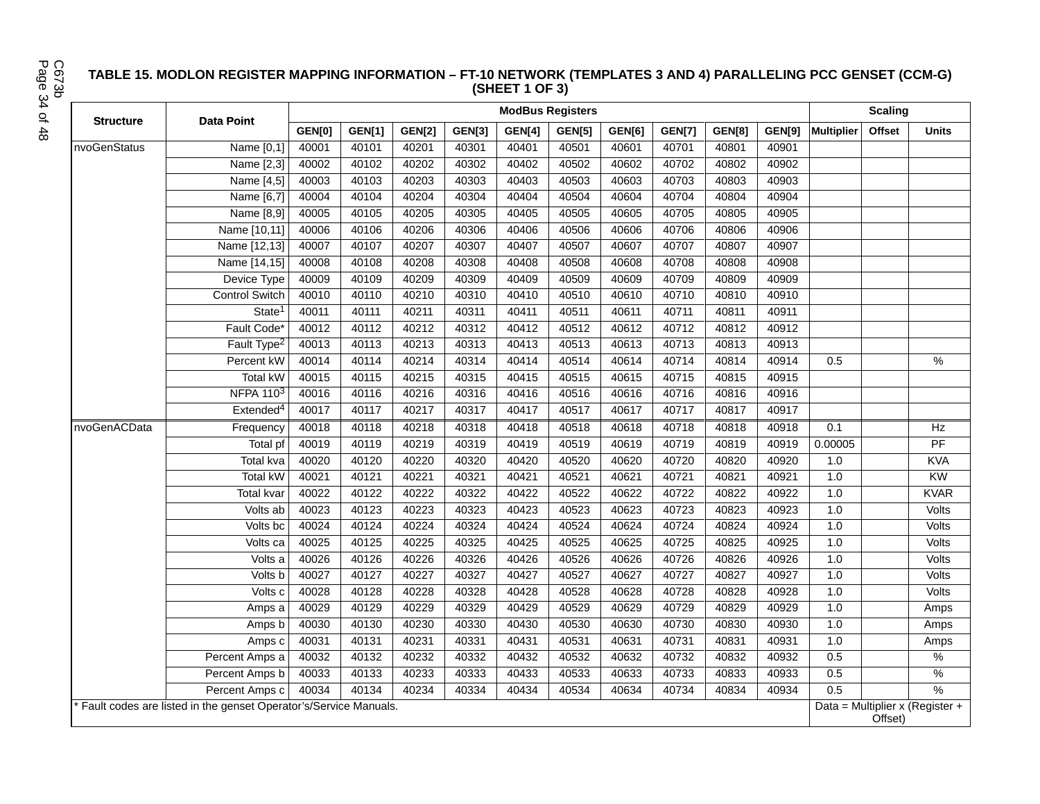## TABLE 15. MODLON REGISTER MAPPING INFORMATION – FT-10 NETWORK (TEMPLATES 3 AND 4) PARALLELING PCC GENSET (CCM-G) (SHEET 1 OF 3)

| Structure | Data Point | ModBus Registers | | | | | | | | | | Scaling | | |
|---|---|---|---|---|---|---|---|---|---|---|---|---|---|---|
| | | GEN[0] | GEN[1] | GEN[2] | GEN[3] | GEN[4] | GEN[5] | GEN[6] | GEN[7] | GEN[8] | GEN[9] | Multiplier | Offset | Units |
| nvoGenStatus | Name [0,1] | 40001 | 40101 | 40201 | 40301 | 40401 | 40501 | 40601 | 40701 | 40801 | 40901 | | | |
| | Name [2,3] | 40002 | 40102 | 40202 | 40302 | 40402 | 40502 | 40602 | 40702 | 40802 | 40902 | | | |
| | Name [4,5] | 40003 | 40103 | 40203 | 40303 | 40403 | 40503 | 40603 | 40703 | 40803 | 40903 | | | |
| | Name [6,7] | 40004 | 40104 | 40204 | 40304 | 40404 | 40504 | 40604 | 40704 | 40804 | 40904 | | | |
| | Name [8,9] | 40005 | 40105 | 40205 | 40305 | 40405 | 40505 | 40605 | 40705 | 40805 | 40905 | | | |
| | Name [10,11] | 40006 | 40106 | 40206 | 40306 | 40406 | 40506 | 40606 | 40706 | 40806 | 40906 | | | |
| | Name [12,13] | 40007 | 40107 | 40207 | 40307 | 40407 | 40507 | 40607 | 40707 | 40807 | 40907 | | | |
| | Name [14,15] | 40008 | 40108 | 40208 | 40308 | 40408 | 40508 | 40608 | 40708 | 40808 | 40908 | | | |
| | Device Type | 40009 | 40109 | 40209 | 40309 | 40409 | 40509 | 40609 | 40709 | 40809 | 40909 | | | |
| | Control Switch | 40010 | 40110 | 40210 | 40310 | 40410 | 40510 | 40610 | 40710 | 40810 | 40910 | | | |
| | State[1] | 40011 | 40111 | 40211 | 40311 | 40411 | 40511 | 40611 | 40711 | 40811 | 40911 | | | |
| | Fault Code* | 40012 | 40112 | 40212 | 40312 | 40412 | 40512 | 40612 | 40712 | 40812 | 40912 | | | |
| | Fault Type[2] | 40013 | 40113 | 40213 | 40313 | 40413 | 40513 | 40613 | 40713 | 40813 | 40913 | | | |
| | Percent kW | 40014 | 40114 | 40214 | 40314 | 40414 | 40514 | 40614 | 40714 | 40814 | 40914 | 0.5 | | % |
| | Total kW | 40015 | 40115 | 40215 | 40315 | 40415 | 40515 | 40615 | 40715 | 40815 | 40915 | | | |
| | NFPA 110[3] | 40016 | 40116 | 40216 | 40316 | 40416 | 40516 | 40616 | 40716 | 40816 | 40916 | | | |
| | Extended[4] | 40017 | 40117 | 40217 | 40317 | 40417 | 40517 | 40617 | 40717 | 40817 | 40917 | | | |
| nvoGenACData | Frequency | 40018 | 40118 | 40218 | 40318 | 40418 | 40518 | 40618 | 40718 | 40818 | 40918 | 0.1 | | Hz |
| | Total pf | 40019 | 40119 | 40219 | 40319 | 40419 | 40519 | 40619 | 40719 | 40819 | 40919 | 0.00005 | | PF |
| | Total kva | 40020 | 40120 | 40220 | 40320 | 40420 | 40520 | 40620 | 40720 | 40820 | 40920 | 1.0 | | KVA |
| | Total kW | 40021 | 40121 | 40221 | 40321 | 40421 | 40521 | 40621 | 40721 | 40821 | 40921 | 1.0 | | KW |
| | Total kvar | 40022 | 40122 | 40222 | 40322 | 40422 | 40522 | 40622 | 40722 | 40822 | 40922 | 1.0 | | KVAR |
| | Volts ab | 40023 | 40123 | 40223 | 40323 | 40423 | 40523 | 40623 | 40723 | 40823 | 40923 | 1.0 | | Volts |
| | Volts bc | 40024 | 40124 | 40224 | 40324 | 40424 | 40524 | 40624 | 40724 | 40824 | 40924 | 1.0 | | Volts |
| | Volts ca | 40025 | 40125 | 40225 | 40325 | 40425 | 40525 | 40625 | 40725 | 40825 | 40925 | 1.0 | | Volts |
| | Volts a | 40026 | 40126 | 40226 | 40326 | 40426 | 40526 | 40626 | 40726 | 40826 | 40926 | 1.0 | | Volts |
| | Volts b | 40027 | 40127 | 40227 | 40327 | 40427 | 40527 | 40627 | 40727 | 40827 | 40927 | 1.0 | | Volts |
| | Volts c | 40028 | 40128 | 40228 | 40328 | 40428 | 40528 | 40628 | 40728 | 40828 | 40928 | 1.0 | | Volts |
| | Amps a | 40029 | 40129 | 40229 | 40329 | 40429 | 40529 | 40629 | 40729 | 40829 | 40929 | 1.0 | | Amps |
| | Amps b | 40030 | 40130 | 40230 | 40330 | 40430 | 40530 | 40630 | 40730 | 40830 | 40930 | 1.0 | | Amps |
| | Amps c | 40031 | 40131 | 40231 | 40331 | 40431 | 40531 | 40631 | 40731 | 40831 | 40931 | 1.0 | | Amps |
| | Percent Amps a | 40032 | 40132 | 40232 | 40332 | 40432 | 40532 | 40632 | 40732 | 40832 | 40932 | 0.5 | | % |
| | Percent Amps b | 40033 | 40133 | 40233 | 40333 | 40433 | 40533 | 40633 | 40733 | 40833 | 40933 | 0.5 | | % |
| | Percent Amps c | 40034 | 40134 | 40234 | 40334 | 40434 | 40534 | 40634 | 40734 | 40834 | 40934 | 0.5 | | % |

\* Fault codes are listed in the genset Operator's/Service Manuals.

Data = Multiplier x (Register + Offset)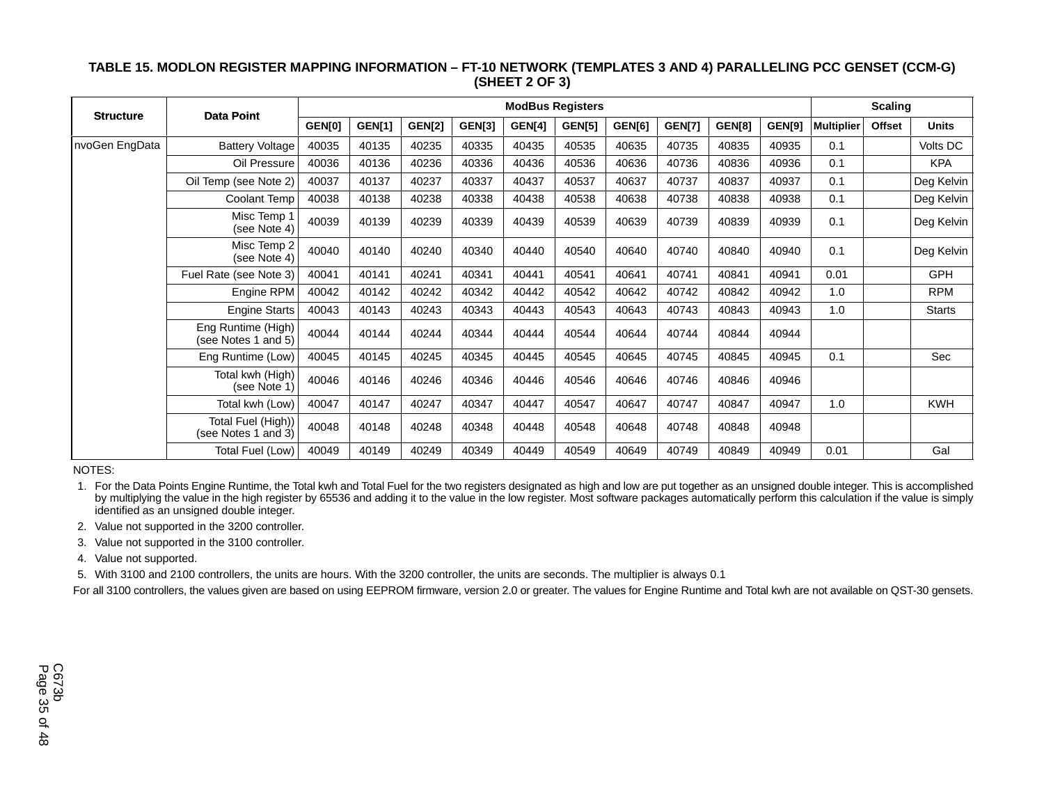**TABLE 15. MODLON REGISTER MAPPING INFORMATION – FT-10 NETWORK (TEMPLATES 3 AND 4) PARALLELING PCC GENSET (CCM-G) (SHEET 2 OF 3)**

| Structure | Data Point | ModBus Registers | | | | | | | | | | Scaling | | |
|---|---|---|---|---|---|---|---|---|---|---|---|---|---|---|
| | | GEN[0] | GEN[1] | GEN[2] | GEN[3] | GEN[4] | GEN[5] | GEN[6] | GEN[7] | GEN[8] | GEN[9] | Multiplier | Offset | Units |
| nvoGen EngData | Battery Voltage | 40035 | 40135 | 40235 | 40335 | 40435 | 40535 | 40635 | 40735 | 40835 | 40935 | 0.1 | | Volts DC |
| | Oil Pressure | 40036 | 40136 | 40236 | 40336 | 40436 | 40536 | 40636 | 40736 | 40836 | 40936 | 0.1 | | KPA |
| | Oil Temp (see Note 2) | 40037 | 40137 | 40237 | 40337 | 40437 | 40537 | 40637 | 40737 | 40837 | 40937 | 0.1 | | Deg Kelvin |
| | Coolant Temp | 40038 | 40138 | 40238 | 40338 | 40438 | 40538 | 40638 | 40738 | 40838 | 40938 | 0.1 | | Deg Kelvin |
| | Misc Temp 1 (see Note 4) | 40039 | 40139 | 40239 | 40339 | 40439 | 40539 | 40639 | 40739 | 40839 | 40939 | 0.1 | | Deg Kelvin |
| | Misc Temp 2 (see Note 4) | 40040 | 40140 | 40240 | 40340 | 40440 | 40540 | 40640 | 40740 | 40840 | 40940 | 0.1 | | Deg Kelvin |
| | Fuel Rate (see Note 3) | 40041 | 40141 | 40241 | 40341 | 40441 | 40541 | 40641 | 40741 | 40841 | 40941 | 0.01 | | GPH |
| | Engine RPM | 40042 | 40142 | 40242 | 40342 | 40442 | 40542 | 40642 | 40742 | 40842 | 40942 | 1.0 | | RPM |
| | Engine Starts | 40043 | 40143 | 40243 | 40343 | 40443 | 40543 | 40643 | 40743 | 40843 | 40943 | 1.0 | | Starts |
| | Eng Runtime (High) (see Notes 1 and 5) | 40044 | 40144 | 40244 | 40344 | 40444 | 40544 | 40644 | 40744 | 40844 | 40944 | | | |
| | Eng Runtime (Low) | 40045 | 40145 | 40245 | 40345 | 40445 | 40545 | 40645 | 40745 | 40845 | 40945 | 0.1 | | Sec |
| | Total kwh (High) (see Note 1) | 40046 | 40146 | 40246 | 40346 | 40446 | 40546 | 40646 | 40746 | 40846 | 40946 | | | |
| | Total kwh (Low) | 40047 | 40147 | 40247 | 40347 | 40447 | 40547 | 40647 | 40747 | 40847 | 40947 | 1.0 | | KWH |
| | Total Fuel (High)) (see Notes 1 and 3) | 40048 | 40148 | 40248 | 40348 | 40448 | 40548 | 40648 | 40748 | 40848 | 40948 | | | |
| | Total Fuel (Low) | 40049 | 40149 | 40249 | 40349 | 40449 | 40549 | 40649 | 40749 | 40849 | 40949 | 0.01 | | Gal |

NOTES:

1. For the Data Points Engine Runtime, the Total kwh and Total Fuel for the two registers designated as high and low are put together as an unsigned double integer. This is accomplished by multiplying the value in the high register by 65536 and adding it to the value in the low register. Most software packages automatically perform this calculation if the value is simply identified as an unsigned double integer.
2. Value not supported in the 3200 controller.
3. Value not supported in the 3100 controller.
4. Value not supported.
5. With 3100 and 2100 controllers, the units are hours. With the 3200 controller, the units are seconds. The multiplier is always 0.1

For all 3100 controllers, the values given are based on using EEPROM firmware, version 2.0 or greater. The values for Engine Runtime and Total kwh are not available on QST-30 gensets.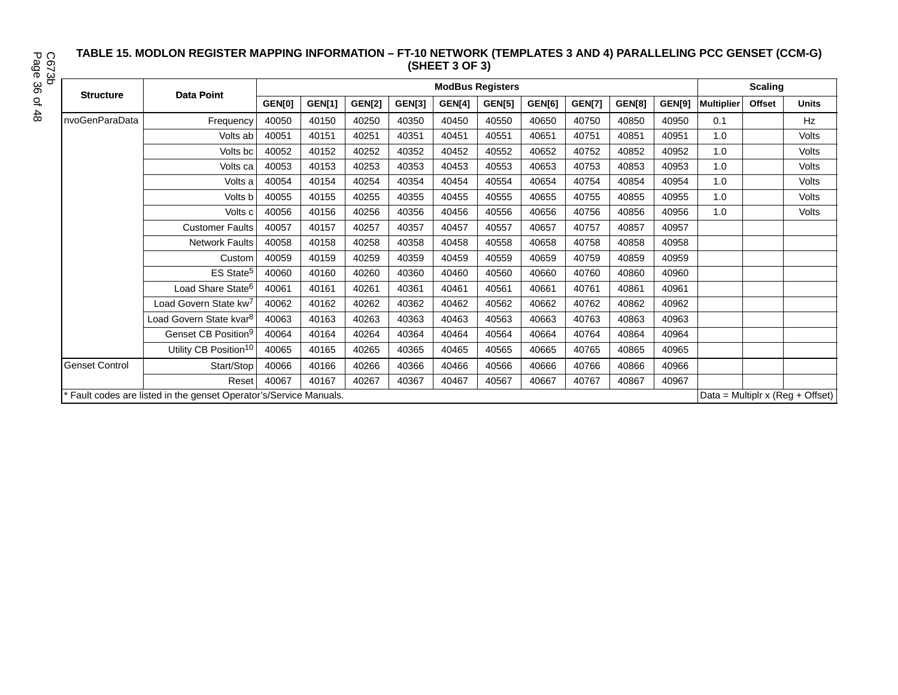**TABLE 15. MODLON REGISTER MAPPING INFORMATION – FT-10 NETWORK (TEMPLATES 3 AND 4) PARALLELING PCC GENSET (CCM-G) (SHEET 3 OF 3)**

| Structure | Data Point | ModBus Registers | | | | | | | | | | Scaling | | |
|---|---|---|---|---|---|---|---|---|---|---|---|---|---|---|
| | | GEN[0] | GEN[1] | GEN[2] | GEN[3] | GEN[4] | GEN[5] | GEN[6] | GEN[7] | GEN[8] | GEN[9] | Multiplier | Offset | Units |
| nvoGenParaData | Frequency | 40050 | 40150 | 40250 | 40350 | 40450 | 40550 | 40650 | 40750 | 40850 | 40950 | 0.1 | | Hz |
| | Volts ab | 40051 | 40151 | 40251 | 40351 | 40451 | 40551 | 40651 | 40751 | 40851 | 40951 | 1.0 | | Volts |
| | Volts bc | 40052 | 40152 | 40252 | 40352 | 40452 | 40552 | 40652 | 40752 | 40852 | 40952 | 1.0 | | Volts |
| | Volts ca | 40053 | 40153 | 40253 | 40353 | 40453 | 40553 | 40653 | 40753 | 40853 | 40953 | 1.0 | | Volts |
| | Volts a | 40054 | 40154 | 40254 | 40354 | 40454 | 40554 | 40654 | 40754 | 40854 | 40954 | 1.0 | | Volts |
| | Volts b | 40055 | 40155 | 40255 | 40355 | 40455 | 40555 | 40655 | 40755 | 40855 | 40955 | 1.0 | | Volts |
| | Volts c | 40056 | 40156 | 40256 | 40356 | 40456 | 40556 | 40656 | 40756 | 40856 | 40956 | 1.0 | | Volts |
| | Customer Faults | 40057 | 40157 | 40257 | 40357 | 40457 | 40557 | 40657 | 40757 | 40857 | 40957 | | | |
| | Network Faults | 40058 | 40158 | 40258 | 40358 | 40458 | 40558 | 40658 | 40758 | 40858 | 40958 | | | |
| | Custom | 40059 | 40159 | 40259 | 40359 | 40459 | 40559 | 40659 | 40759 | 40859 | 40959 | | | |
| | ES State[5] | 40060 | 40160 | 40260 | 40360 | 40460 | 40560 | 40660 | 40760 | 40860 | 40960 | | | |
| | Load Share State[6] | 40061 | 40161 | 40261 | 40361 | 40461 | 40561 | 40661 | 40761 | 40861 | 40961 | | | |
| | Load Govern State kw[7] | 40062 | 40162 | 40262 | 40362 | 40462 | 40562 | 40662 | 40762 | 40862 | 40962 | | | |
| | Load Govern State kvar[8] | 40063 | 40163 | 40263 | 40363 | 40463 | 40563 | 40663 | 40763 | 40863 | 40963 | | | |
| | Genset CB Position[9] | 40064 | 40164 | 40264 | 40364 | 40464 | 40564 | 40664 | 40764 | 40864 | 40964 | | | |
| | Utility CB Position[10] | 40065 | 40165 | 40265 | 40365 | 40465 | 40565 | 40665 | 40765 | 40865 | 40965 | | | |
| Genset Control | Start/Stop | 40066 | 40166 | 40266 | 40366 | 40466 | 40566 | 40666 | 40766 | 40866 | 40966 | | | |
| | Reset | 40067 | 40167 | 40267 | 40367 | 40467 | 40567 | 40667 | 40767 | 40867 | 40967 | | | |
| * Fault codes are listed in the genset Operator's/Service Manuals. | | | | | | | | | | | | Data = Multiplr x (Reg + Offset) | | |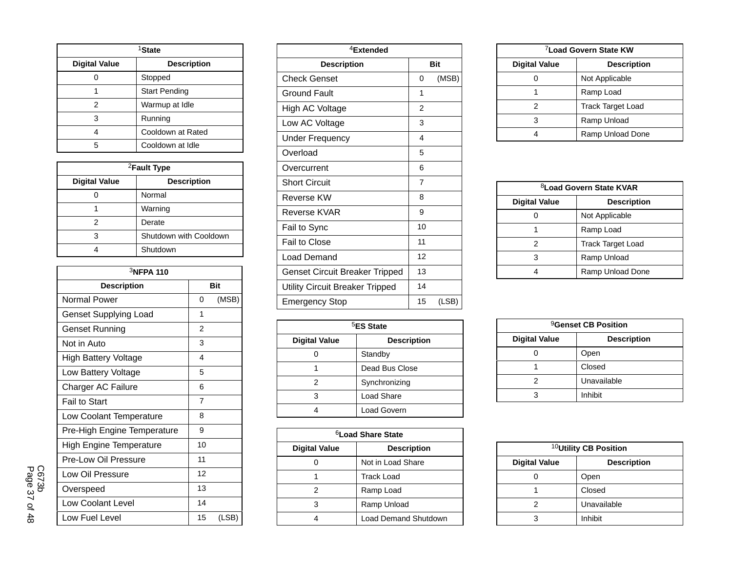| [1]State | |
|---|---|
| **Digital Value** | **Description** |
| 0 | Stopped |
| 1 | Start Pending |
| 2 | Warmup at Idle |
| 3 | Running |
| 4 | Cooldown at Rated |
| 5 | Cooldown at Idle |

| [2]Fault Type | |
|---|---|
| **Digital Value** | **Description** |
| 0 | Normal |
| 1 | Warning |
| 2 | Derate |
| 3 | Shutdown with Cooldown |
| 4 | Shutdown |

| [3]NFPA 110 | |
|---|---|
| **Description** | **Bit** |
| Normal Power | 0 (MSB) |
| Genset Supplying Load | 1 |
| Genset Running | 2 |
| Not in Auto | 3 |
| High Battery Voltage | 4 |
| Low Battery Voltage | 5 |
| Charger AC Failure | 6 |
| Fail to Start | 7 |
| Low Coolant Temperature | 8 |
| Pre-High Engine Temperature | 9 |
| High Engine Temperature | 10 |
| Pre-Low Oil Pressure | 11 |
| Low Oil Pressure | 12 |
| Overspeed | 13 |
| Low Coolant Level | 14 |
| Low Fuel Level | 15 (LSB) |

| [4]Extended | |
|---|---|
| **Description** | **Bit** |
| Check Genset | 0 (MSB) |
| Ground Fault | 1 |
| High AC Voltage | 2 |
| Low AC Voltage | 3 |
| Under Frequency | 4 |
| Overload | 5 |
| Overcurrent | 6 |
| Short Circuit | 7 |
| Reverse KW | 8 |
| Reverse KVAR | 9 |
| Fail to Sync | 10 |
| Fail to Close | 11 |
| Load Demand | 12 |
| Genset Circuit Breaker Tripped | 13 |
| Utility Circuit Breaker Tripped | 14 |
| Emergency Stop | 15 (LSB) |

| [5]ES State | |
|---|---|
| **Digital Value** | **Description** |
| 0 | Standby |
| 1 | Dead Bus Close |
| 2 | Synchronizing |
| 3 | Load Share |
| 4 | Load Govern |

| [6]Load Share State | |
|---|---|
| **Digital Value** | **Description** |
| 0 | Not in Load Share |
| 1 | Track Load |
| 2 | Ramp Load |
| 3 | Ramp Unload |
| 4 | Load Demand Shutdown |

| [7]Load Govern State KW | |
|---|---|
| **Digital Value** | **Description** |
| 0 | Not Applicable |
| 1 | Ramp Load |
| 2 | Track Target Load |
| 3 | Ramp Unload |
| 4 | Ramp Unload Done |

| [8]Load Govern State KVAR | |
|---|---|
| **Digital Value** | **Description** |
| 0 | Not Applicable |
| 1 | Ramp Load |
| 2 | Track Target Load |
| 3 | Ramp Unload |
| 4 | Ramp Unload Done |

| [9]Genset CB Position | |
|---|---|
| **Digital Value** | **Description** |
| 0 | Open |
| 1 | Closed |
| 2 | Unavailable |
| 3 | Inhibit |

| [10]Utility CB Position | |
|---|---|
| **Digital Value** | **Description** |
| 0 | Open |
| 1 | Closed |
| 2 | Unavailable |
| 3 | Inhibit |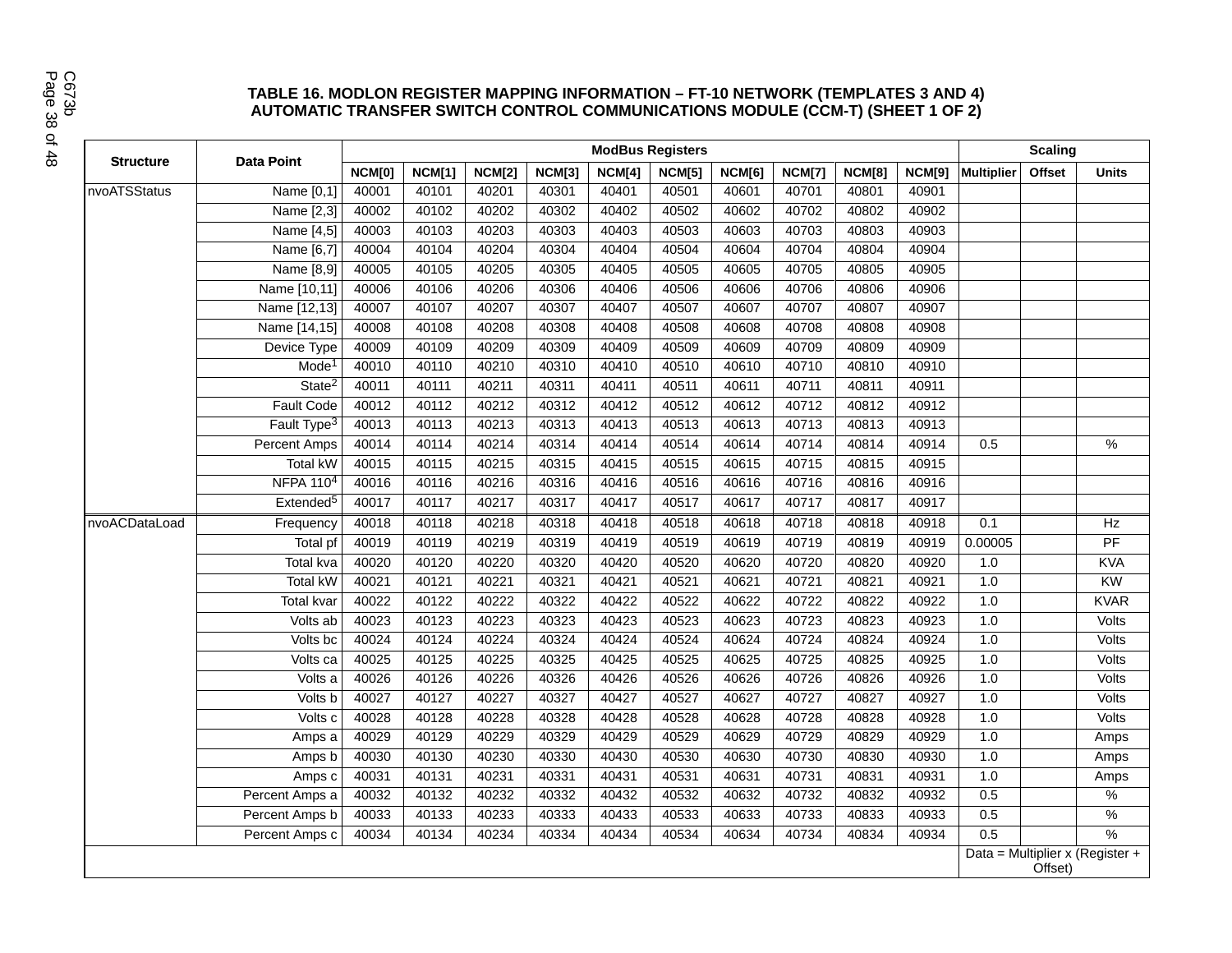**TABLE 16. MODLON REGISTER MAPPING INFORMATION – FT-10 NETWORK (TEMPLATES 3 AND 4) AUTOMATIC TRANSFER SWITCH CONTROL COMMUNICATIONS MODULE (CCM-T) (SHEET 1 OF 2)**

| Structure | Data Point | ModBus Registers | | | | | | | | | | Scaling | | |
|---|---|---|---|---|---|---|---|---|---|---|---|---|---|---|
| | | NCM[0] | NCM[1] | NCM[2] | NCM[3] | NCM[4] | NCM[5] | NCM[6] | NCM[7] | NCM[8] | NCM[9] | Multiplier | Offset | Units |
| nvoATSStatus | Name [0,1] | 40001 | 40101 | 40201 | 40301 | 40401 | 40501 | 40601 | 40701 | 40801 | 40901 | | | |
| | Name [2,3] | 40002 | 40102 | 40202 | 40302 | 40402 | 40502 | 40602 | 40702 | 40802 | 40902 | | | |
| | Name [4,5] | 40003 | 40103 | 40203 | 40303 | 40403 | 40503 | 40603 | 40703 | 40803 | 40903 | | | |
| | Name [6,7] | 40004 | 40104 | 40204 | 40304 | 40404 | 40504 | 40604 | 40704 | 40804 | 40904 | | | |
| | Name [8,9] | 40005 | 40105 | 40205 | 40305 | 40405 | 40505 | 40605 | 40705 | 40805 | 40905 | | | |
| | Name [10,11] | 40006 | 40106 | 40206 | 40306 | 40406 | 40506 | 40606 | 40706 | 40806 | 40906 | | | |
| | Name [12,13] | 40007 | 40107 | 40207 | 40307 | 40407 | 40507 | 40607 | 40707 | 40807 | 40907 | | | |
| | Name [14,15] | 40008 | 40108 | 40208 | 40308 | 40408 | 40508 | 40608 | 40708 | 40808 | 40908 | | | |
| | Device Type | 40009 | 40109 | 40209 | 40309 | 40409 | 40509 | 40609 | 40709 | 40809 | 40909 | | | |
| | Mode[1] | 40010 | 40110 | 40210 | 40310 | 40410 | 40510 | 40610 | 40710 | 40810 | 40910 | | | |
| | State[2] | 40011 | 40111 | 40211 | 40311 | 40411 | 40511 | 40611 | 40711 | 40811 | 40911 | | | |
| | Fault Code | 40012 | 40112 | 40212 | 40312 | 40412 | 40512 | 40612 | 40712 | 40812 | 40912 | | | |
| | Fault Type[3] | 40013 | 40113 | 40213 | 40313 | 40413 | 40513 | 40613 | 40713 | 40813 | 40913 | | | |
| | Percent Amps | 40014 | 40114 | 40214 | 40314 | 40414 | 40514 | 40614 | 40714 | 40814 | 40914 | 0.5 | | % |
| | Total kW | 40015 | 40115 | 40215 | 40315 | 40415 | 40515 | 40615 | 40715 | 40815 | 40915 | | | |
| | NFPA 110[4] | 40016 | 40116 | 40216 | 40316 | 40416 | 40516 | 40616 | 40716 | 40816 | 40916 | | | |
| | Extended[5] | 40017 | 40117 | 40217 | 40317 | 40417 | 40517 | 40617 | 40717 | 40817 | 40917 | | | |
| nvoACDataLoad | Frequency | 40018 | 40118 | 40218 | 40318 | 40418 | 40518 | 40618 | 40718 | 40818 | 40918 | 0.1 | | Hz |
| | Total pf | 40019 | 40119 | 40219 | 40319 | 40419 | 40519 | 40619 | 40719 | 40819 | 40919 | 0.00005 | | PF |
| | Total kva | 40020 | 40120 | 40220 | 40320 | 40420 | 40520 | 40620 | 40720 | 40820 | 40920 | 1.0 | | KVA |
| | Total kW | 40021 | 40121 | 40221 | 40321 | 40421 | 40521 | 40621 | 40721 | 40821 | 40921 | 1.0 | | KW |
| | Total kvar | 40022 | 40122 | 40222 | 40322 | 40422 | 40522 | 40622 | 40722 | 40822 | 40922 | 1.0 | | KVAR |
| | Volts ab | 40023 | 40123 | 40223 | 40323 | 40423 | 40523 | 40623 | 40723 | 40823 | 40923 | 1.0 | | Volts |
| | Volts bc | 40024 | 40124 | 40224 | 40324 | 40424 | 40524 | 40624 | 40724 | 40824 | 40924 | 1.0 | | Volts |
| | Volts ca | 40025 | 40125 | 40225 | 40325 | 40425 | 40525 | 40625 | 40725 | 40825 | 40925 | 1.0 | | Volts |
| | Volts a | 40026 | 40126 | 40226 | 40326 | 40426 | 40526 | 40626 | 40726 | 40826 | 40926 | 1.0 | | Volts |
| | Volts b | 40027 | 40127 | 40227 | 40327 | 40427 | 40527 | 40627 | 40727 | 40827 | 40927 | 1.0 | | Volts |
| | Volts c | 40028 | 40128 | 40228 | 40328 | 40428 | 40528 | 40628 | 40728 | 40828 | 40928 | 1.0 | | Volts |
| | Amps a | 40029 | 40129 | 40229 | 40329 | 40429 | 40529 | 40629 | 40729 | 40829 | 40929 | 1.0 | | Amps |
| | Amps b | 40030 | 40130 | 40230 | 40330 | 40430 | 40530 | 40630 | 40730 | 40830 | 40930 | 1.0 | | Amps |
| | Amps c | 40031 | 40131 | 40231 | 40331 | 40431 | 40531 | 40631 | 40731 | 40831 | 40931 | 1.0 | | Amps |
| | Percent Amps a | 40032 | 40132 | 40232 | 40332 | 40432 | 40532 | 40632 | 40732 | 40832 | 40932 | 0.5 | | % |
| | Percent Amps b | 40033 | 40133 | 40233 | 40333 | 40433 | 40533 | 40633 | 40733 | 40833 | 40933 | 0.5 | | % |
| | Percent Amps c | 40034 | 40134 | 40234 | 40334 | 40434 | 40534 | 40634 | 40734 | 40834 | 40934 | 0.5 | | % |
| | | | | | | | | | | | | Data = Multiplier x (Register + Offset) | | |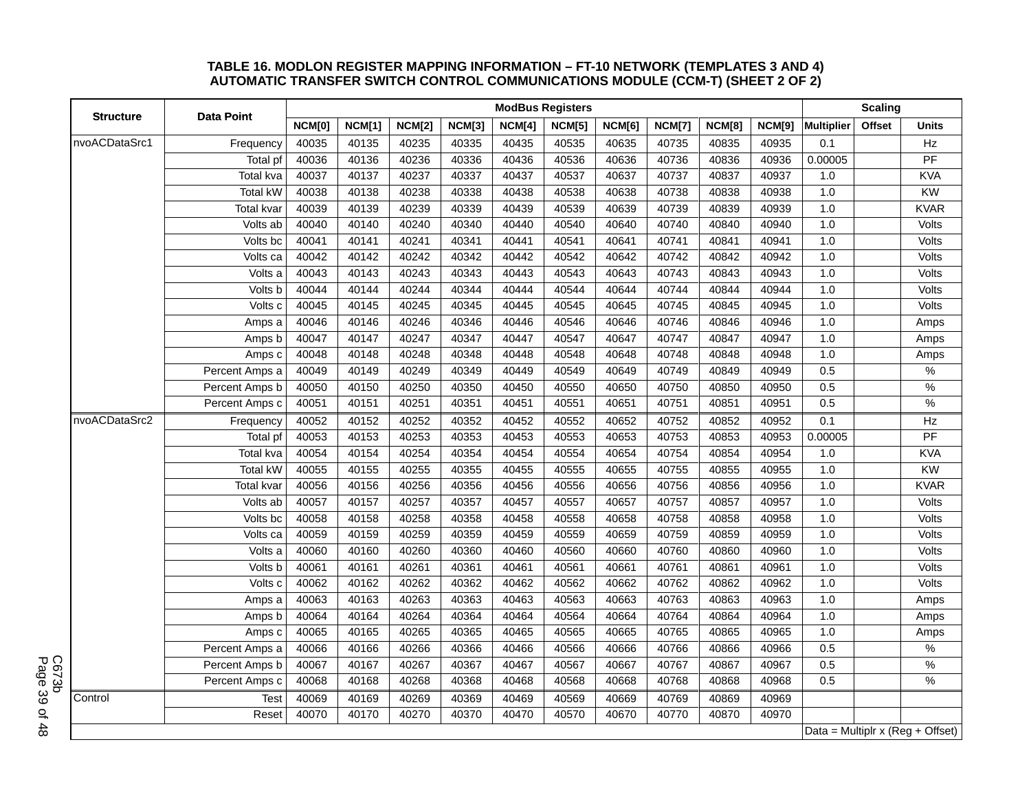**TABLE 16. MODLON REGISTER MAPPING INFORMATION – FT-10 NETWORK (TEMPLATES 3 AND 4)**
**AUTOMATIC TRANSFER SWITCH CONTROL COMMUNICATIONS MODULE (CCM-T) (SHEET 2 OF 2)**

| Structure | Data Point | ModBus Registers | | | | | | | | | | Scaling | | |
|---|---|---|---|---|---|---|---|---|---|---|---|---|---|---|
| | | NCM[0] | NCM[1] | NCM[2] | NCM[3] | NCM[4] | NCM[5] | NCM[6] | NCM[7] | NCM[8] | NCM[9] | Multiplier | Offset | Units |
| nvoACDataSrc1 | Frequency | 40035 | 40135 | 40235 | 40335 | 40435 | 40535 | 40635 | 40735 | 40835 | 40935 | 0.1 | | Hz |
| | Total pf | 40036 | 40136 | 40236 | 40336 | 40436 | 40536 | 40636 | 40736 | 40836 | 40936 | 0.00005 | | PF |
| | Total kva | 40037 | 40137 | 40237 | 40337 | 40437 | 40537 | 40637 | 40737 | 40837 | 40937 | 1.0 | | KVA |
| | Total kW | 40038 | 40138 | 40238 | 40338 | 40438 | 40538 | 40638 | 40738 | 40838 | 40938 | 1.0 | | KW |
| | Total kvar | 40039 | 40139 | 40239 | 40339 | 40439 | 40539 | 40639 | 40739 | 40839 | 40939 | 1.0 | | KVAR |
| | Volts ab | 40040 | 40140 | 40240 | 40340 | 40440 | 40540 | 40640 | 40740 | 40840 | 40940 | 1.0 | | Volts |
| | Volts bc | 40041 | 40141 | 40241 | 40341 | 40441 | 40541 | 40641 | 40741 | 40841 | 40941 | 1.0 | | Volts |
| | Volts ca | 40042 | 40142 | 40242 | 40342 | 40442 | 40542 | 40642 | 40742 | 40842 | 40942 | 1.0 | | Volts |
| | Volts a | 40043 | 40143 | 40243 | 40343 | 40443 | 40543 | 40643 | 40743 | 40843 | 40943 | 1.0 | | Volts |
| | Volts b | 40044 | 40144 | 40244 | 40344 | 40444 | 40544 | 40644 | 40744 | 40844 | 40944 | 1.0 | | Volts |
| | Volts c | 40045 | 40145 | 40245 | 40345 | 40445 | 40545 | 40645 | 40745 | 40845 | 40945 | 1.0 | | Volts |
| | Amps a | 40046 | 40146 | 40246 | 40346 | 40446 | 40546 | 40646 | 40746 | 40846 | 40946 | 1.0 | | Amps |
| | Amps b | 40047 | 40147 | 40247 | 40347 | 40447 | 40547 | 40647 | 40747 | 40847 | 40947 | 1.0 | | Amps |
| | Amps c | 40048 | 40148 | 40248 | 40348 | 40448 | 40548 | 40648 | 40748 | 40848 | 40948 | 1.0 | | Amps |
| | Percent Amps a | 40049 | 40149 | 40249 | 40349 | 40449 | 40549 | 40649 | 40749 | 40849 | 40949 | 0.5 | | % |
| | Percent Amps b | 40050 | 40150 | 40250 | 40350 | 40450 | 40550 | 40650 | 40750 | 40850 | 40950 | 0.5 | | % |
| | Percent Amps c | 40051 | 40151 | 40251 | 40351 | 40451 | 40551 | 40651 | 40751 | 40851 | 40951 | 0.5 | | % |
| nvoACDataSrc2 | Frequency | 40052 | 40152 | 40252 | 40352 | 40452 | 40552 | 40652 | 40752 | 40852 | 40952 | 0.1 | | Hz |
| | Total pf | 40053 | 40153 | 40253 | 40353 | 40453 | 40553 | 40653 | 40753 | 40853 | 40953 | 0.00005 | | PF |
| | Total kva | 40054 | 40154 | 40254 | 40354 | 40454 | 40554 | 40654 | 40754 | 40854 | 40954 | 1.0 | | KVA |
| | Total kW | 40055 | 40155 | 40255 | 40355 | 40455 | 40555 | 40655 | 40755 | 40855 | 40955 | 1.0 | | KW |
| | Total kvar | 40056 | 40156 | 40256 | 40356 | 40456 | 40556 | 40656 | 40756 | 40856 | 40956 | 1.0 | | KVAR |
| | Volts ab | 40057 | 40157 | 40257 | 40357 | 40457 | 40557 | 40657 | 40757 | 40857 | 40957 | 1.0 | | Volts |
| | Volts bc | 40058 | 40158 | 40258 | 40358 | 40458 | 40558 | 40658 | 40758 | 40858 | 40958 | 1.0 | | Volts |
| | Volts ca | 40059 | 40159 | 40259 | 40359 | 40459 | 40559 | 40659 | 40759 | 40859 | 40959 | 1.0 | | Volts |
| | Volts a | 40060 | 40160 | 40260 | 40360 | 40460 | 40560 | 40660 | 40760 | 40860 | 40960 | 1.0 | | Volts |
| | Volts b | 40061 | 40161 | 40261 | 40361 | 40461 | 40561 | 40661 | 40761 | 40861 | 40961 | 1.0 | | Volts |
| | Volts c | 40062 | 40162 | 40262 | 40362 | 40462 | 40562 | 40662 | 40762 | 40862 | 40962 | 1.0 | | Volts |
| | Amps a | 40063 | 40163 | 40263 | 40363 | 40463 | 40563 | 40663 | 40763 | 40863 | 40963 | 1.0 | | Amps |
| | Amps b | 40064 | 40164 | 40264 | 40364 | 40464 | 40564 | 40664 | 40764 | 40864 | 40964 | 1.0 | | Amps |
| | Amps c | 40065 | 40165 | 40265 | 40365 | 40465 | 40565 | 40665 | 40765 | 40865 | 40965 | 1.0 | | Amps |
| | Percent Amps a | 40066 | 40166 | 40266 | 40366 | 40466 | 40566 | 40666 | 40766 | 40866 | 40966 | 0.5 | | % |
| | Percent Amps b | 40067 | 40167 | 40267 | 40367 | 40467 | 40567 | 40667 | 40767 | 40867 | 40967 | 0.5 | | % |
| | Percent Amps c | 40068 | 40168 | 40268 | 40368 | 40468 | 40568 | 40668 | 40768 | 40868 | 40968 | 0.5 | | % |
| Control | Test | 40069 | 40169 | 40269 | 40369 | 40469 | 40569 | 40669 | 40769 | 40869 | 40969 | | | |
| | Reset | 40070 | 40170 | 40270 | 40370 | 40470 | 40570 | 40670 | 40770 | 40870 | 40970 | | | |
| | | | | | | | | | | | | Data = Multiplr x (Reg + Offset) | | |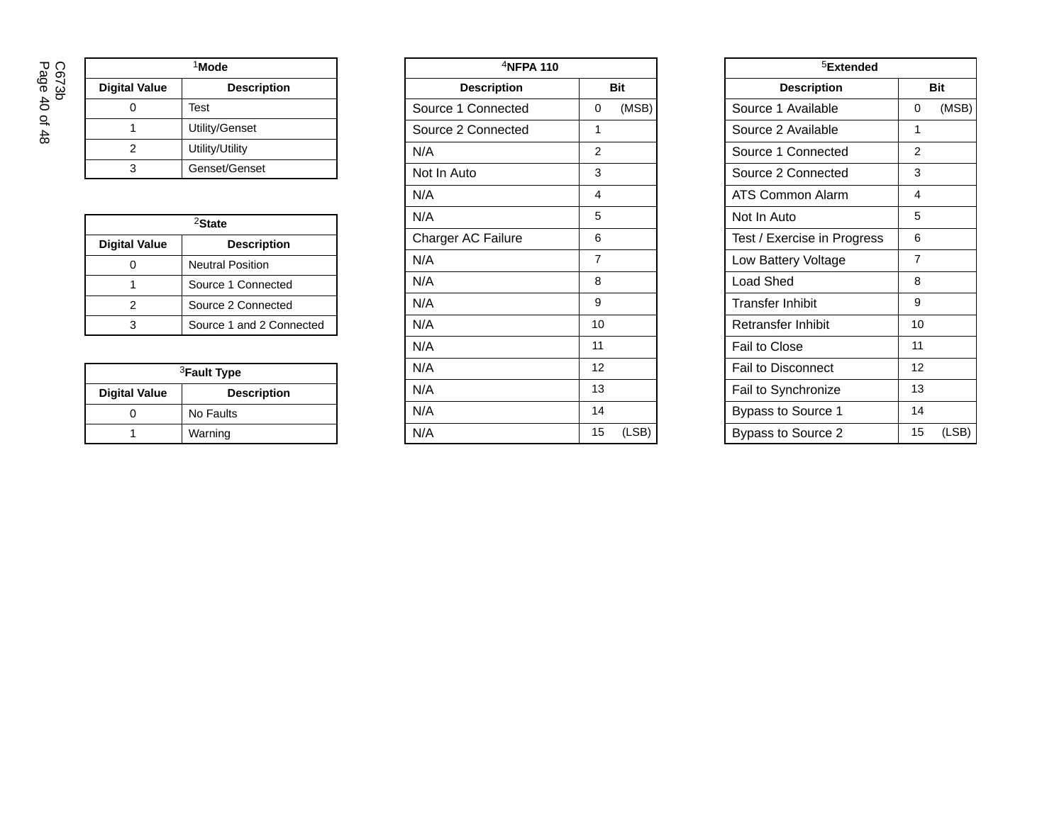| [1]Mode | |
|---|---|
| **Digital Value** | **Description** |
| 0 | Test |
| 1 | Utility/Genset |
| 2 | Utility/Utility |
| 3 | Genset/Genset |

| [2]State | |
|---|---|
| **Digital Value** | **Description** |
| 0 | Neutral Position |
| 1 | Source 1 Connected |
| 2 | Source 2 Connected |
| 3 | Source 1 and 2 Connected |

| [3]Fault Type | |
|---|---|
| **Digital Value** | **Description** |
| 0 | No Faults |
| 1 | Warning |

| [4]NFPA 110 | |
|---|---|
| **Description** | **Bit** |
| Source 1 Connected | 0 (MSB) |
| Source 2 Connected | 1 |
| N/A | 2 |
| Not In Auto | 3 |
| N/A | 4 |
| N/A | 5 |
| Charger AC Failure | 6 |
| N/A | 7 |
| N/A | 8 |
| N/A | 9 |
| N/A | 10 |
| N/A | 11 |
| N/A | 12 |
| N/A | 13 |
| N/A | 14 |
| N/A | 15 (LSB) |

| [5]Extended | |
|---|---|
| **Description** | **Bit** |
| Source 1 Available | 0 (MSB) |
| Source 2 Available | 1 |
| Source 1 Connected | 2 |
| Source 2 Connected | 3 |
| ATS Common Alarm | 4 |
| Not In Auto | 5 |
| Test / Exercise in Progress | 6 |
| Low Battery Voltage | 7 |
| Load Shed | 8 |
| Transfer Inhibit | 9 |
| Retransfer Inhibit | 10 |
| Fail to Close | 11 |
| Fail to Disconnect | 12 |
| Fail to Synchronize | 13 |
| Bypass to Source 1 | 14 |
| Bypass to Source 2 | 15 (LSB) |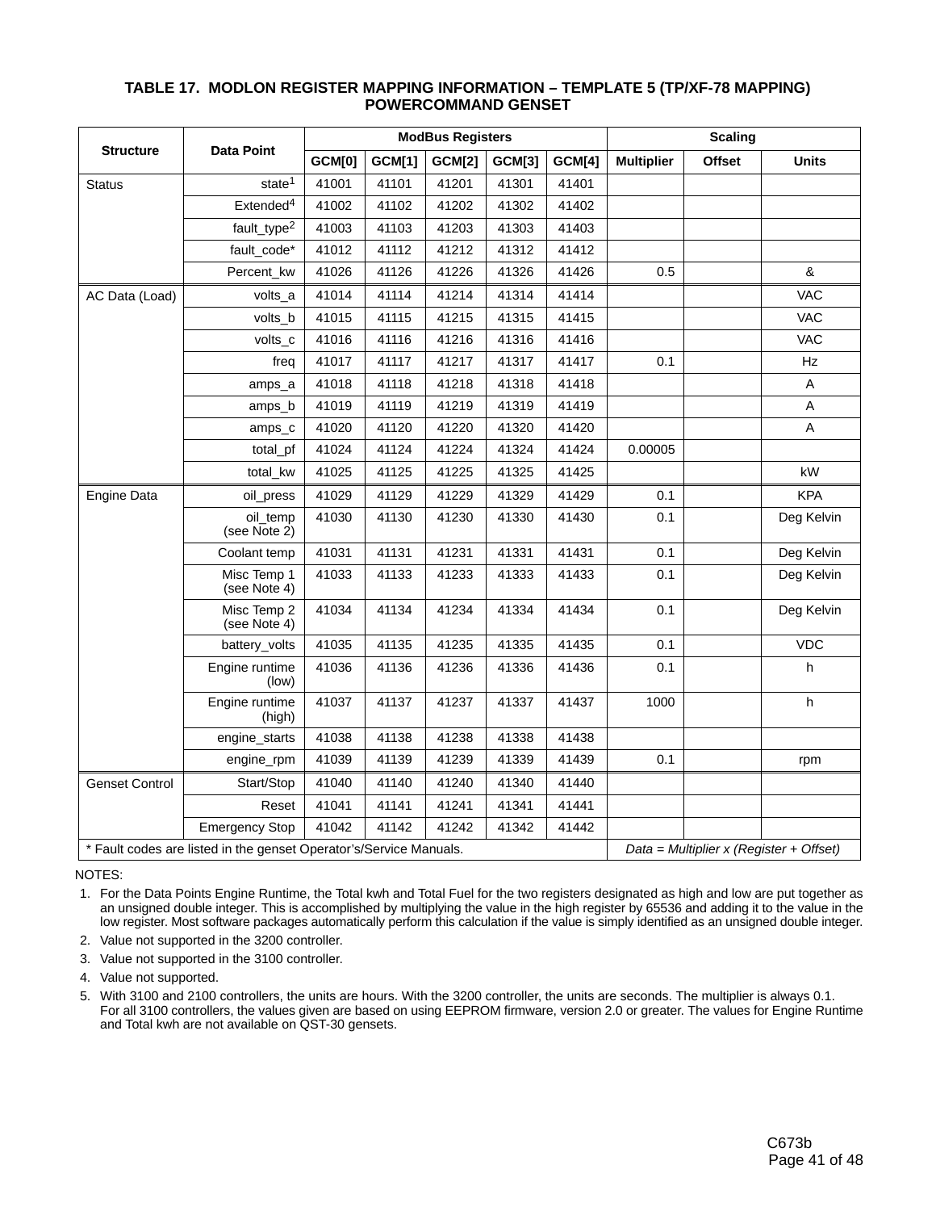### TABLE 17. MODLON REGISTER MAPPING INFORMATION – TEMPLATE 5 (TP/XF-78 MAPPING) POWERCOMMAND GENSET

| Structure | Data Point | ModBus Registers | | | | | Scaling | | |
|---|---|---|---|---|---|---|---|---|---|
| | | GCM[0] | GCM[1] | GCM[2] | GCM[3] | GCM[4] | Multiplier | Offset | Units |
| Status | state[1] | 41001 | 41101 | 41201 | 41301 | 41401 | | | |
| | Extended[4] | 41002 | 41102 | 41202 | 41302 | 41402 | | | |
| | fault_type[2] | 41003 | 41103 | 41203 | 41303 | 41403 | | | |
| | fault_code* | 41012 | 41112 | 41212 | 41312 | 41412 | | | |
| | Percent_kw | 41026 | 41126 | 41226 | 41326 | 41426 | 0.5 | | & |
| AC Data (Load) | volts_a | 41014 | 41114 | 41214 | 41314 | 41414 | | | VAC |
| | volts_b | 41015 | 41115 | 41215 | 41315 | 41415 | | | VAC |
| | volts_c | 41016 | 41116 | 41216 | 41316 | 41416 | | | VAC |
| | freq | 41017 | 41117 | 41217 | 41317 | 41417 | 0.1 | | Hz |
| | amps_a | 41018 | 41118 | 41218 | 41318 | 41418 | | | A |
| | amps_b | 41019 | 41119 | 41219 | 41319 | 41419 | | | A |
| | amps_c | 41020 | 41120 | 41220 | 41320 | 41420 | | | A |
| | total_pf | 41024 | 41124 | 41224 | 41324 | 41424 | 0.00005 | | |
| | total_kw | 41025 | 41125 | 41225 | 41325 | 41425 | | | kW |
| Engine Data | oil_press | 41029 | 41129 | 41229 | 41329 | 41429 | 0.1 | | KPA |
| | oil_temp (see Note 2) | 41030 | 41130 | 41230 | 41330 | 41430 | 0.1 | | Deg Kelvin |
| | Coolant temp | 41031 | 41131 | 41231 | 41331 | 41431 | 0.1 | | Deg Kelvin |
| | Misc Temp 1 (see Note 4) | 41033 | 41133 | 41233 | 41333 | 41433 | 0.1 | | Deg Kelvin |
| | Misc Temp 2 (see Note 4) | 41034 | 41134 | 41234 | 41334 | 41434 | 0.1 | | Deg Kelvin |
| | battery_volts | 41035 | 41135 | 41235 | 41335 | 41435 | 0.1 | | VDC |
| | Engine runtime (low) | 41036 | 41136 | 41236 | 41336 | 41436 | 0.1 | | h |
| | Engine runtime (high) | 41037 | 41137 | 41237 | 41337 | 41437 | 1000 | | h |
| | engine_starts | 41038 | 41138 | 41238 | 41338 | 41438 | | | |
| | engine_rpm | 41039 | 41139 | 41239 | 41339 | 41439 | 0.1 | | rpm |
| Genset Control | Start/Stop | 41040 | 41140 | 41240 | 41340 | 41440 | | | |
| | Reset | 41041 | 41141 | 41241 | 41341 | 41441 | | | |
| | Emergency Stop | 41042 | 41142 | 41242 | 41342 | 41442 | | | |
| * Fault codes are listed in the genset Operator's/Service Manuals. | | | | | | | *Data = Multiplier x (Register + Offset)* | | |

NOTES:

1. For the Data Points Engine Runtime, the Total kwh and Total Fuel for the two registers designated as high and low are put together as an unsigned double integer. This is accomplished by multiplying the value in the high register by 65536 and adding it to the value in the low register. Most software packages automatically perform this calculation if the value is simply identified as an unsigned double integer.
2. Value not supported in the 3200 controller.
3. Value not supported in the 3100 controller.
4. Value not supported.
5. With 3100 and 2100 controllers, the units are hours. With the 3200 controller, the units are seconds. The multiplier is always 0.1. For all 3100 controllers, the values given are based on using EEPROM firmware, version 2.0 or greater. The values for Engine Runtime and Total kwh are not available on QST-30 gensets.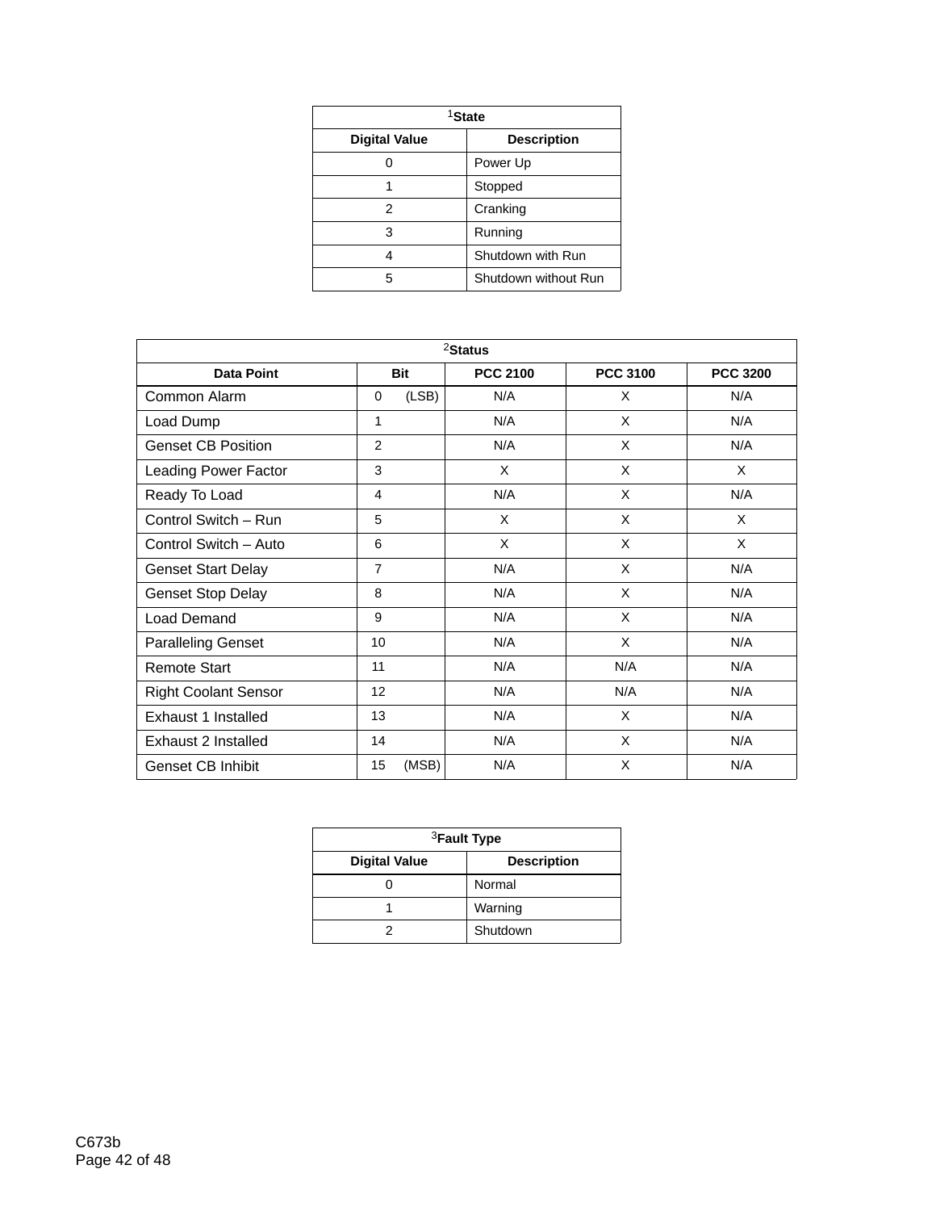| [1]State | |
|---|---|
| **Digital Value** | **Description** |
| 0 | Power Up |
| 1 | Stopped |
| 2 | Cranking |
| 3 | Running |
| 4 | Shutdown with Run |
| 5 | Shutdown without Run |

| [2]Status | | | | |
|---|---|---|---|---|
| **Data Point** | **Bit** | **PCC 2100** | **PCC 3100** | **PCC 3200** |
| Common Alarm | 0 (LSB) | N/A | X | N/A |
| Load Dump | 1 | N/A | X | N/A |
| Genset CB Position | 2 | N/A | X | N/A |
| Leading Power Factor | 3 | X | X | X |
| Ready To Load | 4 | N/A | X | N/A |
| Control Switch – Run | 5 | X | X | X |
| Control Switch – Auto | 6 | X | X | X |
| Genset Start Delay | 7 | N/A | X | N/A |
| Genset Stop Delay | 8 | N/A | X | N/A |
| Load Demand | 9 | N/A | X | N/A |
| Paralleling Genset | 10 | N/A | X | N/A |
| Remote Start | 11 | N/A | N/A | N/A |
| Right Coolant Sensor | 12 | N/A | N/A | N/A |
| Exhaust 1 Installed | 13 | N/A | X | N/A |
| Exhaust 2 Installed | 14 | N/A | X | N/A |
| Genset CB Inhibit | 15 (MSB) | N/A | X | N/A |

| [3]Fault Type | |
|---|---|
| **Digital Value** | **Description** |
| 0 | Normal |
| 1 | Warning |
| 2 | Shutdown |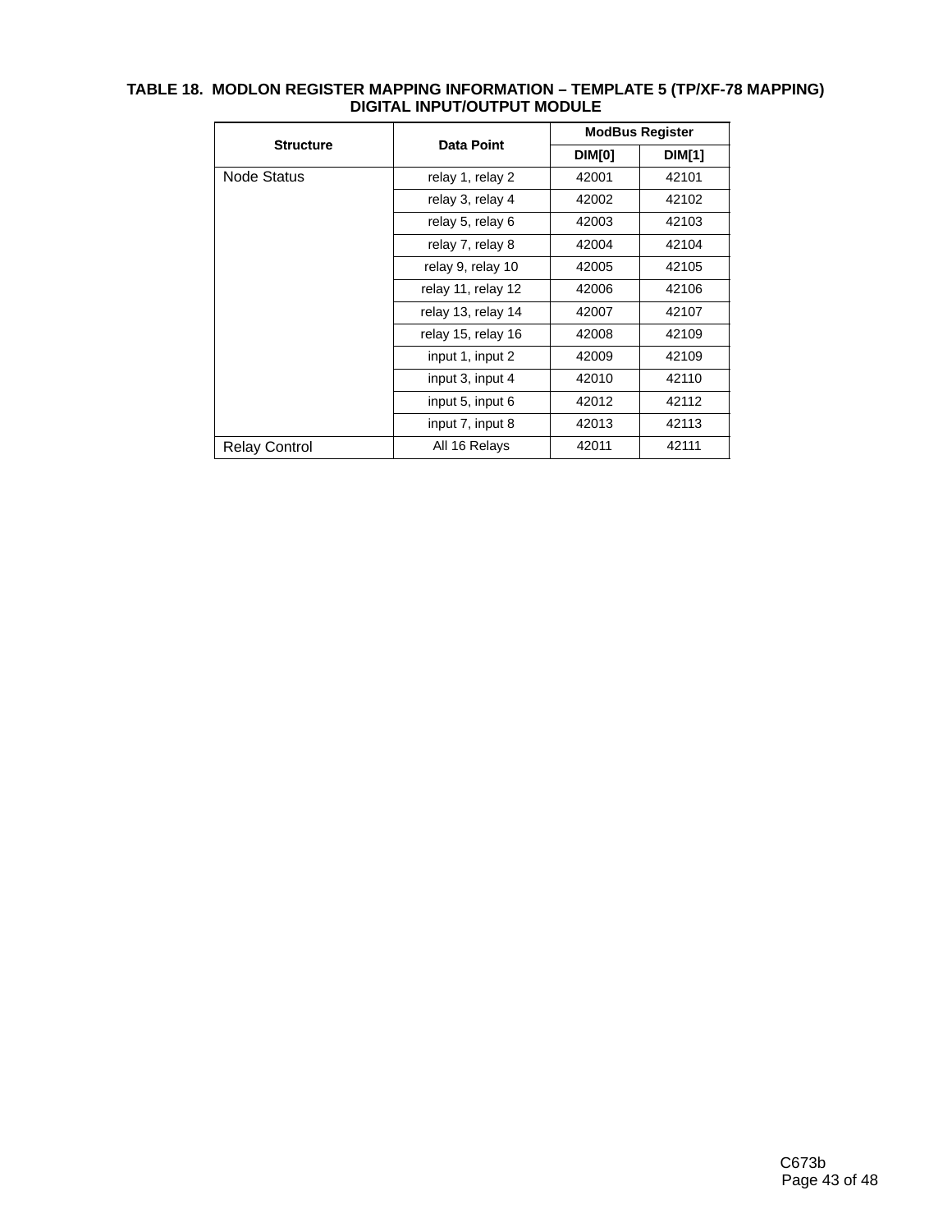**TABLE 18. MODLON REGISTER MAPPING INFORMATION – TEMPLATE 5 (TP/XF-78 MAPPING) DIGITAL INPUT/OUTPUT MODULE**

| Structure | Data Point | ModBus Register | |
|---|---|---|---|
| | | DIM[0] | DIM[1] |
| Node Status | relay 1, relay 2 | 42001 | 42101 |
| | relay 3, relay 4 | 42002 | 42102 |
| | relay 5, relay 6 | 42003 | 42103 |
| | relay 7, relay 8 | 42004 | 42104 |
| | relay 9, relay 10 | 42005 | 42105 |
| | relay 11, relay 12 | 42006 | 42106 |
| | relay 13, relay 14 | 42007 | 42107 |
| | relay 15, relay 16 | 42008 | 42109 |
| | input 1, input 2 | 42009 | 42109 |
| | input 3, input 4 | 42010 | 42110 |
| | input 5, input 6 | 42012 | 42112 |
| | input 7, input 8 | 42013 | 42113 |
| Relay Control | All 16 Relays | 42011 | 42111 |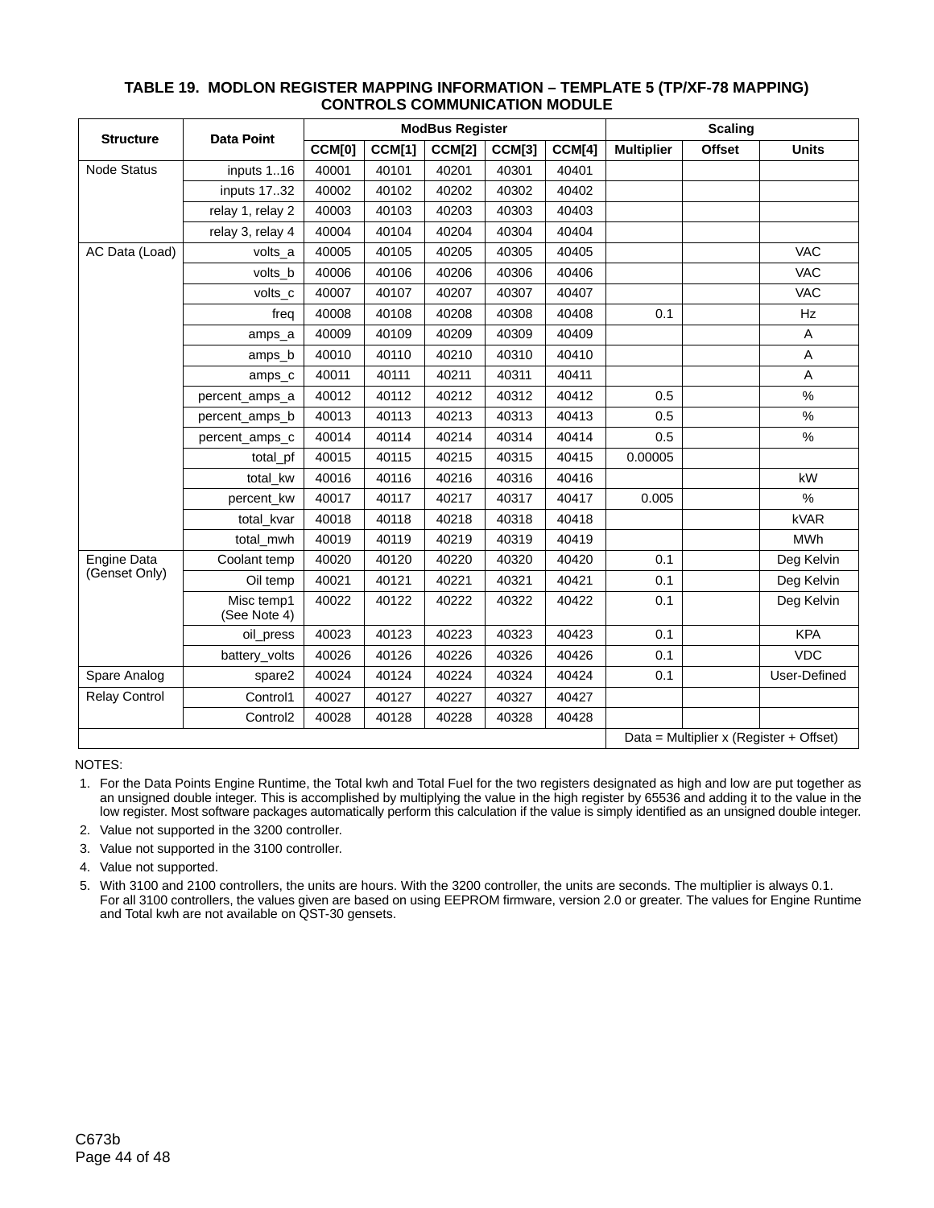**TABLE 19. MODLON REGISTER MAPPING INFORMATION – TEMPLATE 5 (TP/XF-78 MAPPING) CONTROLS COMMUNICATION MODULE**

| Structure | Data Point | ModBus Register | | | | | Scaling | | |
|---|---|---|---|---|---|---|---|---|---|
| | | CCM[0] | CCM[1] | CCM[2] | CCM[3] | CCM[4] | Multiplier | Offset | Units |
| Node Status | inputs 1..16 | 40001 | 40101 | 40201 | 40301 | 40401 | | | |
| | inputs 17..32 | 40002 | 40102 | 40202 | 40302 | 40402 | | | |
| | relay 1, relay 2 | 40003 | 40103 | 40203 | 40303 | 40403 | | | |
| | relay 3, relay 4 | 40004 | 40104 | 40204 | 40304 | 40404 | | | |
| AC Data (Load) | volts_a | 40005 | 40105 | 40205 | 40305 | 40405 | | | VAC |
| | volts_b | 40006 | 40106 | 40206 | 40306 | 40406 | | | VAC |
| | volts_c | 40007 | 40107 | 40207 | 40307 | 40407 | | | VAC |
| | freq | 40008 | 40108 | 40208 | 40308 | 40408 | 0.1 | | Hz |
| | amps_a | 40009 | 40109 | 40209 | 40309 | 40409 | | | A |
| | amps_b | 40010 | 40110 | 40210 | 40310 | 40410 | | | A |
| | amps_c | 40011 | 40111 | 40211 | 40311 | 40411 | | | A |
| | percent_amps_a | 40012 | 40112 | 40212 | 40312 | 40412 | 0.5 | | % |
| | percent_amps_b | 40013 | 40113 | 40213 | 40313 | 40413 | 0.5 | | % |
| | percent_amps_c | 40014 | 40114 | 40214 | 40314 | 40414 | 0.5 | | % |
| | total_pf | 40015 | 40115 | 40215 | 40315 | 40415 | 0.00005 | | |
| | total_kw | 40016 | 40116 | 40216 | 40316 | 40416 | | | kW |
| | percent_kw | 40017 | 40117 | 40217 | 40317 | 40417 | 0.005 | | % |
| | total_kvar | 40018 | 40118 | 40218 | 40318 | 40418 | | | kVAR |
| | total_mwh | 40019 | 40119 | 40219 | 40319 | 40419 | | | MWh |
| Engine Data (Genset Only) | Coolant temp | 40020 | 40120 | 40220 | 40320 | 40420 | 0.1 | | Deg Kelvin |
| | Oil temp | 40021 | 40121 | 40221 | 40321 | 40421 | 0.1 | | Deg Kelvin |
| | Misc temp1 (See Note 4) | 40022 | 40122 | 40222 | 40322 | 40422 | 0.1 | | Deg Kelvin |
| | oil_press | 40023 | 40123 | 40223 | 40323 | 40423 | 0.1 | | KPA |
| | battery_volts | 40026 | 40126 | 40226 | 40326 | 40426 | 0.1 | | VDC |
| Spare Analog | spare2 | 40024 | 40124 | 40224 | 40324 | 40424 | 0.1 | | User-Defined |
| Relay Control | Control1 | 40027 | 40127 | 40227 | 40327 | 40427 | | | |
| | Control2 | 40028 | 40128 | 40228 | 40328 | 40428 | | | |
| | | | | | | | Data = Multiplier x (Register + Offset) | | |

NOTES:

1. For the Data Points Engine Runtime, the Total kwh and Total Fuel for the two registers designated as high and low are put together as an unsigned double integer. This is accomplished by multiplying the value in the high register by 65536 and adding it to the value in the low register. Most software packages automatically perform this calculation if the value is simply identified as an unsigned double integer.
2. Value not supported in the 3200 controller.
3. Value not supported in the 3100 controller.
4. Value not supported.
5. With 3100 and 2100 controllers, the units are hours. With the 3200 controller, the units are seconds. The multiplier is always 0.1. For all 3100 controllers, the values given are based on using EEPROM firmware, version 2.0 or greater. The values for Engine Runtime and Total kwh are not available on QST-30 gensets.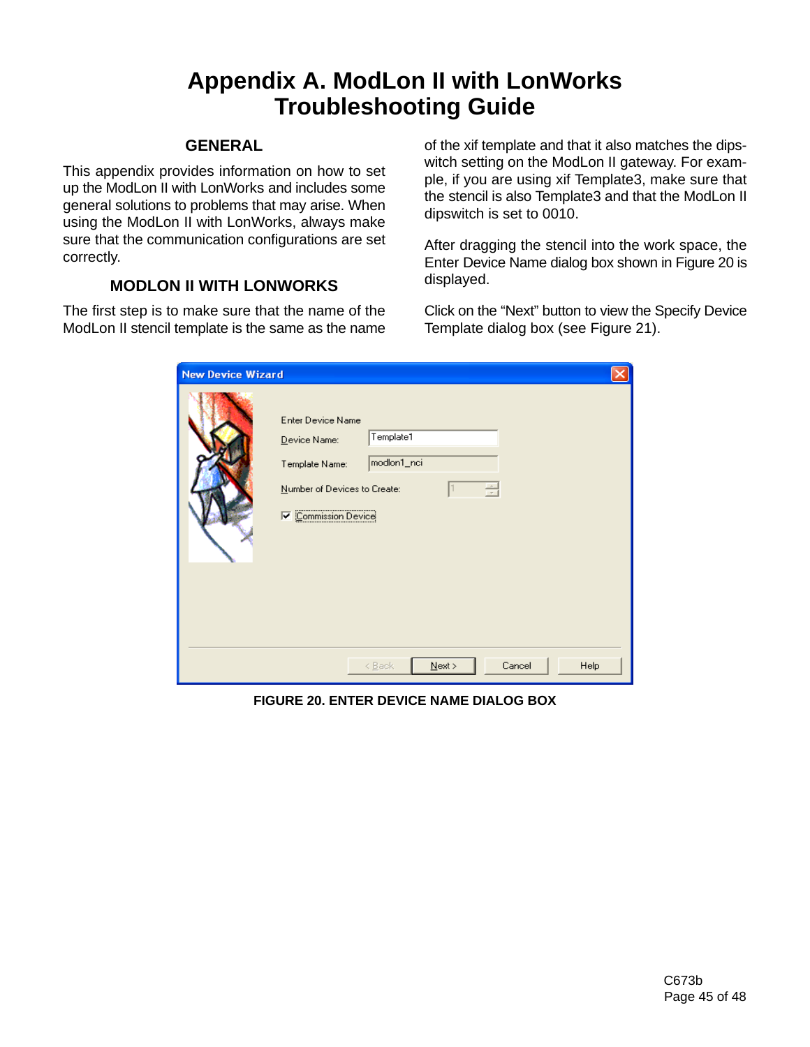# Appendix A. ModLon II with LonWorks Troubleshooting Guide

## GENERAL

This appendix provides information on how to set up the ModLon II with LonWorks and includes some general solutions to problems that may arise. When using the ModLon II with LonWorks, always make sure that the communication configurations are set correctly.

## MODLON II WITH LONWORKS

The first step is to make sure that the name of the ModLon II stencil template is the same as the name of the xif template and that it also matches the dipswitch setting on the ModLon II gateway. For example, if you are using xif Template3, make sure that the stencil is also Template3 and that the ModLon II dipswitch is set to 0010.

After dragging the stencil into the work space, the Enter Device Name dialog box shown in Figure 20 is displayed.

Click on the "Next" button to view the Specify Device Template dialog box (see Figure 21).

**FIGURE 20. ENTER DEVICE NAME DIALOG BOX**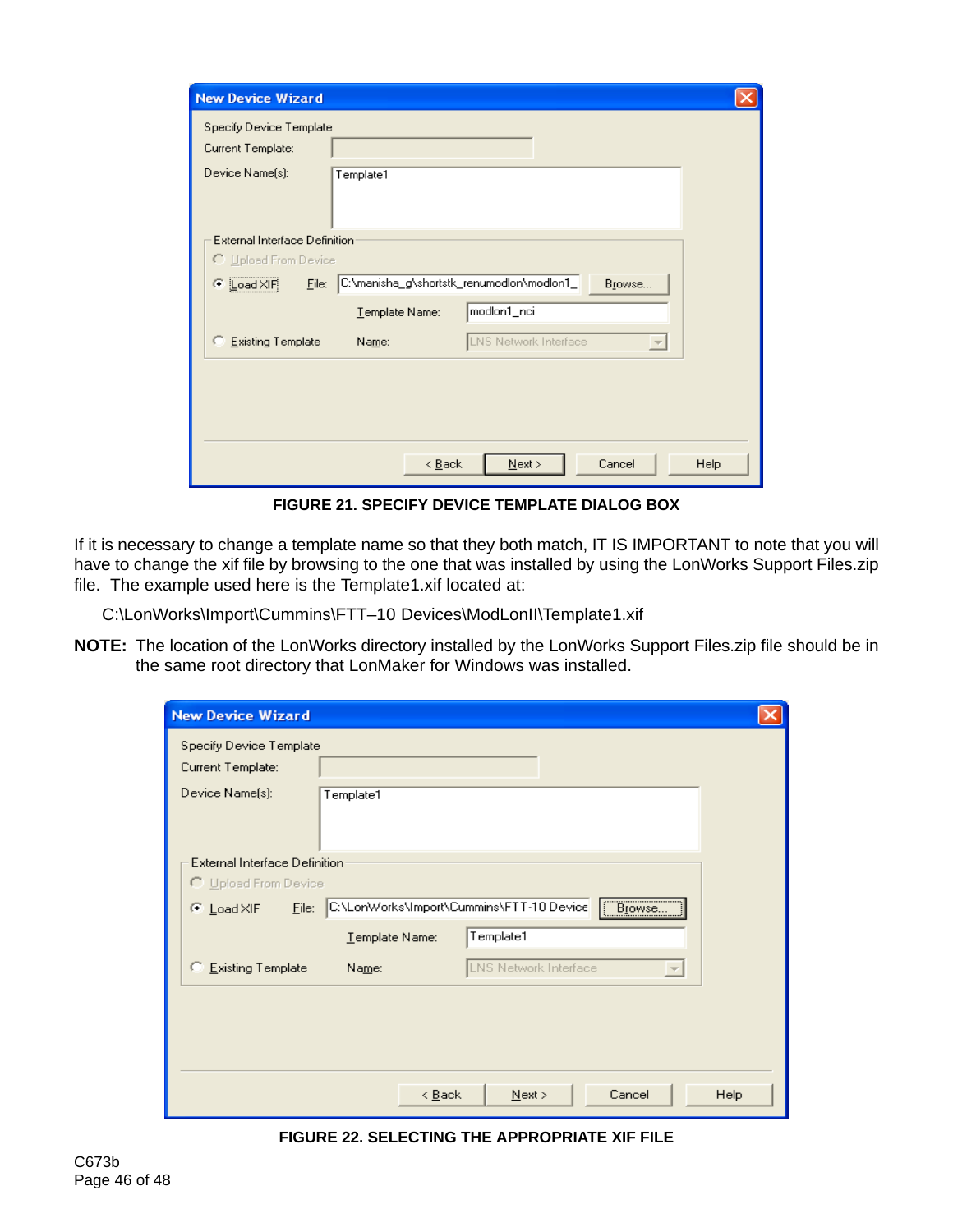FIGURE 21. SPECIFY DEVICE TEMPLATE DIALOG BOX

If it is necessary to change a template name so that they both match, IT IS IMPORTANT to note that you will have to change the xif file by browsing to the one that was installed by using the LonWorks Support Files.zip file. The example used here is the Template1.xif located at:

C:\LonWorks\Import\Cummins\FTT–10 Devices\ModLonII\Template1.xif

**NOTE:** The location of the LonWorks directory installed by the LonWorks Support Files.zip file should be in the same root directory that LonMaker for Windows was installed.

FIGURE 22. SELECTING THE APPROPRIATE XIF FILE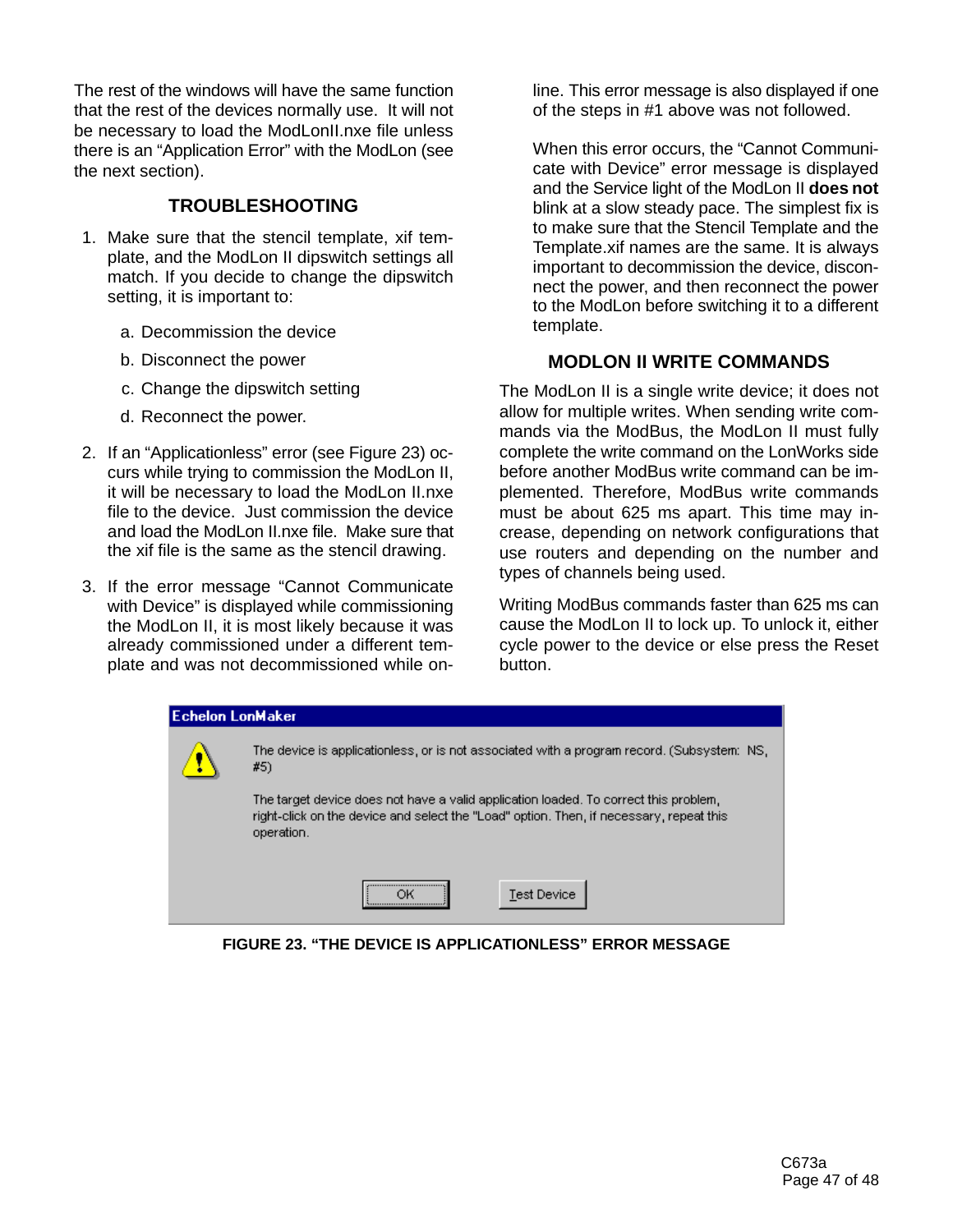The rest of the windows will have the same function that the rest of the devices normally use. It will not be necessary to load the ModLonII.nxe file unless there is an "Application Error" with the ModLon (see the next section).

## TROUBLESHOOTING

1. Make sure that the stencil template, xif template, and the ModLon II dipswitch settings all match. If you decide to change the dipswitch setting, it is important to:

   a. Decommission the device

   b. Disconnect the power

   c. Change the dipswitch setting

   d. Reconnect the power.

2. If an "Applicationless" error (see Figure 23) occurs while trying to commission the ModLon II, it will be necessary to load the ModLon II.nxe file to the device. Just commission the device and load the ModLon II.nxe file. Make sure that the xif file is the same as the stencil drawing.

3. If the error message "Cannot Communicate with Device" is displayed while commissioning the ModLon II, it is most likely because it was already commissioned under a different template and was not decommissioned while on-line. This error message is also displayed if one of the steps in #1 above was not followed.

   When this error occurs, the "Cannot Communicate with Device" error message is displayed and the Service light of the ModLon II **does not** blink at a slow steady pace. The simplest fix is to make sure that the Stencil Template and the Template.xif names are the same. It is always important to decommission the device, disconnect the power, and then reconnect the power to the ModLon before switching it to a different template.

## MODLON II WRITE COMMANDS

The ModLon II is a single write device; it does not allow for multiple writes. When sending write commands via the ModBus, the ModLon II must fully complete the write command on the LonWorks side before another ModBus write command can be implemented. Therefore, ModBus write commands must be about 625 ms apart. This time may increase, depending on network configurations that use routers and depending on the number and types of channels being used.

Writing ModBus commands faster than 625 ms can cause the ModLon II to lock up. To unlock it, either cycle power to the device or else press the Reset button.

**FIGURE 23. "THE DEVICE IS APPLICATIONLESS" ERROR MESSAGE**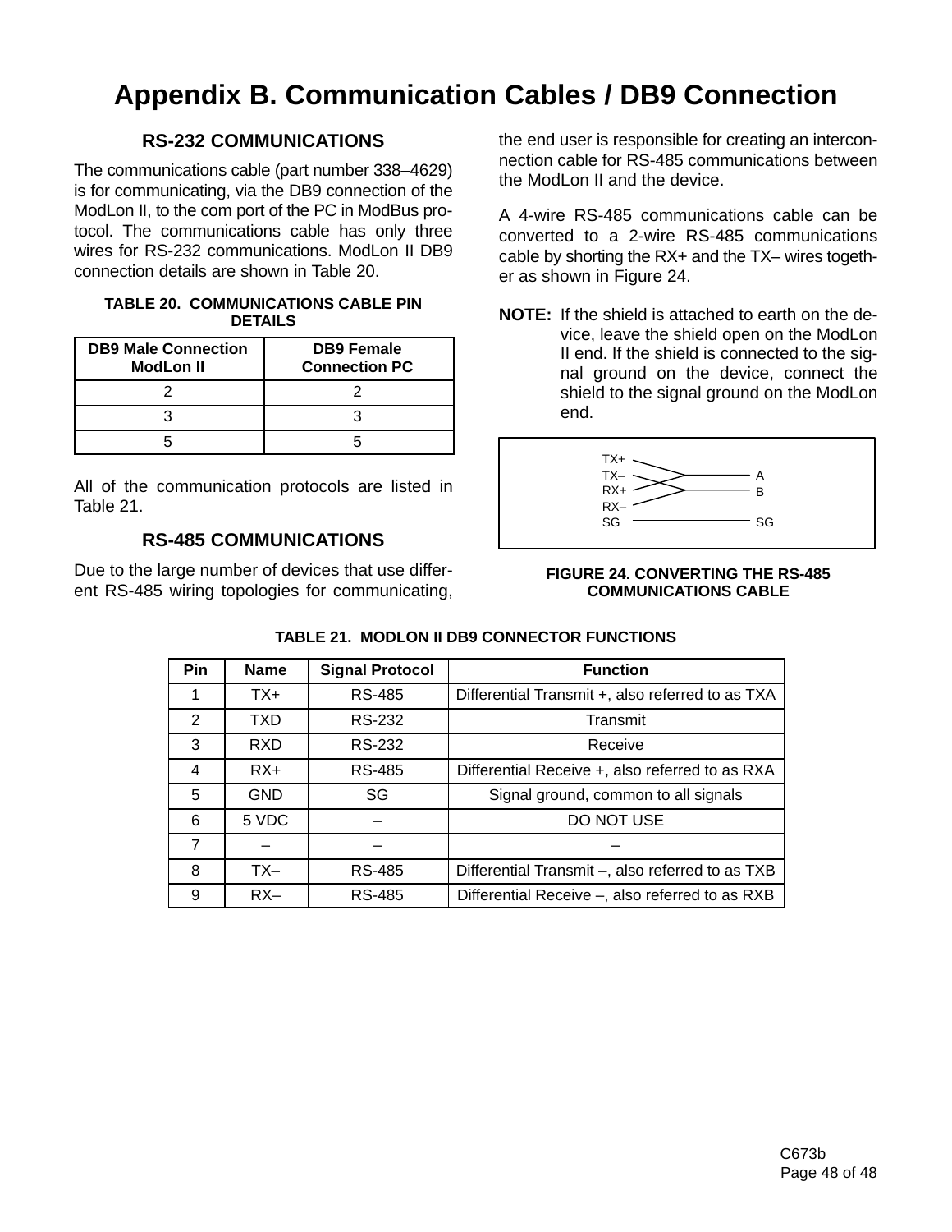# Appendix B. Communication Cables / DB9 Connection

## RS-232 COMMUNICATIONS

The communications cable (part number 338–4629) is for communicating, via the DB9 connection of the ModLon II, to the com port of the PC in ModBus protocol. The communications cable has only three wires for RS-232 communications. ModLon II DB9 connection details are shown in Table 20.

**TABLE 20. COMMUNICATIONS CABLE PIN DETAILS**

| DB9 Male Connection ModLon II | DB9 Female Connection PC |
|---|---|
| 2 | 2 |
| 3 | 3 |
| 5 | 5 |

All of the communication protocols are listed in Table 21.

## RS-485 COMMUNICATIONS

Due to the large number of devices that use different RS-485 wiring topologies for communicating, the end user is responsible for creating an interconnection cable for RS-485 communications between the ModLon II and the device.

A 4-wire RS-485 communications cable can be converted to a 2-wire RS-485 communications cable by shorting the RX+ and the TX– wires together as shown in Figure 24.

**NOTE:** If the shield is attached to earth on the device, leave the shield open on the ModLon II end. If the shield is connected to the signal ground on the device, connect the shield to the signal ground on the ModLon end.

TX+
TX–
RX+
RX–
SG
A
B
SG

**FIGURE 24. CONVERTING THE RS-485 COMMUNICATIONS CABLE**

**TABLE 21. MODLON II DB9 CONNECTOR FUNCTIONS**

| Pin | Name | Signal Protocol | Function |
|---|---|---|---|
| 1 | TX+ | RS-485 | Differential Transmit +, also referred to as TXA |
| 2 | TXD | RS-232 | Transmit |
| 3 | RXD | RS-232 | Receive |
| 4 | RX+ | RS-485 | Differential Receive +, also referred to as RXA |
| 5 | GND | SG | Signal ground, common to all signals |
| 6 | 5 VDC | – | DO NOT USE |
| 7 | – | – | – |
| 8 | TX– | RS-485 | Differential Transmit –, also referred to as TXB |
| 9 | RX– | RS-485 | Differential Receive –, also referred to as RXB |

C673b